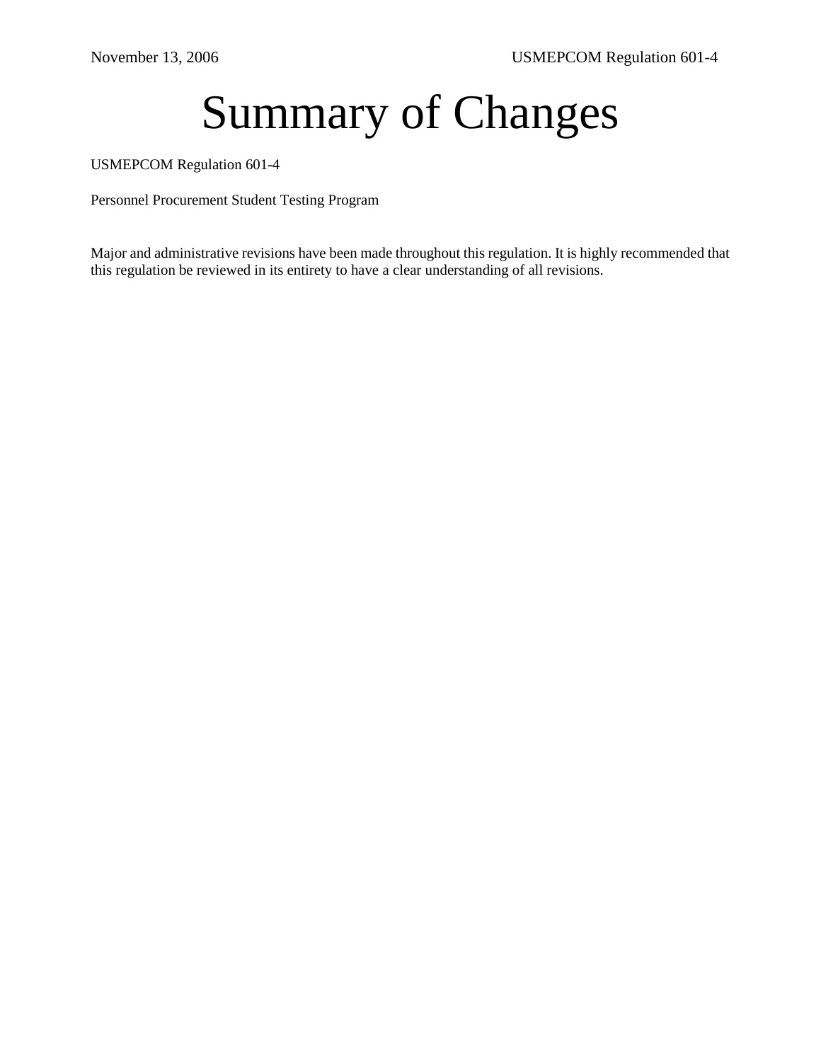# Summary of Changes

USMEPCOM Regulation 601-4

Personnel Procurement Student Testing Program

Major and administrative revisions have been made throughout this regulation. It is highly recommended that this regulation be reviewed in its entirety to have a clear understanding of all revisions.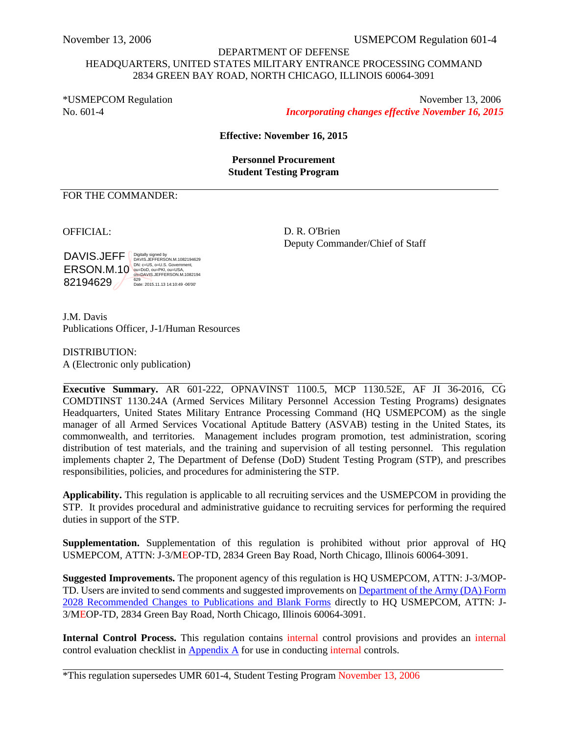DEPARTMENT OF DEFENSE
HEADQUARTERS, UNITED STATES MILITARY ENTRANCE PROCESSING COMMAND
2834 GREEN BAY ROAD, NORTH CHICAGO, ILLINOIS 60064-3091

*USMEPCOM Regulation No. 601-4

November 13, 2006
*Incorporating changes effective November 16, 2015*

**Effective: November 16, 2015**

**Personnel Procurement**
**Student Testing Program**

FOR THE COMMANDER:

OFFICIAL:

D. R. O'Brien
Deputy Commander/Chief of Staff

DAVIS.JEFFERSON.M.1082194629
Digitally signed by DAVIS.JEFFERSON.M.1082194629
DN: c=US, o=U.S. Government, ou=DoD, ou=PKI, ou=USA, cn=DAVIS.JEFFERSON.M.1082194629
Date: 2015.11.13 14:10:49 -06'00'

J.M. Davis
Publications Officer, J-1/Human Resources

DISTRIBUTION:
A (Electronic only publication)

**Executive Summary.** AR 601-222, OPNAVINST 1100.5, MCP 1130.52E, AF JI 36-2016, CG COMDTINST 1130.24A (Armed Services Military Personnel Accession Testing Programs) designates Headquarters, United States Military Entrance Processing Command (HQ USMEPCOM) as the single manager of all Armed Services Vocational Aptitude Battery (ASVAB) testing in the United States, its commonwealth, and territories. Management includes program promotion, test administration, scoring distribution of test materials, and the training and supervision of all testing personnel. This regulation implements chapter 2, The Department of Defense (DoD) Student Testing Program (STP), and prescribes responsibilities, policies, and procedures for administering the STP.

**Applicability.** This regulation is applicable to all recruiting services and the USMEPCOM in providing the STP. It provides procedural and administrative guidance to recruiting services for performing the required duties in support of the STP.

**Supplementation.** Supplementation of this regulation is prohibited without prior approval of HQ USMEPCOM, ATTN: J-3/MEOP-TD, 2834 Green Bay Road, North Chicago, Illinois 60064-3091.

**Suggested Improvements.** The proponent agency of this regulation is HQ USMEPCOM, ATTN: J-3/MOP-TD. Users are invited to send comments and suggested improvements on Department of the Army (DA) Form 2028 Recommended Changes to Publications and Blank Forms directly to HQ USMEPCOM, ATTN: J-3/MEOP-TD, 2834 Green Bay Road, North Chicago, Illinois 60064-3091.

**Internal Control Process.** This regulation contains internal control provisions and provides an internal control evaluation checklist in Appendix A for use in conducting internal controls.

*This regulation supersedes UMR 601-4, Student Testing Program November 13, 2006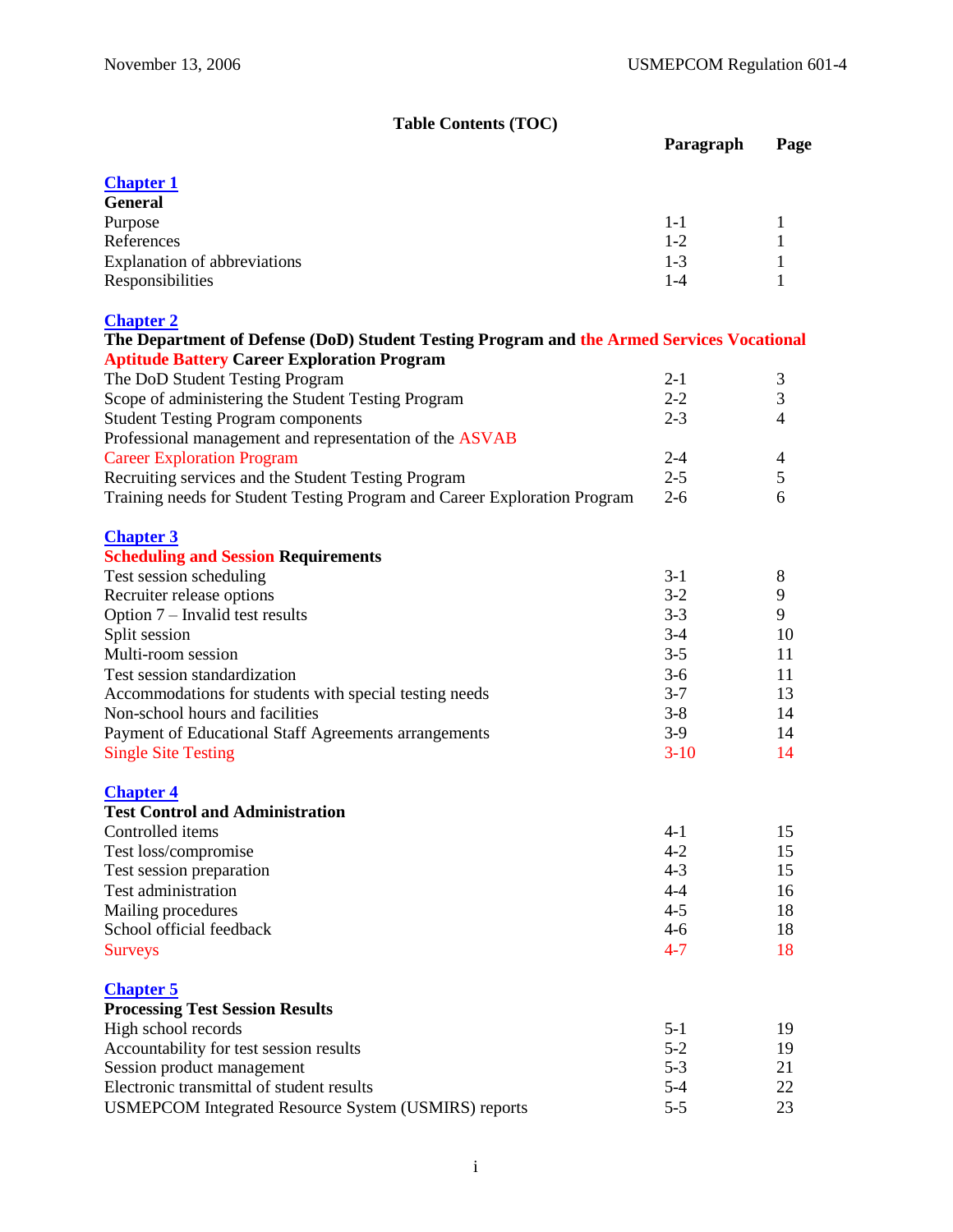**Table Contents (TOC)**

| | Paragraph | Page |
|---|---|---|
| **Chapter 1** | | |
| **General** | | |
| Purpose | 1-1 | 1 |
| References | 1-2 | 1 |
| Explanation of abbreviations | 1-3 | 1 |
| Responsibilities | 1-4 | 1 |
| **Chapter 2** | | |
| **The Department of Defense (DoD) Student Testing Program and the Armed Services Vocational Aptitude Battery Career Exploration Program** | | |
| The DoD Student Testing Program | 2-1 | 3 |
| Scope of administering the Student Testing Program | 2-2 | 3 |
| Student Testing Program components | 2-3 | 4 |
| Professional management and representation of the ASVAB Career Exploration Program | 2-4 | 4 |
| Recruiting services and the Student Testing Program | 2-5 | 5 |
| Training needs for Student Testing Program and Career Exploration Program | 2-6 | 6 |
| **Chapter 3** | | |
| **Scheduling and Session Requirements** | | |
| Test session scheduling | 3-1 | 8 |
| Recruiter release options | 3-2 | 9 |
| Option 7 – Invalid test results | 3-3 | 9 |
| Split session | 3-4 | 10 |
| Multi-room session | 3-5 | 11 |
| Test session standardization | 3-6 | 11 |
| Accommodations for students with special testing needs | 3-7 | 13 |
| Non-school hours and facilities | 3-8 | 14 |
| Payment of Educational Staff Agreements arrangements | 3-9 | 14 |
| Single Site Testing | 3-10 | 14 |
| **Chapter 4** | | |
| **Test Control and Administration** | | |
| Controlled items | 4-1 | 15 |
| Test loss/compromise | 4-2 | 15 |
| Test session preparation | 4-3 | 15 |
| Test administration | 4-4 | 16 |
| Mailing procedures | 4-5 | 18 |
| School official feedback | 4-6 | 18 |
| Surveys | 4-7 | 18 |
| **Chapter 5** | | |
| **Processing Test Session Results** | | |
| High school records | 5-1 | 19 |
| Accountability for test session results | 5-2 | 19 |
| Session product management | 5-3 | 21 |
| Electronic transmittal of student results | 5-4 | 22 |
| USMEPCOM Integrated Resource System (USMIRS) reports | 5-5 | 23 |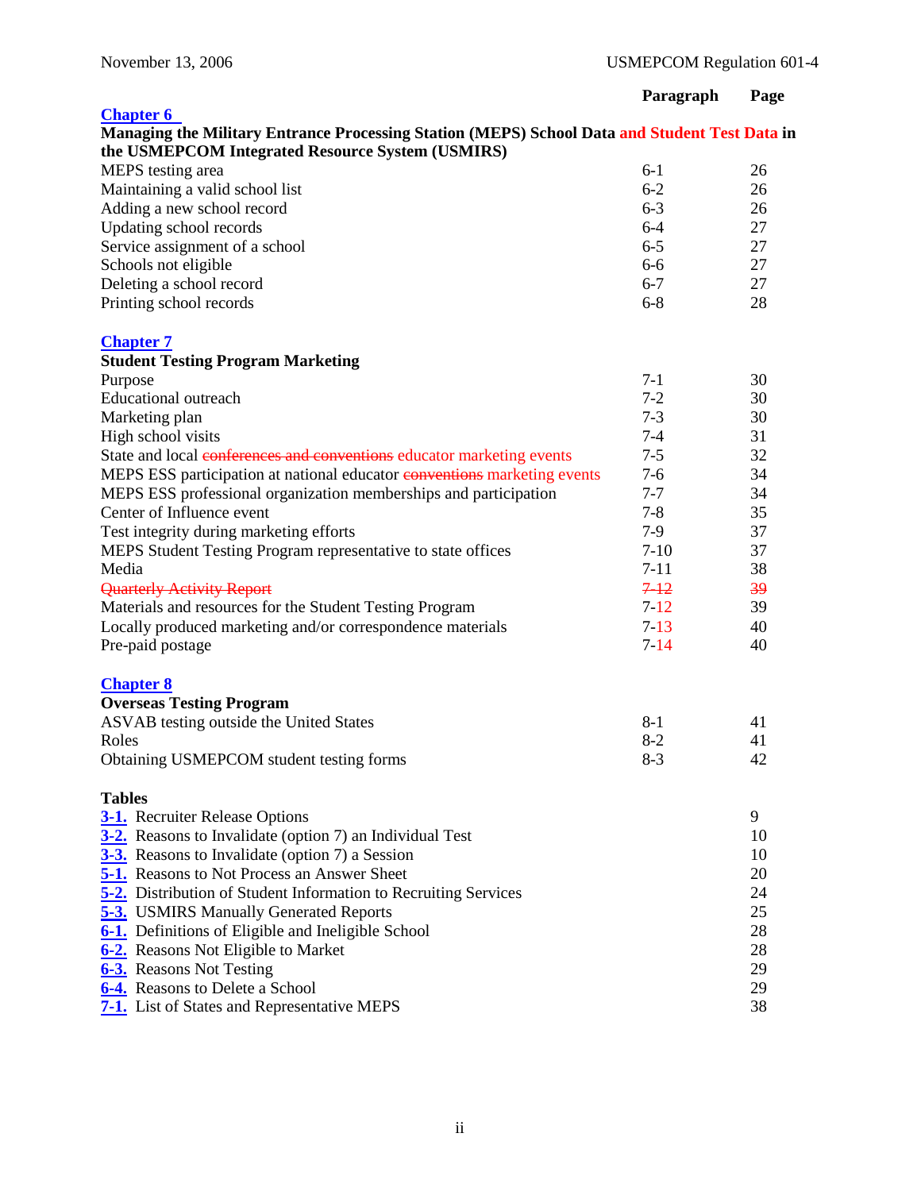| | Paragraph | Page |
|---|---|---|
| **Chapter 6** | | |
| **Managing the Military Entrance Processing Station (MEPS) School Data and Student Test Data in the USMEPCOM Integrated Resource System (USMIRS)** | | |
| MEPS testing area | 6-1 | 26 |
| Maintaining a valid school list | 6-2 | 26 |
| Adding a new school record | 6-3 | 26 |
| Updating school records | 6-4 | 27 |
| Service assignment of a school | 6-5 | 27 |
| Schools not eligible | 6-6 | 27 |
| Deleting a school record | 6-7 | 27 |
| Printing school records | 6-8 | 28 |
| **Chapter 7** | | |
| **Student Testing Program Marketing** | | |
| Purpose | 7-1 | 30 |
| Educational outreach | 7-2 | 30 |
| Marketing plan | 7-3 | 30 |
| High school visits | 7-4 | 31 |
| State and local ~~conferences and conventions~~ educator marketing events | 7-5 | 32 |
| MEPS ESS participation at national educator ~~conventions~~ marketing events | 7-6 | 34 |
| MEPS ESS professional organization memberships and participation | 7-7 | 34 |
| Center of Influence event | 7-8 | 35 |
| Test integrity during marketing efforts | 7-9 | 37 |
| MEPS Student Testing Program representative to state offices | 7-10 | 37 |
| Media | 7-11 | 38 |
| ~~Quarterly Activity Report~~ | ~~7-12~~ | ~~39~~ |
| Materials and resources for the Student Testing Program | 7-12 | 39 |
| Locally produced marketing and/or correspondence materials | 7-13 | 40 |
| Pre-paid postage | 7-14 | 40 |
| **Chapter 8** | | |
| **Overseas Testing Program** | | |
| ASVAB testing outside the United States | 8-1 | 41 |
| Roles | 8-2 | 41 |
| Obtaining USMEPCOM student testing forms | 8-3 | 42 |

**Tables**

| Table | Page |
|---|---|
| **3-1.** Recruiter Release Options | 9 |
| **3-2.** Reasons to Invalidate (option 7) an Individual Test | 10 |
| **3-3.** Reasons to Invalidate (option 7) a Session | 10 |
| **5-1.** Reasons to Not Process an Answer Sheet | 20 |
| **5-2.** Distribution of Student Information to Recruiting Services | 24 |
| **5-3.** USMIRS Manually Generated Reports | 25 |
| **6-1.** Definitions of Eligible and Ineligible School | 28 |
| **6-2.** Reasons Not Eligible to Market | 28 |
| **6-3.** Reasons Not Testing | 29 |
| **6-4.** Reasons to Delete a School | 29 |
| **7-1.** List of States and Representative MEPS | 38 |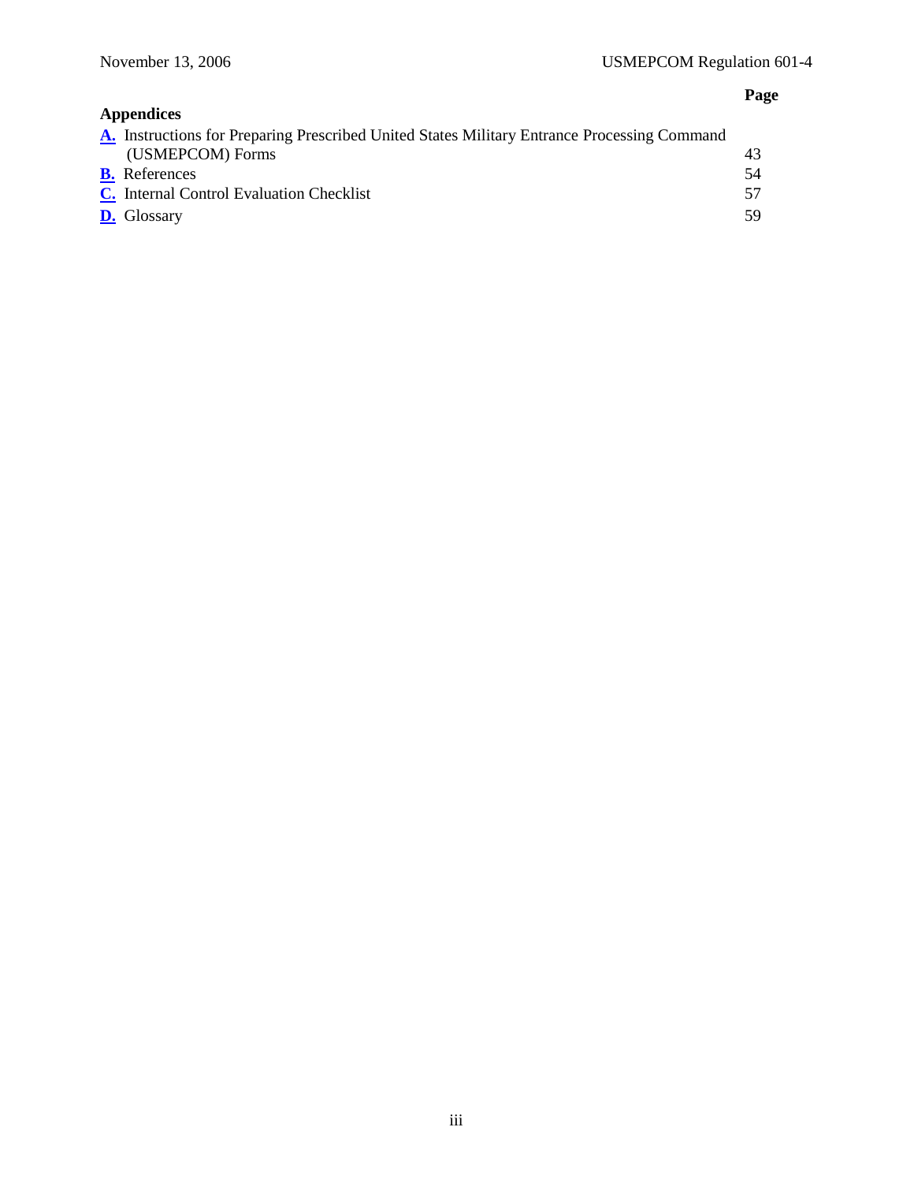| Appendices | Page |
|---|---|
| **A.** Instructions for Preparing Prescribed United States Military Entrance Processing Command (USMEPCOM) Forms | 43 |
| **B.** References | 54 |
| **C.** Internal Control Evaluation Checklist | 57 |
| **D.** Glossary | 59 |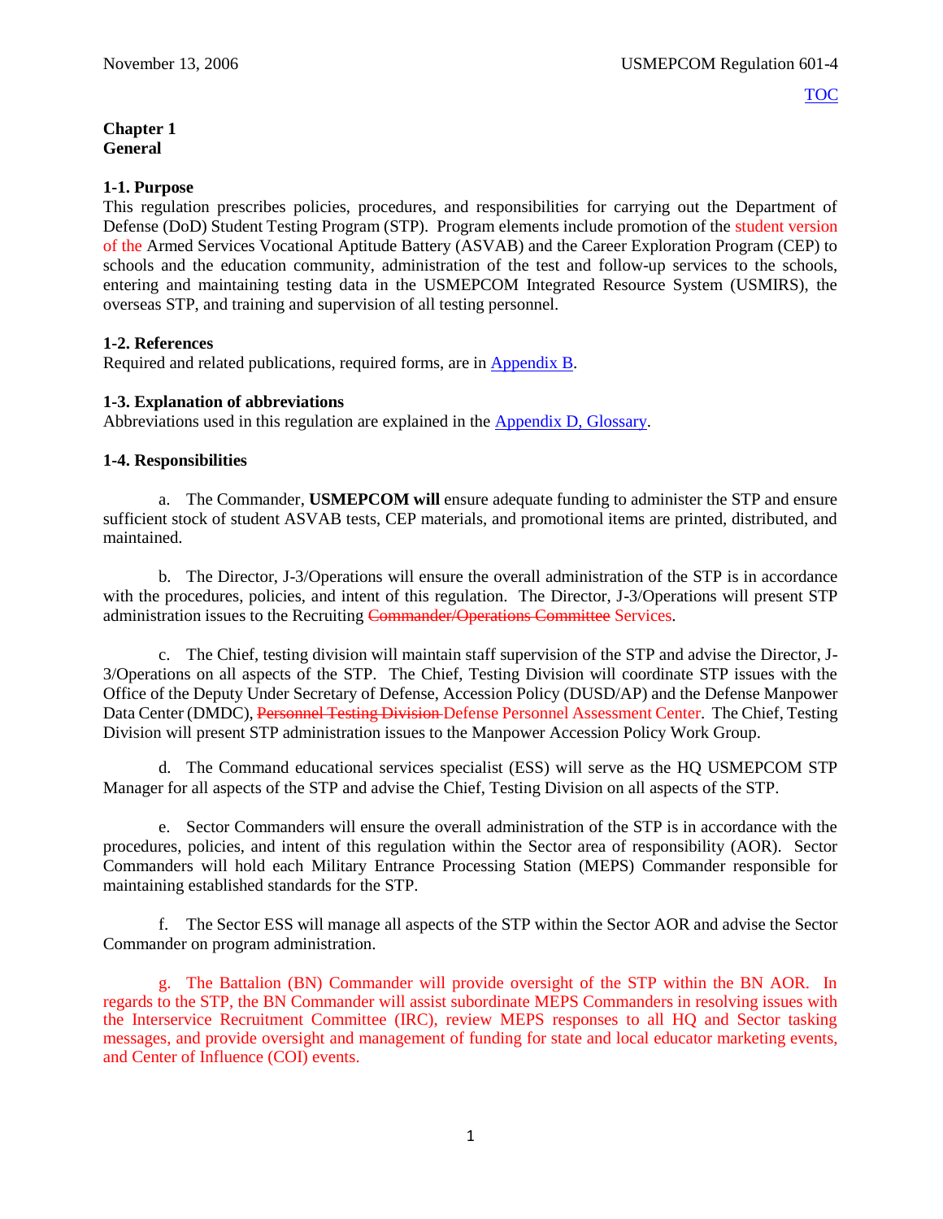# Chapter 1
# General

## 1-1. Purpose

This regulation prescribes policies, procedures, and responsibilities for carrying out the Department of Defense (DoD) Student Testing Program (STP). Program elements include promotion of the student version of the Armed Services Vocational Aptitude Battery (ASVAB) and the Career Exploration Program (CEP) to schools and the education community, administration of the test and follow-up services to the schools, entering and maintaining testing data in the USMEPCOM Integrated Resource System (USMIRS), the overseas STP, and training and supervision of all testing personnel.

## 1-2. References

Required and related publications, required forms, are in Appendix B.

## 1-3. Explanation of abbreviations

Abbreviations used in this regulation are explained in the Appendix D, Glossary.

## 1-4. Responsibilities

a. The Commander, **USMEPCOM will** ensure adequate funding to administer the STP and ensure sufficient stock of student ASVAB tests, CEP materials, and promotional items are printed, distributed, and maintained.

b. The Director, J-3/Operations will ensure the overall administration of the STP is in accordance with the procedures, policies, and intent of this regulation. The Director, J-3/Operations will present STP administration issues to the Recruiting ~~Commander/Operations Committee~~ Services.

c. The Chief, testing division will maintain staff supervision of the STP and advise the Director, J-3/Operations on all aspects of the STP. The Chief, Testing Division will coordinate STP issues with the Office of the Deputy Under Secretary of Defense, Accession Policy (DUSD/AP) and the Defense Manpower Data Center (DMDC), ~~Personnel Testing Division~~ Defense Personnel Assessment Center. The Chief, Testing Division will present STP administration issues to the Manpower Accession Policy Work Group.

d. The Command educational services specialist (ESS) will serve as the HQ USMEPCOM STP Manager for all aspects of the STP and advise the Chief, Testing Division on all aspects of the STP.

e. Sector Commanders will ensure the overall administration of the STP is in accordance with the procedures, policies, and intent of this regulation within the Sector area of responsibility (AOR). Sector Commanders will hold each Military Entrance Processing Station (MEPS) Commander responsible for maintaining established standards for the STP.

f. The Sector ESS will manage all aspects of the STP within the Sector AOR and advise the Sector Commander on program administration.

g. The Battalion (BN) Commander will provide oversight of the STP within the BN AOR. In regards to the STP, the BN Commander will assist subordinate MEPS Commanders in resolving issues with the Interservice Recruitment Committee (IRC), review MEPS responses to all HQ and Sector tasking messages, and provide oversight and management of funding for state and local educator marketing events, and Center of Influence (COI) events.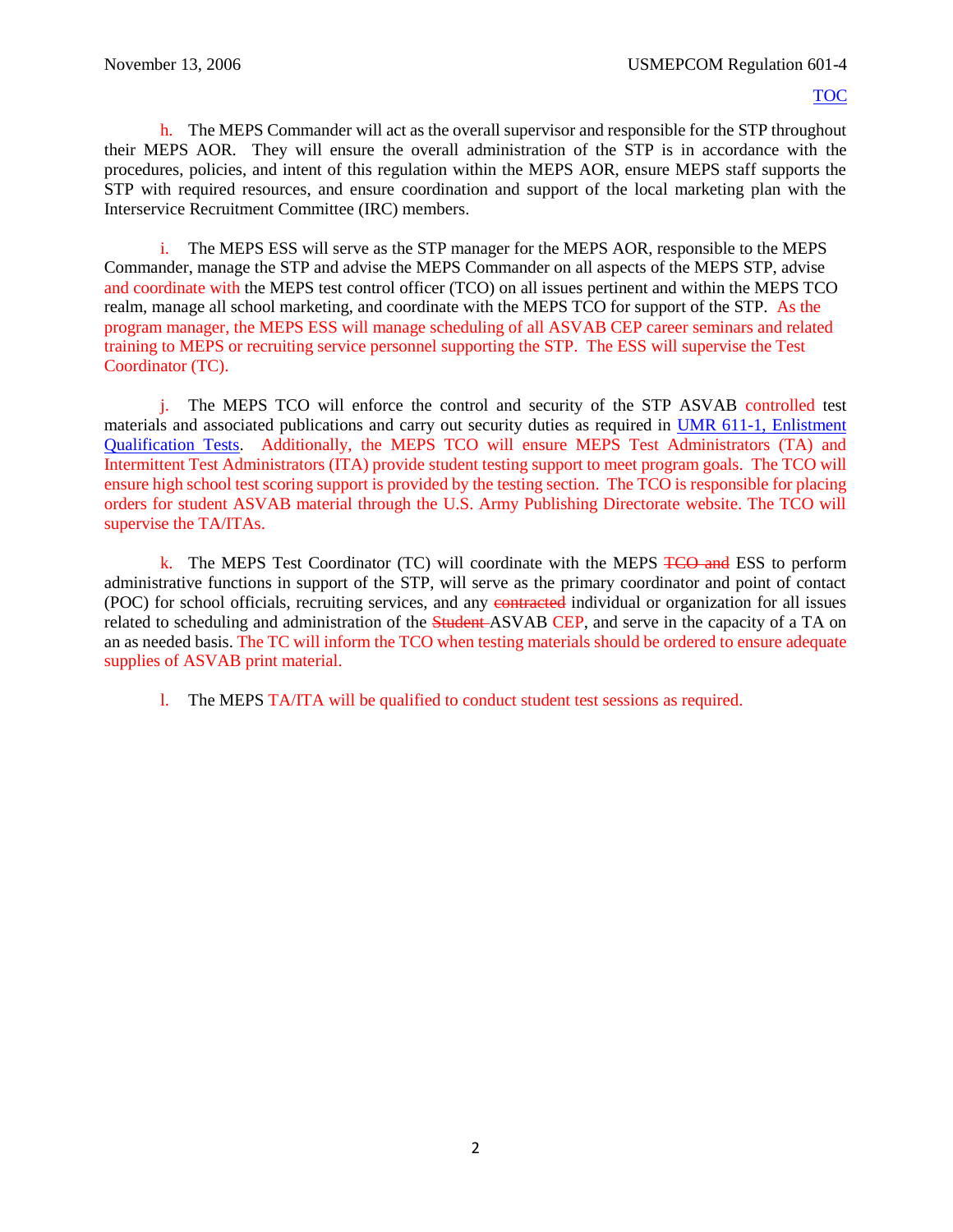h. The MEPS Commander will act as the overall supervisor and responsible for the STP throughout their MEPS AOR. They will ensure the overall administration of the STP is in accordance with the procedures, policies, and intent of this regulation within the MEPS AOR, ensure MEPS staff supports the STP with required resources, and ensure coordination and support of the local marketing plan with the Interservice Recruitment Committee (IRC) members.

i. The MEPS ESS will serve as the STP manager for the MEPS AOR, responsible to the MEPS Commander, manage the STP and advise the MEPS Commander on all aspects of the MEPS STP, advise and coordinate with the MEPS test control officer (TCO) on all issues pertinent and within the MEPS TCO realm, manage all school marketing, and coordinate with the MEPS TCO for support of the STP. As the program manager, the MEPS ESS will manage scheduling of all ASVAB CEP career seminars and related training to MEPS or recruiting service personnel supporting the STP. The ESS will supervise the Test Coordinator (TC).

j. The MEPS TCO will enforce the control and security of the STP ASVAB controlled test materials and associated publications and carry out security duties as required in UMR 611-1, Enlistment Qualification Tests. Additionally, the MEPS TCO will ensure MEPS Test Administrators (TA) and Intermittent Test Administrators (ITA) provide student testing support to meet program goals. The TCO will ensure high school test scoring support is provided by the testing section. The TCO is responsible for placing orders for student ASVAB material through the U.S. Army Publishing Directorate website. The TCO will supervise the TA/ITAs.

k. The MEPS Test Coordinator (TC) will coordinate with the MEPS ~~TCO and~~ ESS to perform administrative functions in support of the STP, will serve as the primary coordinator and point of contact (POC) for school officials, recruiting services, and any ~~contracted~~ individual or organization for all issues related to scheduling and administration of the ~~Student~~ ASVAB CEP, and serve in the capacity of a TA on an as needed basis. The TC will inform the TCO when testing materials should be ordered to ensure adequate supplies of ASVAB print material.

l. The MEPS TA/ITA will be qualified to conduct student test sessions as required.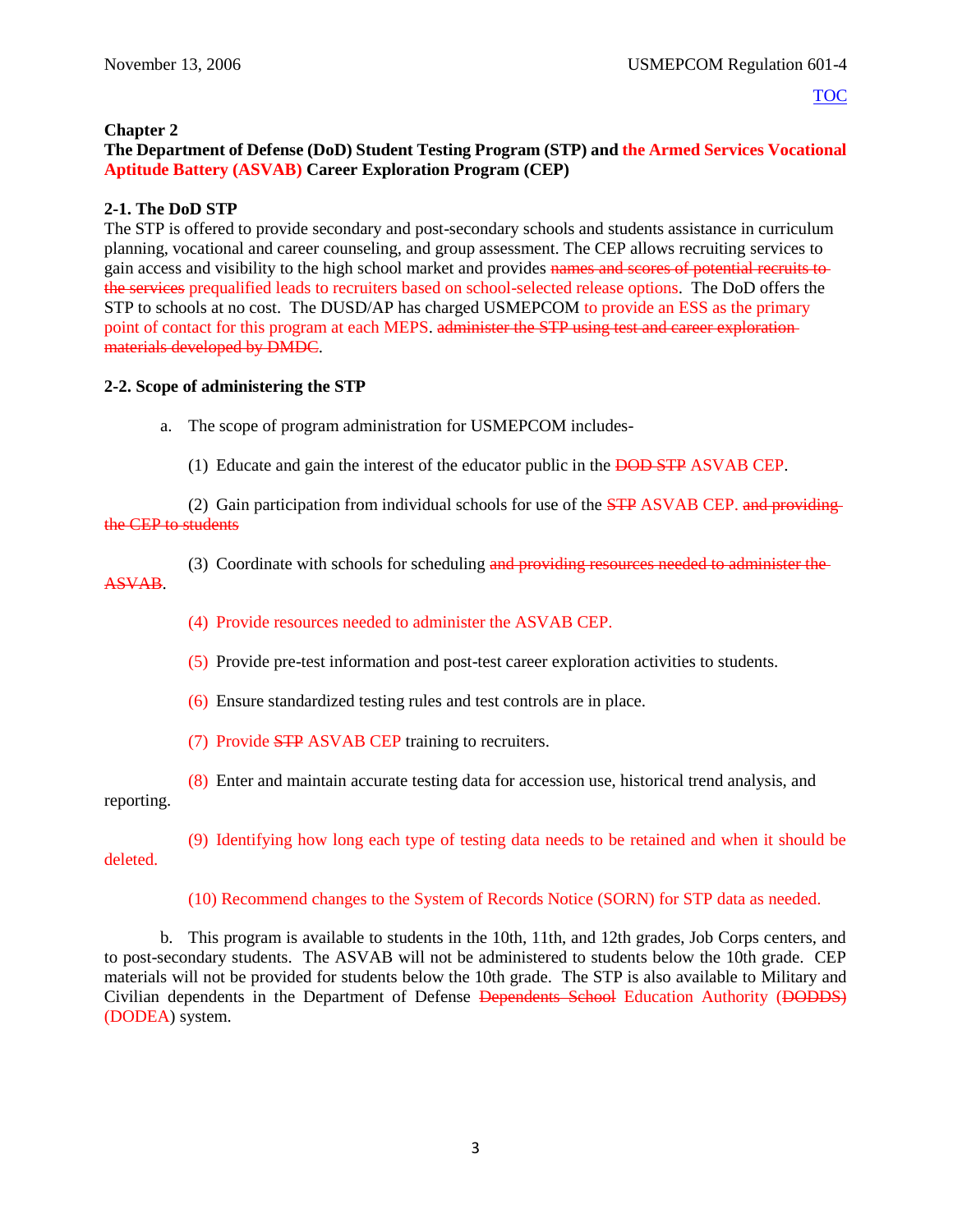## Chapter 2
## The Department of Defense (DoD) Student Testing Program (STP) and the Armed Services Vocational Aptitude Battery (ASVAB) Career Exploration Program (CEP)

### 2-1. The DoD STP

The STP is offered to provide secondary and post-secondary schools and students assistance in curriculum planning, vocational and career counseling, and group assessment. The CEP allows recruiting services to gain access and visibility to the high school market and provides ~~names and scores of potential recruits to the services~~ prequalified leads to recruiters based on school-selected release options. The DoD offers the STP to schools at no cost. The DUSD/AP has charged USMEPCOM to provide an ESS as the primary point of contact for this program at each MEPS. ~~administer the STP using test and career exploration materials developed by DMDC~~.

### 2-2. Scope of administering the STP

a. The scope of program administration for USMEPCOM includes-

(1) Educate and gain the interest of the educator public in the ~~DOD STP~~ ASVAB CEP.

(2) Gain participation from individual schools for use of the ~~STP~~ ASVAB CEP. ~~and providing the CEP to students~~

(3) Coordinate with schools for scheduling ~~and providing resources needed to administer the ASVAB~~.

(4) Provide resources needed to administer the ASVAB CEP.

(5) Provide pre-test information and post-test career exploration activities to students.

(6) Ensure standardized testing rules and test controls are in place.

(7) Provide ~~STP~~ ASVAB CEP training to recruiters.

(8) Enter and maintain accurate testing data for accession use, historical trend analysis, and reporting.

(9) Identifying how long each type of testing data needs to be retained and when it should be deleted.

(10) Recommend changes to the System of Records Notice (SORN) for STP data as needed.

b. This program is available to students in the 10th, 11th, and 12th grades, Job Corps centers, and to post-secondary students. The ASVAB will not be administered to students below the 10th grade. CEP materials will not be provided for students below the 10th grade. The STP is also available to Military and Civilian dependents in the Department of Defense ~~Dependents School~~ Education Authority (~~DODDS)~~ (DODEA) system.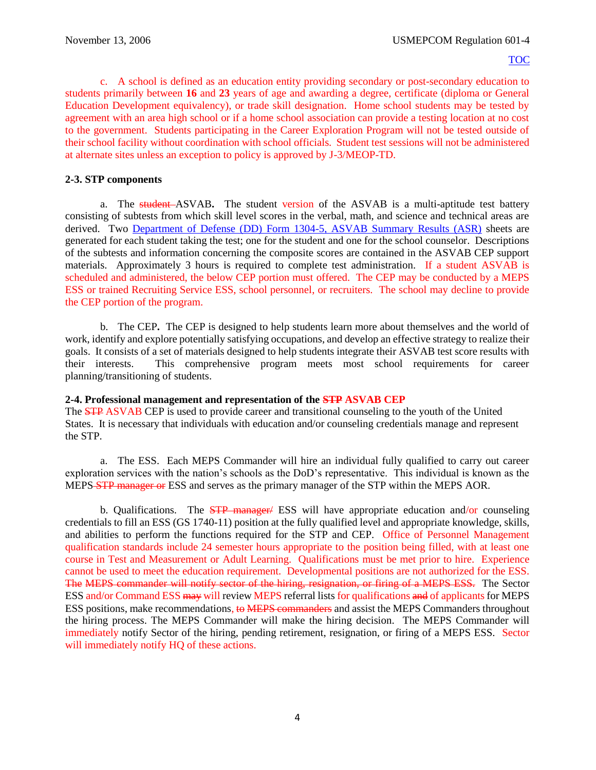c. A school is defined as an education entity providing secondary or post-secondary education to students primarily between **16** and **23** years of age and awarding a degree, certificate (diploma or General Education Development equivalency), or trade skill designation. Home school students may be tested by agreement with an area high school or if a home school association can provide a testing location at no cost to the government. Students participating in the Career Exploration Program will not be tested outside of their school facility without coordination with school officials. Student test sessions will not be administered at alternate sites unless an exception to policy is approved by J-3/MEOP-TD.

**2-3. STP components**

a. The ~~student~~ ASVAB**.** The student version of the ASVAB is a multi-aptitude test battery consisting of subtests from which skill level scores in the verbal, math, and science and technical areas are derived. Two Department of Defense (DD) Form 1304-5, ASVAB Summary Results (ASR) sheets are generated for each student taking the test; one for the student and one for the school counselor. Descriptions of the subtests and information concerning the composite scores are contained in the ASVAB CEP support materials. Approximately 3 hours is required to complete test administration. If a student ASVAB is scheduled and administered, the below CEP portion must offered. The CEP may be conducted by a MEPS ESS or trained Recruiting Service ESS, school personnel, or recruiters. The school may decline to provide the CEP portion of the program.

b. The CEP**.** The CEP is designed to help students learn more about themselves and the world of work, identify and explore potentially satisfying occupations, and develop an effective strategy to realize their goals. It consists of a set of materials designed to help students integrate their ASVAB test score results with their interests. This comprehensive program meets most school requirements for career planning/transitioning of students.

**2-4. Professional management and representation of the ~~STP~~ ASVAB CEP**

The ~~STP~~ ASVAB CEP is used to provide career and transitional counseling to the youth of the United States. It is necessary that individuals with education and/or counseling credentials manage and represent the STP.

a. The ESS. Each MEPS Commander will hire an individual fully qualified to carry out career exploration services with the nation's schools as the DoD's representative. This individual is known as the MEPS ~~STP manager or~~ ESS and serves as the primary manager of the STP within the MEPS AOR.

b. Qualifications. The ~~STP manager/~~ ESS will have appropriate education and/or counseling credentials to fill an ESS (GS 1740-11) position at the fully qualified level and appropriate knowledge, skills, and abilities to perform the functions required for the STP and CEP. Office of Personnel Management qualification standards include 24 semester hours appropriate to the position being filled, with at least one course in Test and Measurement or Adult Learning. Qualifications must be met prior to hire. Experience cannot be used to meet the education requirement. Developmental positions are not authorized for the ESS. ~~The MEPS commander will notify sector of the hiring, resignation, or firing of a MEPS ESS.~~ The Sector ESS and/or Command ESS ~~may~~ will review MEPS referral lists for qualifications ~~and~~ of applicants for MEPS ESS positions, make recommendations, ~~to MEPS commanders~~ and assist the MEPS Commanders throughout the hiring process. The MEPS Commander will make the hiring decision. The MEPS Commander will immediately notify Sector of the hiring, pending retirement, resignation, or firing of a MEPS ESS. Sector will immediately notify HQ of these actions.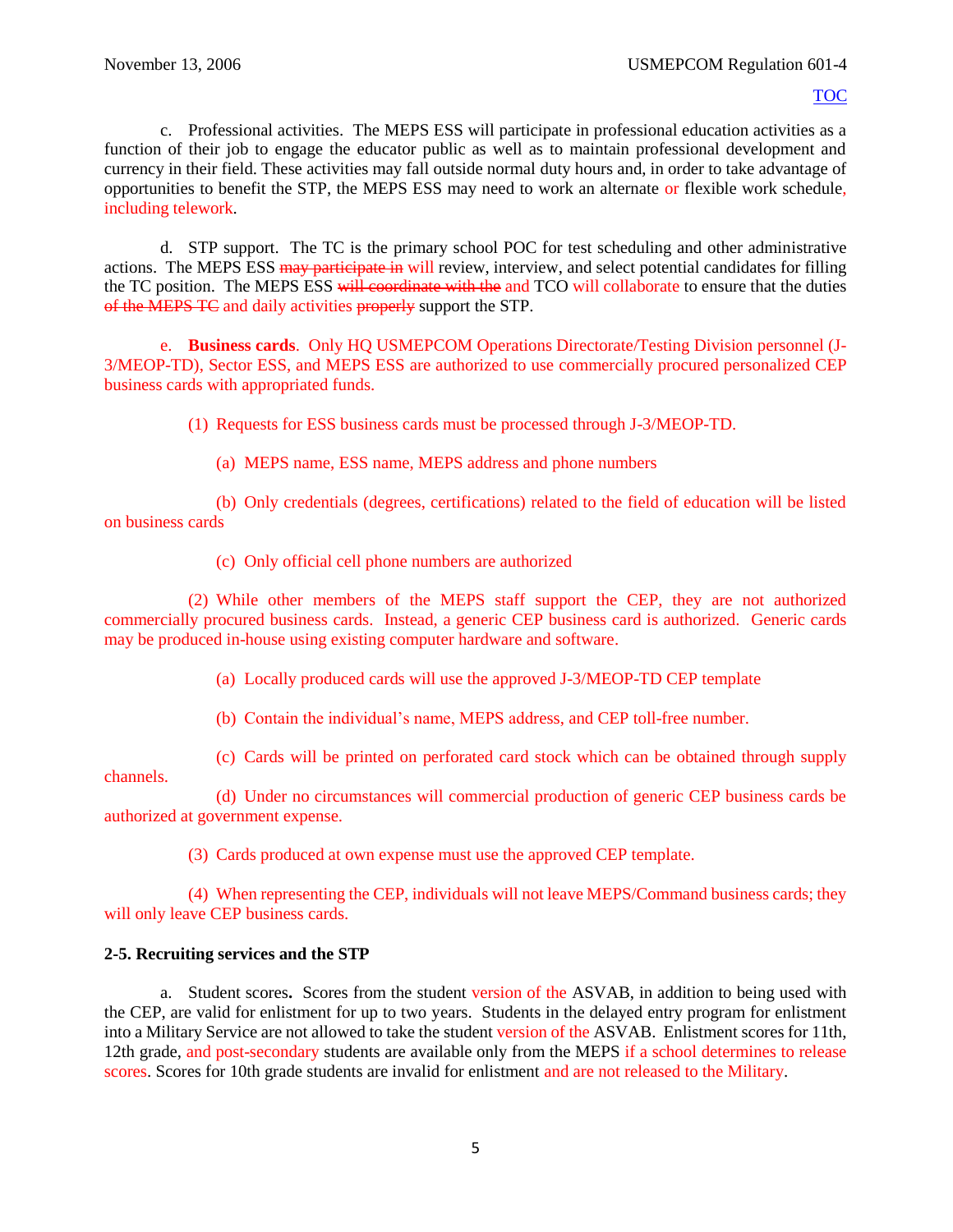c. Professional activities. The MEPS ESS will participate in professional education activities as a function of their job to engage the educator public as well as to maintain professional development and currency in their field. These activities may fall outside normal duty hours and, in order to take advantage of opportunities to benefit the STP, the MEPS ESS may need to work an alternate or flexible work schedule, including telework.

d. STP support. The TC is the primary school POC for test scheduling and other administrative actions. The MEPS ESS ~~may participate in~~ will review, interview, and select potential candidates for filling the TC position. The MEPS ESS ~~will coordinate with the~~ and TCO will collaborate to ensure that the duties ~~of the MEPS TC~~ and daily activities ~~properly~~ support the STP.

e. **Business cards**. Only HQ USMEPCOM Operations Directorate/Testing Division personnel (J-3/MEOP-TD), Sector ESS, and MEPS ESS are authorized to use commercially procured personalized CEP business cards with appropriated funds.

(1) Requests for ESS business cards must be processed through J-3/MEOP-TD.

(a) MEPS name, ESS name, MEPS address and phone numbers

(b) Only credentials (degrees, certifications) related to the field of education will be listed on business cards

(c) Only official cell phone numbers are authorized

(2) While other members of the MEPS staff support the CEP, they are not authorized commercially procured business cards. Instead, a generic CEP business card is authorized. Generic cards may be produced in-house using existing computer hardware and software.

(a) Locally produced cards will use the approved J-3/MEOP-TD CEP template

(b) Contain the individual's name, MEPS address, and CEP toll-free number.

(c) Cards will be printed on perforated card stock which can be obtained through supply channels.

(d) Under no circumstances will commercial production of generic CEP business cards be authorized at government expense.

(3) Cards produced at own expense must use the approved CEP template.

(4) When representing the CEP, individuals will not leave MEPS/Command business cards; they will only leave CEP business cards.

**2-5. Recruiting services and the STP**

a. Student scores**.** Scores from the student version of the ASVAB, in addition to being used with the CEP, are valid for enlistment for up to two years. Students in the delayed entry program for enlistment into a Military Service are not allowed to take the student version of the ASVAB. Enlistment scores for 11th, 12th grade, and post-secondary students are available only from the MEPS if a school determines to release scores. Scores for 10th grade students are invalid for enlistment and are not released to the Military.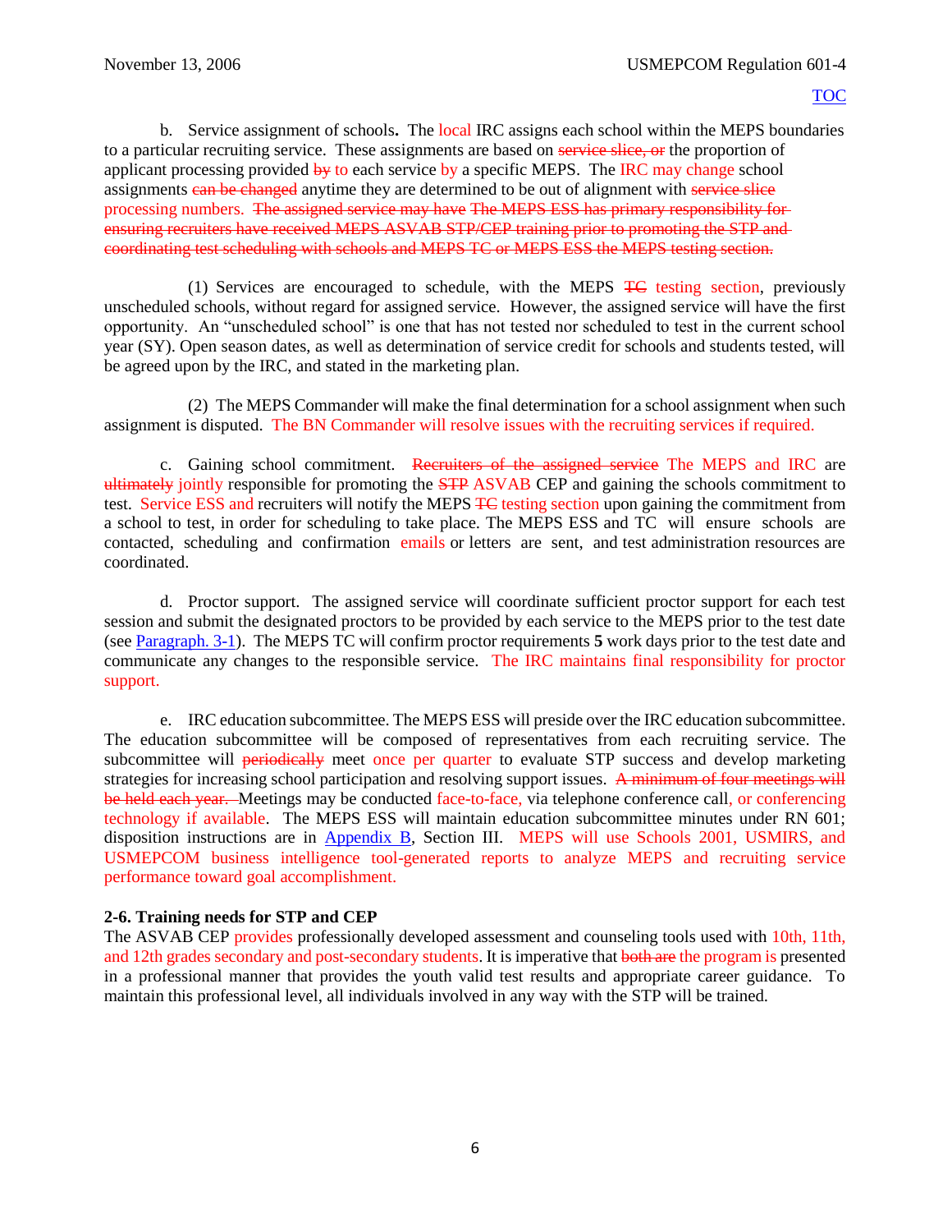b. Service assignment of schools**.** The local IRC assigns each school within the MEPS boundaries to a particular recruiting service. These assignments are based on ~~service slice, or~~ the proportion of applicant processing provided ~~by~~ to each service by a specific MEPS. The IRC may change school assignments ~~can be changed~~ anytime they are determined to be out of alignment with ~~service slice~~ processing numbers. ~~The assigned service may have The MEPS ESS has primary responsibility for ensuring recruiters have received MEPS ASVAB STP/CEP training prior to promoting the STP and coordinating test scheduling with schools and MEPS TC or MEPS ESS the MEPS testing section.~~

(1) Services are encouraged to schedule, with the MEPS ~~TC~~ testing section, previously unscheduled schools, without regard for assigned service. However, the assigned service will have the first opportunity. An "unscheduled school" is one that has not tested nor scheduled to test in the current school year (SY). Open season dates, as well as determination of service credit for schools and students tested, will be agreed upon by the IRC, and stated in the marketing plan.

(2) The MEPS Commander will make the final determination for a school assignment when such assignment is disputed. The BN Commander will resolve issues with the recruiting services if required.

c. Gaining school commitment. ~~Recruiters of the assigned service~~ The MEPS and IRC are ~~ultimately~~ jointly responsible for promoting the ~~STP~~ ASVAB CEP and gaining the schools commitment to test. Service ESS and recruiters will notify the MEPS ~~TC~~ testing section upon gaining the commitment from a school to test, in order for scheduling to take place. The MEPS ESS and TC will ensure schools are contacted, scheduling and confirmation emails or letters are sent, and test administration resources are coordinated.

d. Proctor support. The assigned service will coordinate sufficient proctor support for each test session and submit the designated proctors to be provided by each service to the MEPS prior to the test date (see [Paragraph. 3-1]). The MEPS TC will confirm proctor requirements **5** work days prior to the test date and communicate any changes to the responsible service. The IRC maintains final responsibility for proctor support.

e. IRC education subcommittee. The MEPS ESS will preside over the IRC education subcommittee. The education subcommittee will be composed of representatives from each recruiting service. The subcommittee will ~~periodically~~ meet once per quarter to evaluate STP success and develop marketing strategies for increasing school participation and resolving support issues. ~~A minimum of four meetings will be held each year.~~ Meetings may be conducted face-to-face, via telephone conference call, or conferencing technology if available. The MEPS ESS will maintain education subcommittee minutes under RN 601; disposition instructions are in [Appendix B], Section III. MEPS will use Schools 2001, USMIRS, and USMEPCOM business intelligence tool-generated reports to analyze MEPS and recruiting service performance toward goal accomplishment.

**2-6. Training needs for STP and CEP**

The ASVAB CEP provides professionally developed assessment and counseling tools used with 10th, 11th, and 12th grades secondary and post-secondary students. It is imperative that ~~both are~~ the program is presented in a professional manner that provides the youth valid test results and appropriate career guidance. To maintain this professional level, all individuals involved in any way with the STP will be trained.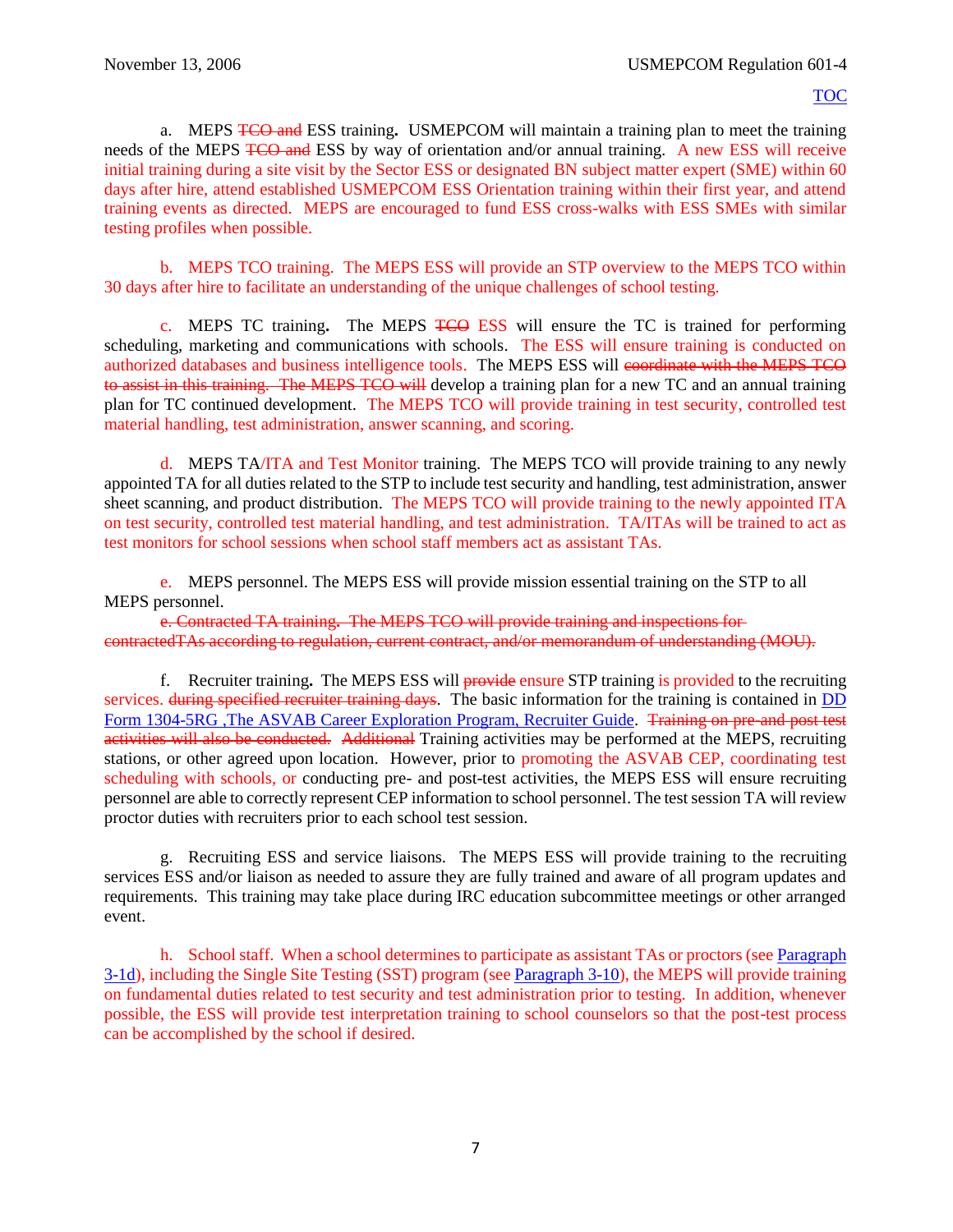a. MEPS ~~TCO and~~ ESS training**.** USMEPCOM will maintain a training plan to meet the training needs of the MEPS ~~TCO and~~ ESS by way of orientation and/or annual training. A new ESS will receive initial training during a site visit by the Sector ESS or designated BN subject matter expert (SME) within 60 days after hire, attend established USMEPCOM ESS Orientation training within their first year, and attend training events as directed. MEPS are encouraged to fund ESS cross-walks with ESS SMEs with similar testing profiles when possible.

b. MEPS TCO training. The MEPS ESS will provide an STP overview to the MEPS TCO within 30 days after hire to facilitate an understanding of the unique challenges of school testing.

c. MEPS TC training**.** The MEPS ~~TCO~~ ESS will ensure the TC is trained for performing scheduling, marketing and communications with schools. The ESS will ensure training is conducted on authorized databases and business intelligence tools. The MEPS ESS will ~~coordinate with the MEPS TCO to assist in this training. The MEPS TCO will~~ develop a training plan for a new TC and an annual training plan for TC continued development. The MEPS TCO will provide training in test security, controlled test material handling, test administration, answer scanning, and scoring.

d. MEPS TA/ITA and Test Monitor training. The MEPS TCO will provide training to any newly appointed TA for all duties related to the STP to include test security and handling, test administration, answer sheet scanning, and product distribution. The MEPS TCO will provide training to the newly appointed ITA on test security, controlled test material handling, and test administration. TA/ITAs will be trained to act as test monitors for school sessions when school staff members act as assistant TAs.

e. MEPS personnel. The MEPS ESS will provide mission essential training on the STP to all MEPS personnel.

~~e. Contracted TA training. The MEPS TCO will provide training and inspections for contractedTAs according to regulation, current contract, and/or memorandum of understanding (MOU).~~

f. Recruiter training**.** The MEPS ESS will ~~provide~~ ensure STP training is provided to the recruiting services. ~~during specified recruiter training days~~. The basic information for the training is contained in DD Form 1304-5RG ,The ASVAB Career Exploration Program, Recruiter Guide. ~~Training on pre-and post test activities will also be conducted. Additional~~ Training activities may be performed at the MEPS, recruiting stations, or other agreed upon location. However, prior to promoting the ASVAB CEP, coordinating test scheduling with schools, or conducting pre- and post-test activities, the MEPS ESS will ensure recruiting personnel are able to correctly represent CEP information to school personnel. The test session TA will review proctor duties with recruiters prior to each school test session.

g. Recruiting ESS and service liaisons. The MEPS ESS will provide training to the recruiting services ESS and/or liaison as needed to assure they are fully trained and aware of all program updates and requirements. This training may take place during IRC education subcommittee meetings or other arranged event.

h. School staff. When a school determines to participate as assistant TAs or proctors (see Paragraph 3-1d), including the Single Site Testing (SST) program (see Paragraph 3-10), the MEPS will provide training on fundamental duties related to test security and test administration prior to testing. In addition, whenever possible, the ESS will provide test interpretation training to school counselors so that the post-test process can be accomplished by the school if desired.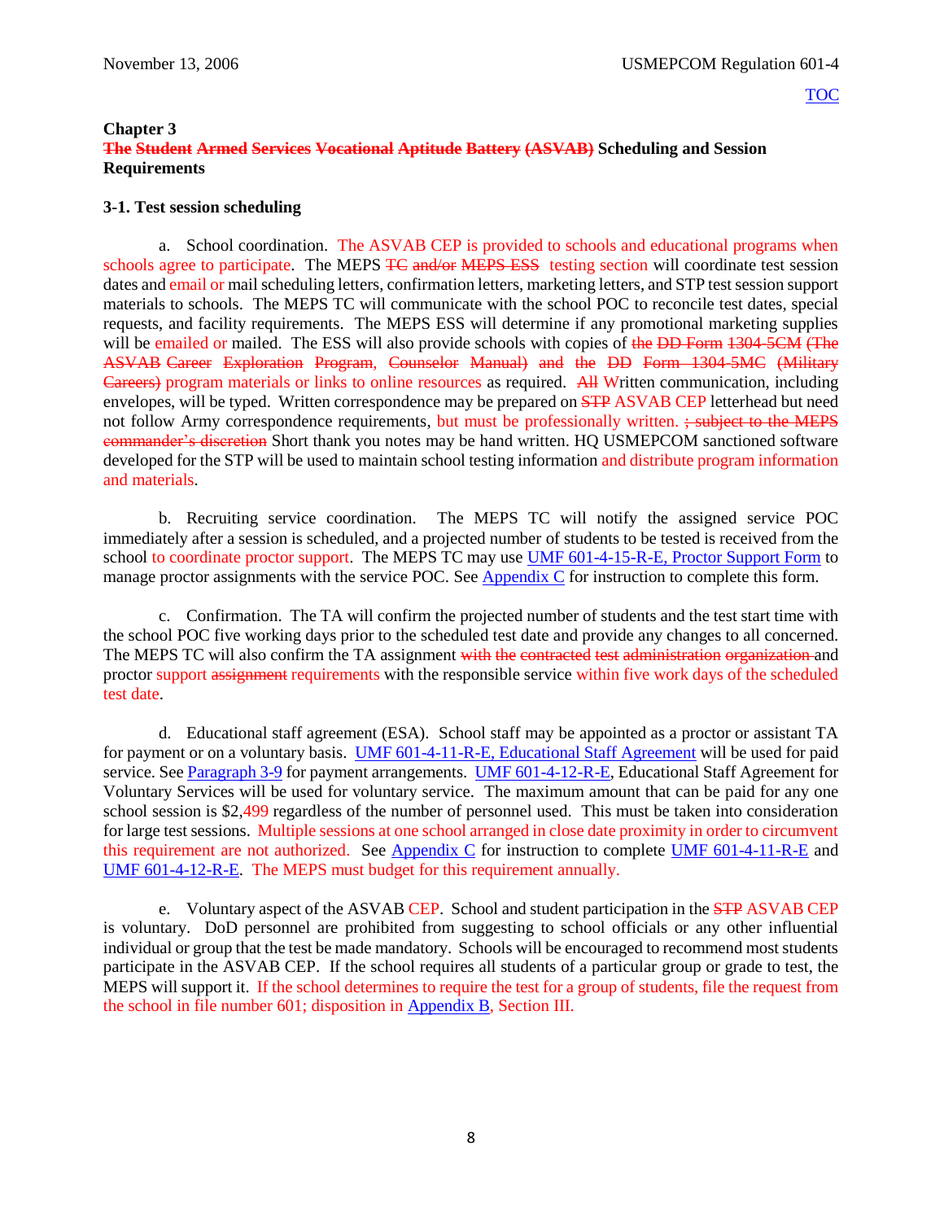## Chapter 3
## ~~The Student~~ ~~Armed Services~~ ~~Vocational~~ ~~Aptitude Battery~~ ~~(ASVAB)~~ Scheduling and Session Requirements

### 3-1. Test session scheduling

a. School coordination. The ASVAB CEP is provided to schools and educational programs when schools agree to participate. The MEPS ~~TC~~ ~~and/or~~ ~~MEPS ESS~~ testing section will coordinate test session dates and email or mail scheduling letters, confirmation letters, marketing letters, and STP test session support materials to schools. The MEPS TC will communicate with the school POC to reconcile test dates, special requests, and facility requirements. The MEPS ESS will determine if any promotional marketing supplies will be emailed or mailed. The ESS will also provide schools with copies of ~~the DD Form 1304-5CM (The ASVAB Career Exploration Program, Counselor Manual) and the DD Form 1304-5MC (Military Careers)~~ program materials or links to online resources as required. ~~All~~ Written communication, including envelopes, will be typed. Written correspondence may be prepared on ~~STP~~ ASVAB CEP letterhead but need not follow Army correspondence requirements, but must be professionally written. ~~; subject to the MEPS commander's discretion~~ Short thank you notes may be hand written. HQ USMEPCOM sanctioned software developed for the STP will be used to maintain school testing information and distribute program information and materials.

b. Recruiting service coordination. The MEPS TC will notify the assigned service POC immediately after a session is scheduled, and a projected number of students to be tested is received from the school to coordinate proctor support. The MEPS TC may use UMF 601-4-15-R-E, Proctor Support Form to manage proctor assignments with the service POC. See Appendix C for instruction to complete this form.

c. Confirmation. The TA will confirm the projected number of students and the test start time with the school POC five working days prior to the scheduled test date and provide any changes to all concerned. The MEPS TC will also confirm the TA assignment ~~with the contracted test administration organization~~ and proctor support ~~assignment~~ requirements with the responsible service within five work days of the scheduled test date.

d. Educational staff agreement (ESA). School staff may be appointed as a proctor or assistant TA for payment or on a voluntary basis. UMF 601-4-11-R-E, Educational Staff Agreement will be used for paid service. See Paragraph 3-9 for payment arrangements. UMF 601-4-12-R-E, Educational Staff Agreement for Voluntary Services will be used for voluntary service. The maximum amount that can be paid for any one school session is $2,499 regardless of the number of personnel used. This must be taken into consideration for large test sessions. Multiple sessions at one school arranged in close date proximity in order to circumvent this requirement are not authorized. See Appendix C for instruction to complete UMF 601-4-11-R-E and UMF 601-4-12-R-E. The MEPS must budget for this requirement annually.

e. Voluntary aspect of the ASVAB CEP. School and student participation in the ~~STP~~ ASVAB CEP is voluntary. DoD personnel are prohibited from suggesting to school officials or any other influential individual or group that the test be made mandatory. Schools will be encouraged to recommend most students participate in the ASVAB CEP. If the school requires all students of a particular group or grade to test, the MEPS will support it. If the school determines to require the test for a group of students, file the request from the school in file number 601; disposition in Appendix B, Section III.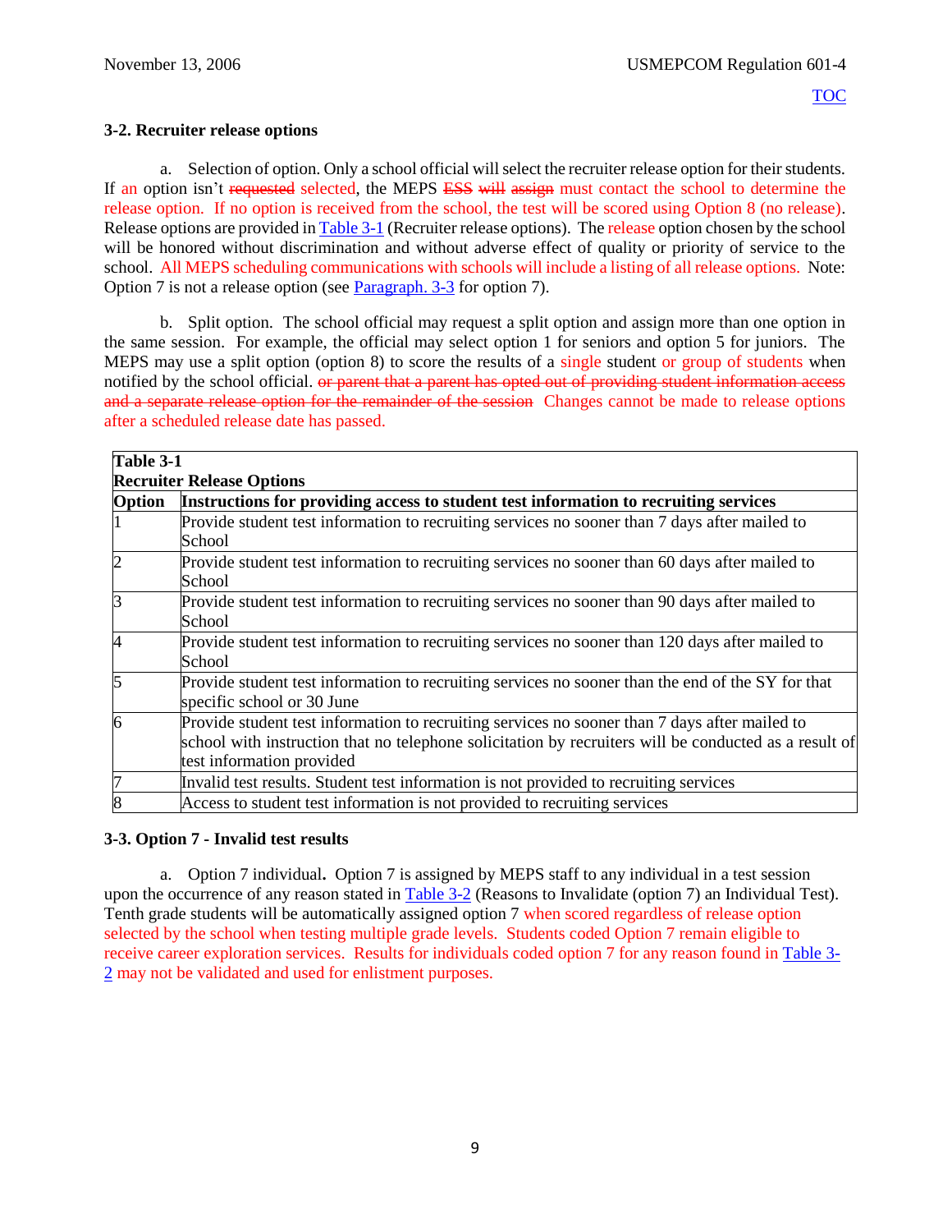### 3-2. Recruiter release options

a. Selection of option. Only a school official will select the recruiter release option for their students. If an option isn't ~~requested~~ selected, the MEPS ~~ESS~~ ~~will~~ ~~assign~~ must contact the school to determine the release option. If no option is received from the school, the test will be scored using Option 8 (no release). Release options are provided in Table 3-1 (Recruiter release options). The release option chosen by the school will be honored without discrimination and without adverse effect of quality or priority of service to the school. All MEPS scheduling communications with schools will include a listing of all release options. Note: Option 7 is not a release option (see Paragraph. 3-3 for option 7).

b. Split option. The school official may request a split option and assign more than one option in the same session. For example, the official may select option 1 for seniors and option 5 for juniors. The MEPS may use a split option (option 8) to score the results of a single student or group of students when notified by the school official. ~~or parent that a parent has opted out of providing student information access and a separate release option for the remainder of the session~~ Changes cannot be made to release options after a scheduled release date has passed.

**Table 3-1**
**Recruiter Release Options**

| Option | Instructions for providing access to student test information to recruiting services |
|---|---|
| 1 | Provide student test information to recruiting services no sooner than 7 days after mailed to School |
| 2 | Provide student test information to recruiting services no sooner than 60 days after mailed to School |
| 3 | Provide student test information to recruiting services no sooner than 90 days after mailed to School |
| 4 | Provide student test information to recruiting services no sooner than 120 days after mailed to School |
| 5 | Provide student test information to recruiting services no sooner than the end of the SY for that specific school or 30 June |
| 6 | Provide student test information to recruiting services no sooner than 7 days after mailed to school with instruction that no telephone solicitation by recruiters will be conducted as a result of test information provided |
| 7 | Invalid test results. Student test information is not provided to recruiting services |
| 8 | Access to student test information is not provided to recruiting services |

### 3-3. Option 7 - Invalid test results

a. Option 7 individual**.** Option 7 is assigned by MEPS staff to any individual in a test session upon the occurrence of any reason stated in Table 3-2 (Reasons to Invalidate (option 7) an Individual Test). Tenth grade students will be automatically assigned option 7 when scored regardless of release option selected by the school when testing multiple grade levels. Students coded Option 7 remain eligible to receive career exploration services. Results for individuals coded option 7 for any reason found in Table 3-2 may not be validated and used for enlistment purposes.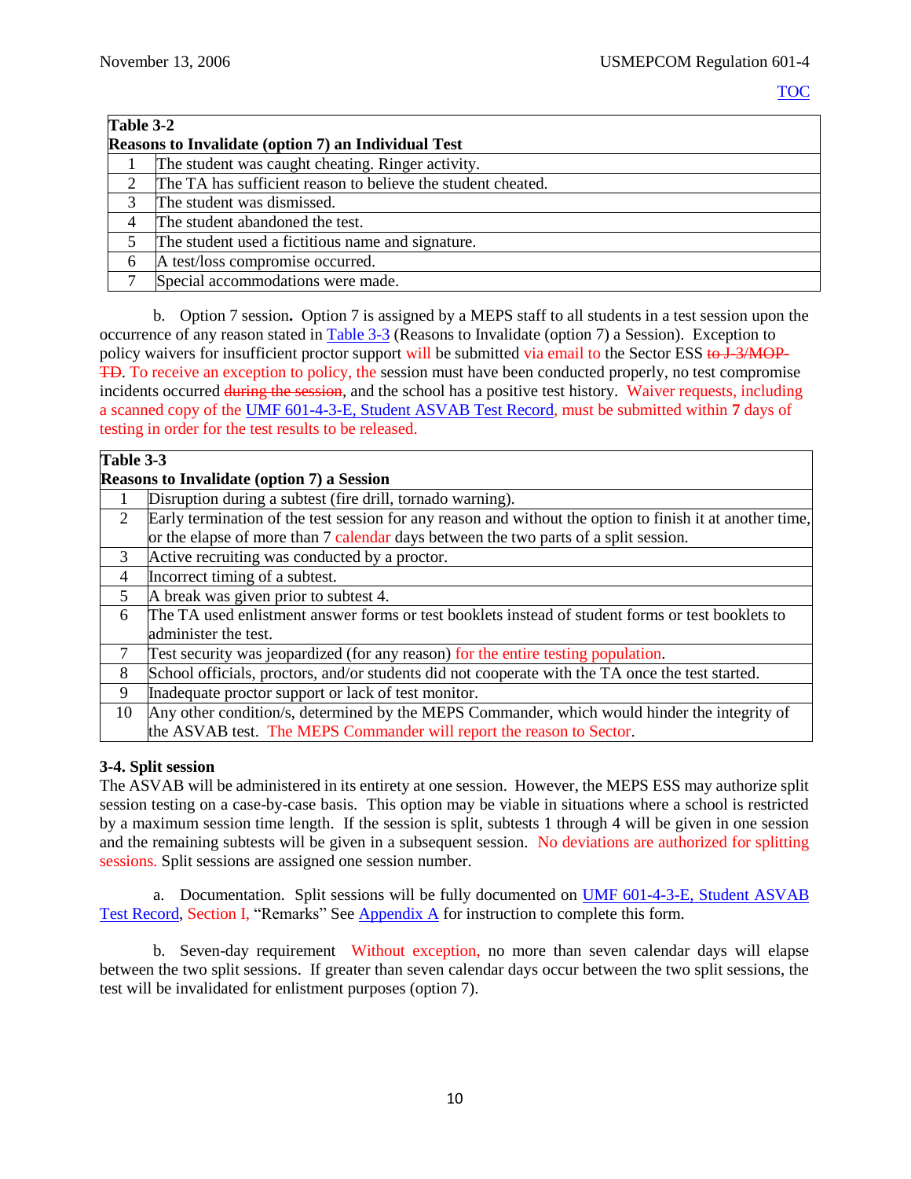| Table 3-2 Reasons to Invalidate (option 7) an Individual Test | |
|---|---|
| 1 | The student was caught cheating. Ringer activity. |
| 2 | The TA has sufficient reason to believe the student cheated. |
| 3 | The student was dismissed. |
| 4 | The student abandoned the test. |
| 5 | The student used a fictitious name and signature. |
| 6 | A test/loss compromise occurred. |
| 7 | Special accommodations were made. |

b. Option 7 session. Option 7 is assigned by a MEPS staff to all students in a test session upon the occurrence of any reason stated in Table 3-3 (Reasons to Invalidate (option 7) a Session). Exception to policy waivers for insufficient proctor support will be submitted via email to the Sector ESS ~~to J-3/MOP-TD~~. To receive an exception to policy, the session must have been conducted properly, no test compromise incidents occurred ~~during the session~~, and the school has a positive test history. Waiver requests, including a scanned copy of the UMF 601-4-3-E, Student ASVAB Test Record, must be submitted within **7** days of testing in order for the test results to be released.

| Table 3-3 Reasons to Invalidate (option 7) a Session | |
|---|---|
| 1 | Disruption during a subtest (fire drill, tornado warning). |
| 2 | Early termination of the test session for any reason and without the option to finish it at another time, or the elapse of more than 7 calendar days between the two parts of a split session. |
| 3 | Active recruiting was conducted by a proctor. |
| 4 | Incorrect timing of a subtest. |
| 5 | A break was given prior to subtest 4. |
| 6 | The TA used enlistment answer forms or test booklets instead of student forms or test booklets to administer the test. |
| 7 | Test security was jeopardized (for any reason) for the entire testing population. |
| 8 | School officials, proctors, and/or students did not cooperate with the TA once the test started. |
| 9 | Inadequate proctor support or lack of test monitor. |
| 10 | Any other condition/s, determined by the MEPS Commander, which would hinder the integrity of the ASVAB test. The MEPS Commander will report the reason to Sector. |

### 3-4. Split session

The ASVAB will be administered in its entirety at one session. However, the MEPS ESS may authorize split session testing on a case-by-case basis. This option may be viable in situations where a school is restricted by a maximum session time length. If the session is split, subtests 1 through 4 will be given in one session and the remaining subtests will be given in a subsequent session. No deviations are authorized for splitting sessions. Split sessions are assigned one session number.

a. Documentation. Split sessions will be fully documented on UMF 601-4-3-E, Student ASVAB Test Record, Section I, "Remarks" See Appendix A for instruction to complete this form.

b. Seven-day requirement Without exception, no more than seven calendar days will elapse between the two split sessions. If greater than seven calendar days occur between the two split sessions, the test will be invalidated for enlistment purposes (option 7).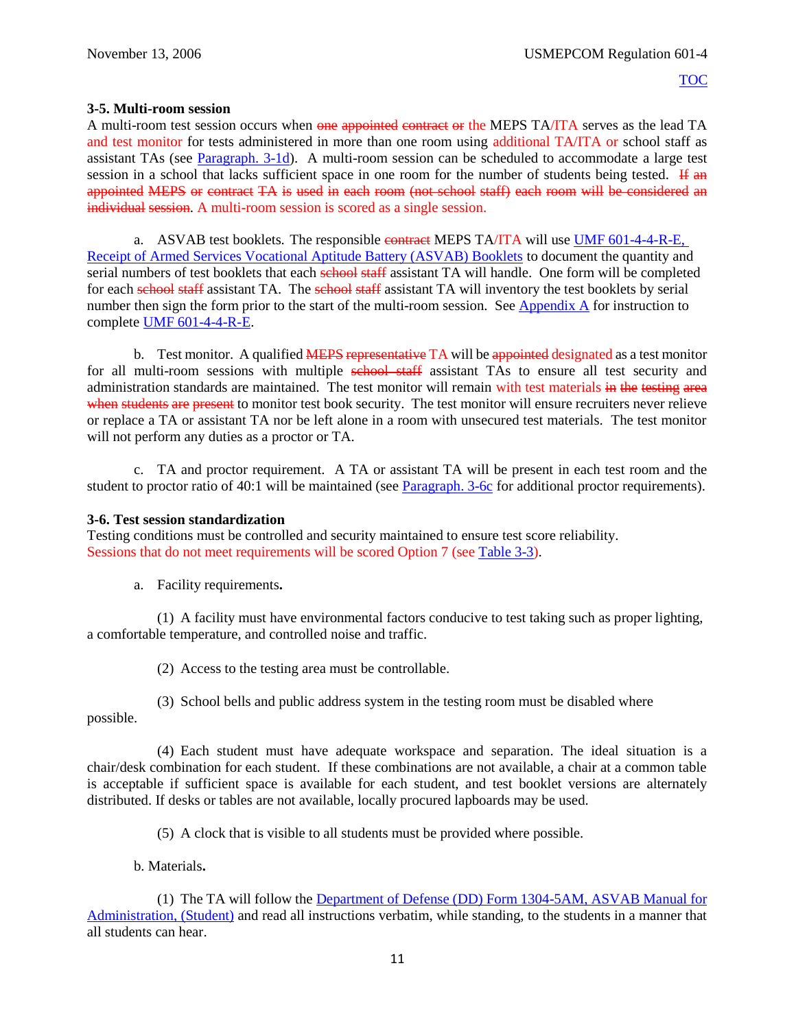**3-5. Multi-room session**
A multi-room test session occurs when ~~one appointed contract or~~ the MEPS TA/ITA serves as the lead TA and test monitor for tests administered in more than one room using additional TA/ITA or school staff as assistant TAs (see Paragraph. 3-1d). A multi-room session can be scheduled to accommodate a large test session in a school that lacks sufficient space in one room for the number of students being tested. ~~If an appointed MEPS or contract TA is used in each room (not school staff) each room will be considered an individual session~~. A multi-room session is scored as a single session.

a. ASVAB test booklets. The responsible ~~contract~~ MEPS TA/ITA will use UMF 601-4-4-R-E, Receipt of Armed Services Vocational Aptitude Battery (ASVAB) Booklets to document the quantity and serial numbers of test booklets that each ~~school staff~~ assistant TA will handle. One form will be completed for each ~~school staff~~ assistant TA. The ~~school staff~~ assistant TA will inventory the test booklets by serial number then sign the form prior to the start of the multi-room session. See Appendix A for instruction to complete UMF 601-4-4-R-E.

b. Test monitor. A qualified ~~MEPS representative~~ TA will be ~~appointed~~ designated as a test monitor for all multi-room sessions with multiple ~~school staff~~ assistant TAs to ensure all test security and administration standards are maintained. The test monitor will remain with test materials ~~in the testing area when students are present~~ to monitor test book security. The test monitor will ensure recruiters never relieve or replace a TA or assistant TA nor be left alone in a room with unsecured test materials. The test monitor will not perform any duties as a proctor or TA.

c. TA and proctor requirement. A TA or assistant TA will be present in each test room and the student to proctor ratio of 40:1 will be maintained (see Paragraph. 3-6c for additional proctor requirements).

**3-6. Test session standardization**
Testing conditions must be controlled and security maintained to ensure test score reliability. Sessions that do not meet requirements will be scored Option 7 (see Table 3-3).

a. Facility requirements**.**

(1) A facility must have environmental factors conducive to test taking such as proper lighting, a comfortable temperature, and controlled noise and traffic.

(2) Access to the testing area must be controllable.

(3) School bells and public address system in the testing room must be disabled where possible.

(4) Each student must have adequate workspace and separation. The ideal situation is a chair/desk combination for each student. If these combinations are not available, a chair at a common table is acceptable if sufficient space is available for each student, and test booklet versions are alternately distributed. If desks or tables are not available, locally procured lapboards may be used.

(5) A clock that is visible to all students must be provided where possible.

b. Materials**.**

(1) The TA will follow the Department of Defense (DD) Form 1304-5AM, ASVAB Manual for Administration, (Student) and read all instructions verbatim, while standing, to the students in a manner that all students can hear.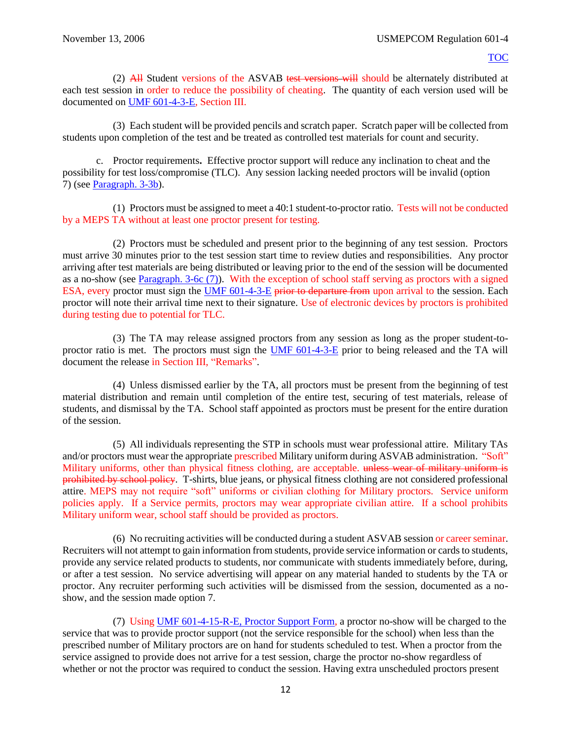(2) ~~All~~ Student versions of the ASVAB ~~test versions will~~ should be alternately distributed at each test session in order to reduce the possibility of cheating. The quantity of each version used will be documented on UMF 601-4-3-E, Section III.

(3) Each student will be provided pencils and scratch paper. Scratch paper will be collected from students upon completion of the test and be treated as controlled test materials for count and security.

c. Proctor requirements**.** Effective proctor support will reduce any inclination to cheat and the possibility for test loss/compromise (TLC). Any session lacking needed proctors will be invalid (option 7) (see Paragraph. 3-3b).

(1) Proctors must be assigned to meet a 40:1 student-to-proctor ratio. Tests will not be conducted by a MEPS TA without at least one proctor present for testing.

(2) Proctors must be scheduled and present prior to the beginning of any test session. Proctors must arrive 30 minutes prior to the test session start time to review duties and responsibilities. Any proctor arriving after test materials are being distributed or leaving prior to the end of the session will be documented as a no-show (see Paragraph. 3-6c (7)). With the exception of school staff serving as proctors with a signed ESA, every proctor must sign the UMF 601-4-3-E ~~prior to departure from~~ upon arrival to the session. Each proctor will note their arrival time next to their signature. Use of electronic devices by proctors is prohibited during testing due to potential for TLC.

(3) The TA may release assigned proctors from any session as long as the proper student-to-proctor ratio is met. The proctors must sign the UMF 601-4-3-E prior to being released and the TA will document the release in Section III, "Remarks".

(4) Unless dismissed earlier by the TA, all proctors must be present from the beginning of test material distribution and remain until completion of the entire test, securing of test materials, release of students, and dismissal by the TA. School staff appointed as proctors must be present for the entire duration of the session.

(5) All individuals representing the STP in schools must wear professional attire. Military TAs and/or proctors must wear the appropriate prescribed Military uniform during ASVAB administration. "Soft" Military uniforms, other than physical fitness clothing, are acceptable. ~~unless wear of military uniform is prohibited by school policy~~. T-shirts, blue jeans, or physical fitness clothing are not considered professional attire. MEPS may not require "soft" uniforms or civilian clothing for Military proctors. Service uniform policies apply. If a Service permits, proctors may wear appropriate civilian attire. If a school prohibits Military uniform wear, school staff should be provided as proctors.

(6) No recruiting activities will be conducted during a student ASVAB session or career seminar. Recruiters will not attempt to gain information from students, provide service information or cards to students, provide any service related products to students, nor communicate with students immediately before, during, or after a test session. No service advertising will appear on any material handed to students by the TA or proctor. Any recruiter performing such activities will be dismissed from the session, documented as a no-show, and the session made option 7.

(7) Using UMF 601-4-15-R-E, Proctor Support Form, a proctor no-show will be charged to the service that was to provide proctor support (not the service responsible for the school) when less than the prescribed number of Military proctors are on hand for students scheduled to test. When a proctor from the service assigned to provide does not arrive for a test session, charge the proctor no-show regardless of whether or not the proctor was required to conduct the session. Having extra unscheduled proctors present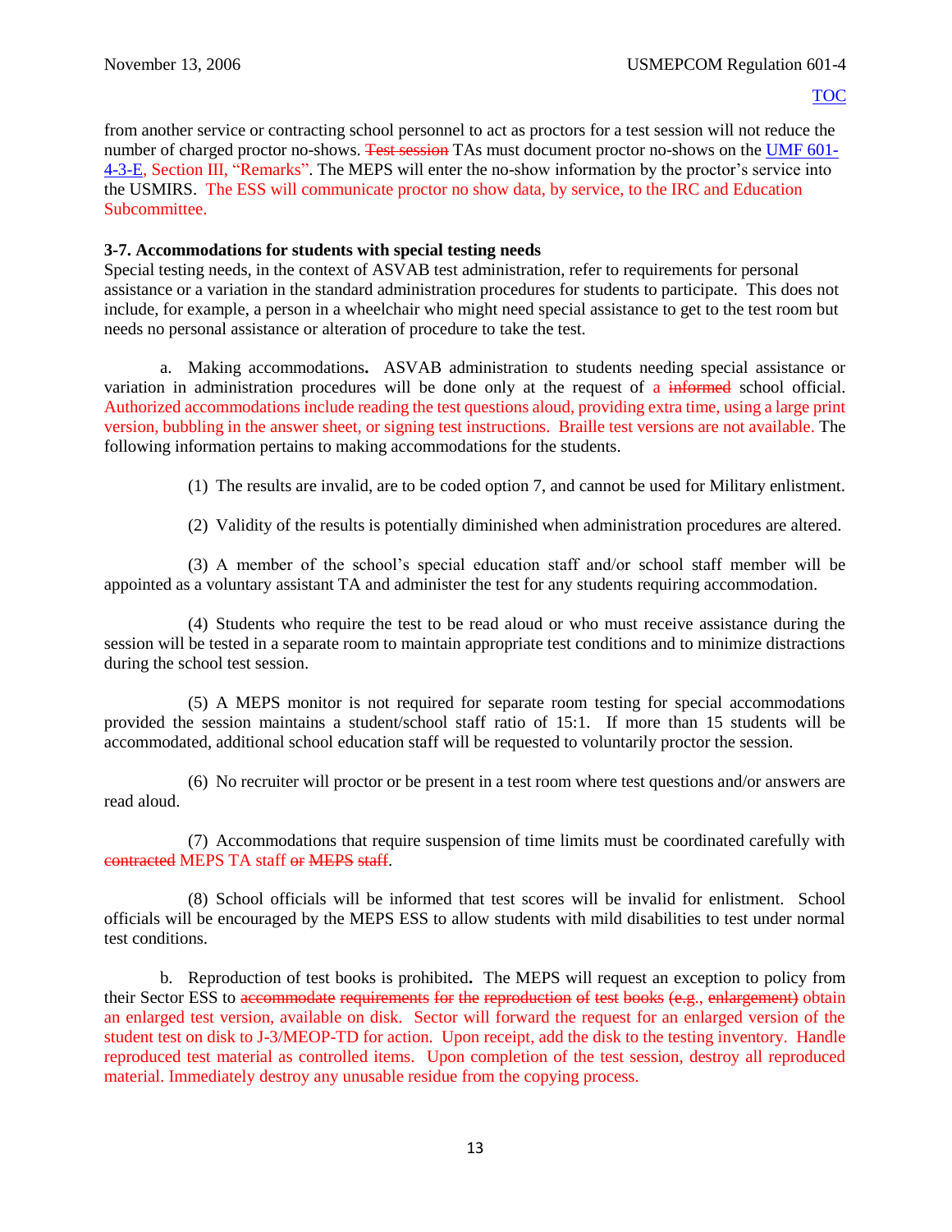from another service or contracting school personnel to act as proctors for a test session will not reduce the number of charged proctor no-shows. ~~Test session~~ TAs must document proctor no-shows on the UMF 601-4-3-E, Section III, "Remarks". The MEPS will enter the no-show information by the proctor's service into the USMIRS. The ESS will communicate proctor no show data, by service, to the IRC and Education Subcommittee.

**3-7. Accommodations for students with special testing needs**

Special testing needs, in the context of ASVAB test administration, refer to requirements for personal assistance or a variation in the standard administration procedures for students to participate. This does not include, for example, a person in a wheelchair who might need special assistance to get to the test room but needs no personal assistance or alteration of procedure to take the test.

a. Making accommodations**.** ASVAB administration to students needing special assistance or variation in administration procedures will be done only at the request of a ~~informed~~ school official. Authorized accommodations include reading the test questions aloud, providing extra time, using a large print version, bubbling in the answer sheet, or signing test instructions. Braille test versions are not available. The following information pertains to making accommodations for the students.

(1) The results are invalid, are to be coded option 7, and cannot be used for Military enlistment.

(2) Validity of the results is potentially diminished when administration procedures are altered.

(3) A member of the school's special education staff and/or school staff member will be appointed as a voluntary assistant TA and administer the test for any students requiring accommodation.

(4) Students who require the test to be read aloud or who must receive assistance during the session will be tested in a separate room to maintain appropriate test conditions and to minimize distractions during the school test session.

(5) A MEPS monitor is not required for separate room testing for special accommodations provided the session maintains a student/school staff ratio of 15:1. If more than 15 students will be accommodated, additional school education staff will be requested to voluntarily proctor the session.

(6) No recruiter will proctor or be present in a test room where test questions and/or answers are read aloud.

(7) Accommodations that require suspension of time limits must be coordinated carefully with ~~contracted~~ MEPS TA staff ~~or MEPS staff~~.

(8) School officials will be informed that test scores will be invalid for enlistment. School officials will be encouraged by the MEPS ESS to allow students with mild disabilities to test under normal test conditions.

b. Reproduction of test books is prohibited**.** The MEPS will request an exception to policy from their Sector ESS to ~~accommodate requirements for the reproduction of test books (e.g., enlargement)~~ obtain an enlarged test version, available on disk. Sector will forward the request for an enlarged version of the student test on disk to J-3/MEOP-TD for action. Upon receipt, add the disk to the testing inventory. Handle reproduced test material as controlled items. Upon completion of the test session, destroy all reproduced material. Immediately destroy any unusable residue from the copying process.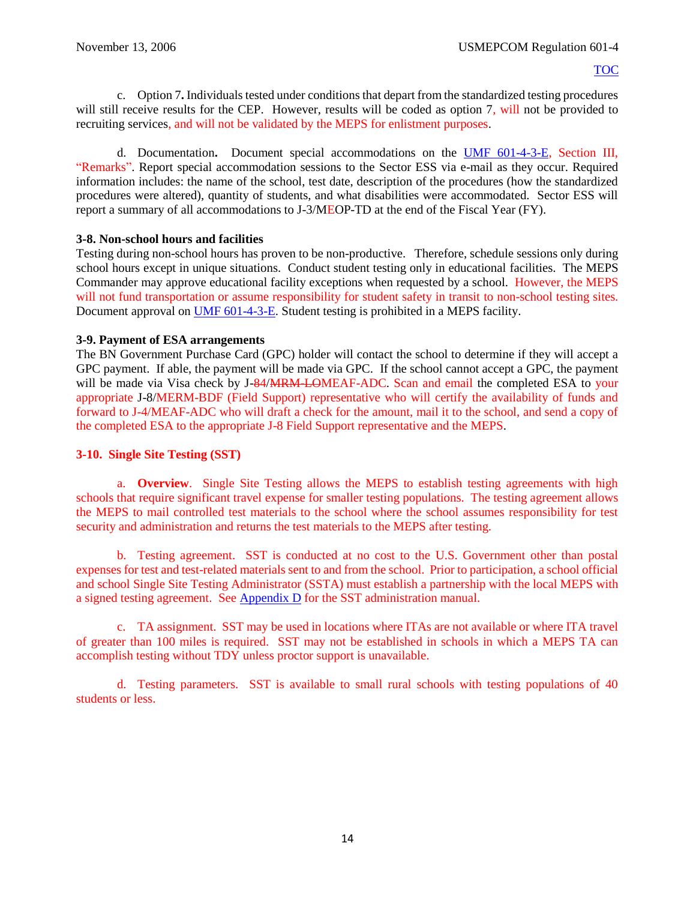c. Option 7**.** Individuals tested under conditions that depart from the standardized testing procedures will still receive results for the CEP. However, results will be coded as option 7, will not be provided to recruiting services, and will not be validated by the MEPS for enlistment purposes.

d. Documentation**.** Document special accommodations on the UMF 601-4-3-E, Section III, "Remarks". Report special accommodation sessions to the Sector ESS via e-mail as they occur. Required information includes: the name of the school, test date, description of the procedures (how the standardized procedures were altered), quantity of students, and what disabilities were accommodated. Sector ESS will report a summary of all accommodations to J-3/MEOP-TD at the end of the Fiscal Year (FY).

**3-8. Non-school hours and facilities**

Testing during non-school hours has proven to be non-productive. Therefore, schedule sessions only during school hours except in unique situations. Conduct student testing only in educational facilities. The MEPS Commander may approve educational facility exceptions when requested by a school. However, the MEPS will not fund transportation or assume responsibility for student safety in transit to non-school testing sites. Document approval on UMF 601-4-3-E. Student testing is prohibited in a MEPS facility.

**3-9. Payment of ESA arrangements**

The BN Government Purchase Card (GPC) holder will contact the school to determine if they will accept a GPC payment. If able, the payment will be made via GPC. If the school cannot accept a GPC, the payment will be made via Visa check by J-~~8~~4/~~MRM-LO~~MEAF-ADC. Scan and email the completed ESA to your appropriate J-8/MERM-BDF (Field Support) representative who will certify the availability of funds and forward to J-4/MEAF-ADC who will draft a check for the amount, mail it to the school, and send a copy of the completed ESA to the appropriate J-8 Field Support representative and the MEPS.

**3-10. Single Site Testing (SST)**

a. **Overview**. Single Site Testing allows the MEPS to establish testing agreements with high schools that require significant travel expense for smaller testing populations. The testing agreement allows the MEPS to mail controlled test materials to the school where the school assumes responsibility for test security and administration and returns the test materials to the MEPS after testing.

b. Testing agreement. SST is conducted at no cost to the U.S. Government other than postal expenses for test and test-related materials sent to and from the school. Prior to participation, a school official and school Single Site Testing Administrator (SSTA) must establish a partnership with the local MEPS with a signed testing agreement. See Appendix D for the SST administration manual.

c. TA assignment. SST may be used in locations where ITAs are not available or where ITA travel of greater than 100 miles is required. SST may not be established in schools in which a MEPS TA can accomplish testing without TDY unless proctor support is unavailable.

d. Testing parameters. SST is available to small rural schools with testing populations of 40 students or less.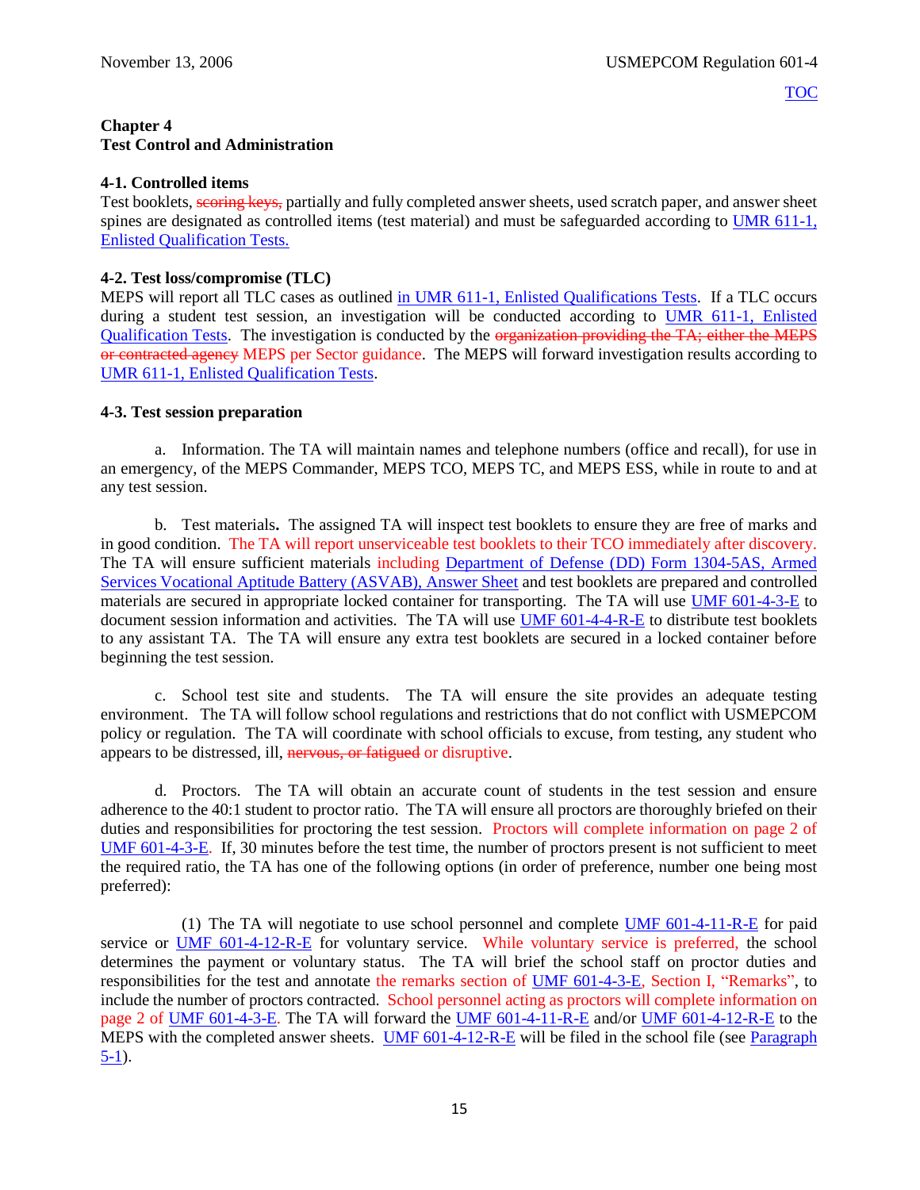[TOC](#)

## Chapter 4
## Test Control and Administration

### 4-1. Controlled items

Test booklets, ~~scoring keys,~~ partially and fully completed answer sheets, used scratch paper, and answer sheet spines are designated as controlled items (test material) and must be safeguarded according to [UMR 611-1, Enlisted Qualification Tests.](#)

### 4-2. Test loss/compromise (TLC)

MEPS will report all TLC cases as outlined [in UMR 611-1, Enlisted Qualifications Tests](#). If a TLC occurs during a student test session, an investigation will be conducted according to [UMR 611-1, Enlisted Qualification Tests](#). The investigation is conducted by the ~~organization providing the TA; either the MEPS or contracted agency~~ MEPS per Sector guidance. The MEPS will forward investigation results according to [UMR 611-1, Enlisted Qualification Tests](#).

### 4-3. Test session preparation

a. Information. The TA will maintain names and telephone numbers (office and recall), for use in an emergency, of the MEPS Commander, MEPS TCO, MEPS TC, and MEPS ESS, while in route to and at any test session.

b. Test materials**.** The assigned TA will inspect test booklets to ensure they are free of marks and in good condition. The TA will report unserviceable test booklets to their TCO immediately after discovery. The TA will ensure sufficient materials including [Department of Defense (DD) Form 1304-5AS, Armed Services Vocational Aptitude Battery (ASVAB), Answer Sheet](#) and test booklets are prepared and controlled materials are secured in appropriate locked container for transporting. The TA will use [UMF 601-4-3-E](#) to document session information and activities. The TA will use [UMF 601-4-4-R-E](#) to distribute test booklets to any assistant TA. The TA will ensure any extra test booklets are secured in a locked container before beginning the test session.

c. School test site and students. The TA will ensure the site provides an adequate testing environment. The TA will follow school regulations and restrictions that do not conflict with USMEPCOM policy or regulation. The TA will coordinate with school officials to excuse, from testing, any student who appears to be distressed, ill, ~~nervous, or fatigued~~ or disruptive.

d. Proctors. The TA will obtain an accurate count of students in the test session and ensure adherence to the 40:1 student to proctor ratio. The TA will ensure all proctors are thoroughly briefed on their duties and responsibilities for proctoring the test session. Proctors will complete information on page 2 of [UMF 601-4-3-E](#). If, 30 minutes before the test time, the number of proctors present is not sufficient to meet the required ratio, the TA has one of the following options (in order of preference, number one being most preferred):

(1) The TA will negotiate to use school personnel and complete [UMF 601-4-11-R-E](#) for paid service or [UMF 601-4-12-R-E](#) for voluntary service. While voluntary service is preferred, the school determines the payment or voluntary status. The TA will brief the school staff on proctor duties and responsibilities for the test and annotate the remarks section of [UMF 601-4-3-E](#), Section I, "Remarks", to include the number of proctors contracted. School personnel acting as proctors will complete information on page 2 of [UMF 601-4-3-E](#). The TA will forward the [UMF 601-4-11-R-E](#) and/or [UMF 601-4-12-R-E](#) to the MEPS with the completed answer sheets. [UMF 601-4-12-R-E](#) will be filed in the school file (see [Paragraph 5-1](#)).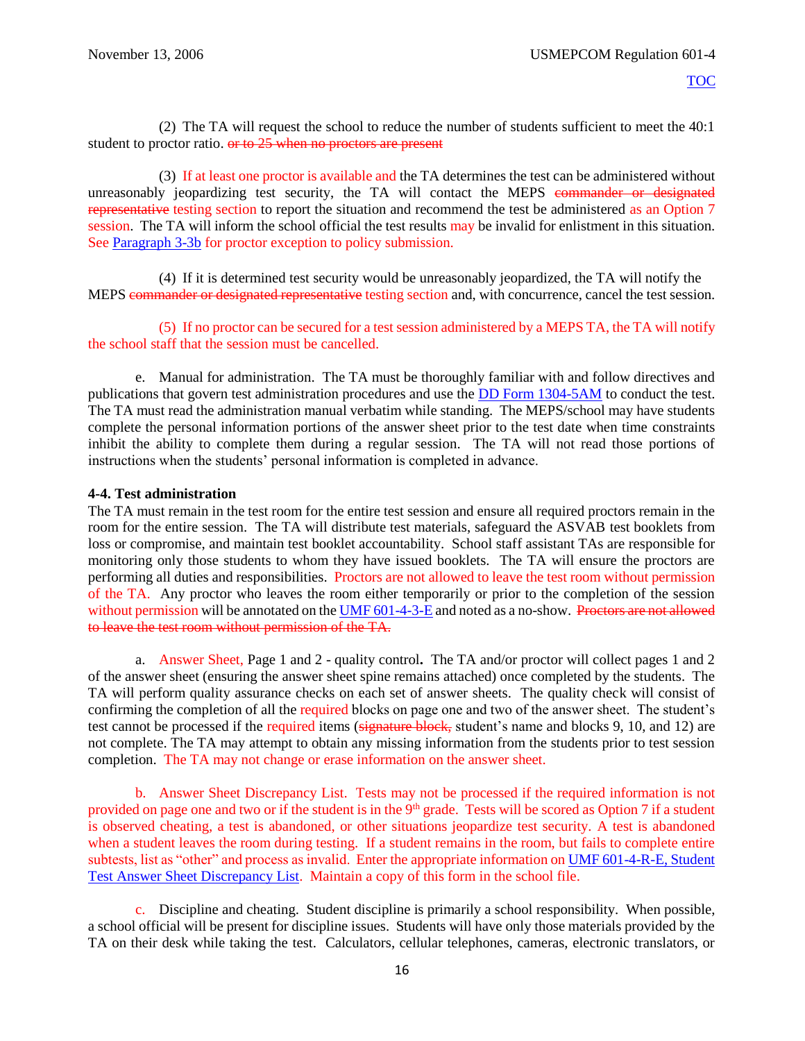(2) The TA will request the school to reduce the number of students sufficient to meet the 40:1 student to proctor ratio. ~~or to 25 when no proctors are present~~

(3) If at least one proctor is available and the TA determines the test can be administered without unreasonably jeopardizing test security, the TA will contact the MEPS ~~commander or designated representative~~ testing section to report the situation and recommend the test be administered as an Option 7 session. The TA will inform the school official the test results may be invalid for enlistment in this situation. See [Paragraph 3-3b](#) for proctor exception to policy submission.

(4) If it is determined test security would be unreasonably jeopardized, the TA will notify the MEPS ~~commander or designated representative~~ testing section and, with concurrence, cancel the test session.

(5) If no proctor can be secured for a test session administered by a MEPS TA, the TA will notify the school staff that the session must be cancelled.

e. Manual for administration. The TA must be thoroughly familiar with and follow directives and publications that govern test administration procedures and use the [DD Form 1304-5AM](#) to conduct the test. The TA must read the administration manual verbatim while standing. The MEPS/school may have students complete the personal information portions of the answer sheet prior to the test date when time constraints inhibit the ability to complete them during a regular session. The TA will not read those portions of instructions when the students' personal information is completed in advance.

**4-4. Test administration**

The TA must remain in the test room for the entire test session and ensure all required proctors remain in the room for the entire session. The TA will distribute test materials, safeguard the ASVAB test booklets from loss or compromise, and maintain test booklet accountability. School staff assistant TAs are responsible for monitoring only those students to whom they have issued booklets. The TA will ensure the proctors are performing all duties and responsibilities. Proctors are not allowed to leave the test room without permission of the TA. Any proctor who leaves the room either temporarily or prior to the completion of the session without permission will be annotated on the [UMF 601-4-3-E](#) and noted as a no-show. ~~Proctors are not allowed to leave the test room without permission of the TA.~~

a. Answer Sheet, Page 1 and 2 - quality control**.** The TA and/or proctor will collect pages 1 and 2 of the answer sheet (ensuring the answer sheet spine remains attached) once completed by the students. The TA will perform quality assurance checks on each set of answer sheets. The quality check will consist of confirming the completion of all the required blocks on page one and two of the answer sheet. The student's test cannot be processed if the required items (~~signature block,~~ student's name and blocks 9, 10, and 12) are not complete. The TA may attempt to obtain any missing information from the students prior to test session completion. The TA may not change or erase information on the answer sheet.

b. Answer Sheet Discrepancy List. Tests may not be processed if the required information is not provided on page one and two or if the student is in the 9th grade. Tests will be scored as Option 7 if a student is observed cheating, a test is abandoned, or other situations jeopardize test security. A test is abandoned when a student leaves the room during testing. If a student remains in the room, but fails to complete entire subtests, list as "other" and process as invalid. Enter the appropriate information on [UMF 601-4-R-E, Student Test Answer Sheet Discrepancy List](#). Maintain a copy of this form in the school file.

c. Discipline and cheating. Student discipline is primarily a school responsibility. When possible, a school official will be present for discipline issues. Students will have only those materials provided by the TA on their desk while taking the test. Calculators, cellular telephones, cameras, electronic translators, or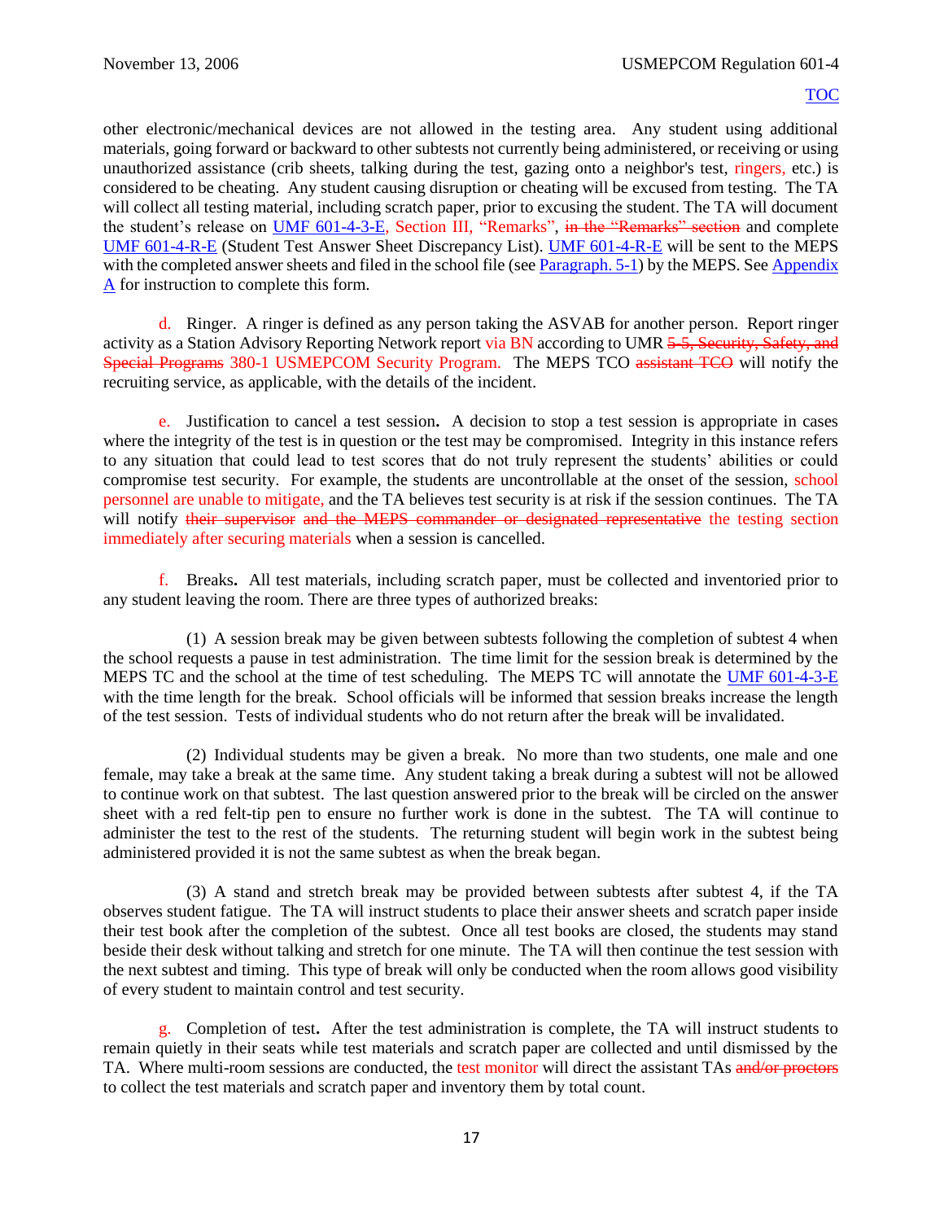other electronic/mechanical devices are not allowed in the testing area. Any student using additional materials, going forward or backward to other subtests not currently being administered, or receiving or using unauthorized assistance (crib sheets, talking during the test, gazing onto a neighbor's test, ringers, etc.) is considered to be cheating. Any student causing disruption or cheating will be excused from testing. The TA will collect all testing material, including scratch paper, prior to excusing the student. The TA will document the student's release on UMF 601-4-3-E, Section III, "Remarks", ~~in the "Remarks" section~~ and complete UMF 601-4-R-E (Student Test Answer Sheet Discrepancy List). UMF 601-4-R-E will be sent to the MEPS with the completed answer sheets and filed in the school file (see Paragraph. 5-1) by the MEPS. See Appendix A for instruction to complete this form.

d. Ringer. A ringer is defined as any person taking the ASVAB for another person. Report ringer activity as a Station Advisory Reporting Network report via BN according to UMR ~~5-5, Security, Safety, and Special Programs~~ 380-1 USMEPCOM Security Program. The MEPS TCO ~~assistant TCO~~ will notify the recruiting service, as applicable, with the details of the incident.

e. Justification to cancel a test session**.** A decision to stop a test session is appropriate in cases where the integrity of the test is in question or the test may be compromised. Integrity in this instance refers to any situation that could lead to test scores that do not truly represent the students' abilities or could compromise test security. For example, the students are uncontrollable at the onset of the session, school personnel are unable to mitigate, and the TA believes test security is at risk if the session continues. The TA will notify ~~their supervisor and the MEPS commander or designated representative~~ the testing section immediately after securing materials when a session is cancelled.

f. Breaks**.** All test materials, including scratch paper, must be collected and inventoried prior to any student leaving the room. There are three types of authorized breaks:

(1) A session break may be given between subtests following the completion of subtest 4 when the school requests a pause in test administration. The time limit for the session break is determined by the MEPS TC and the school at the time of test scheduling. The MEPS TC will annotate the UMF 601-4-3-E with the time length for the break. School officials will be informed that session breaks increase the length of the test session. Tests of individual students who do not return after the break will be invalidated.

(2) Individual students may be given a break. No more than two students, one male and one female, may take a break at the same time. Any student taking a break during a subtest will not be allowed to continue work on that subtest. The last question answered prior to the break will be circled on the answer sheet with a red felt-tip pen to ensure no further work is done in the subtest. The TA will continue to administer the test to the rest of the students. The returning student will begin work in the subtest being administered provided it is not the same subtest as when the break began.

(3) A stand and stretch break may be provided between subtests after subtest 4, if the TA observes student fatigue. The TA will instruct students to place their answer sheets and scratch paper inside their test book after the completion of the subtest. Once all test books are closed, the students may stand beside their desk without talking and stretch for one minute. The TA will then continue the test session with the next subtest and timing. This type of break will only be conducted when the room allows good visibility of every student to maintain control and test security.

g. Completion of test**.** After the test administration is complete, the TA will instruct students to remain quietly in their seats while test materials and scratch paper are collected and until dismissed by the TA. Where multi-room sessions are conducted, the test monitor will direct the assistant TAs ~~and/or proctors~~ to collect the test materials and scratch paper and inventory them by total count.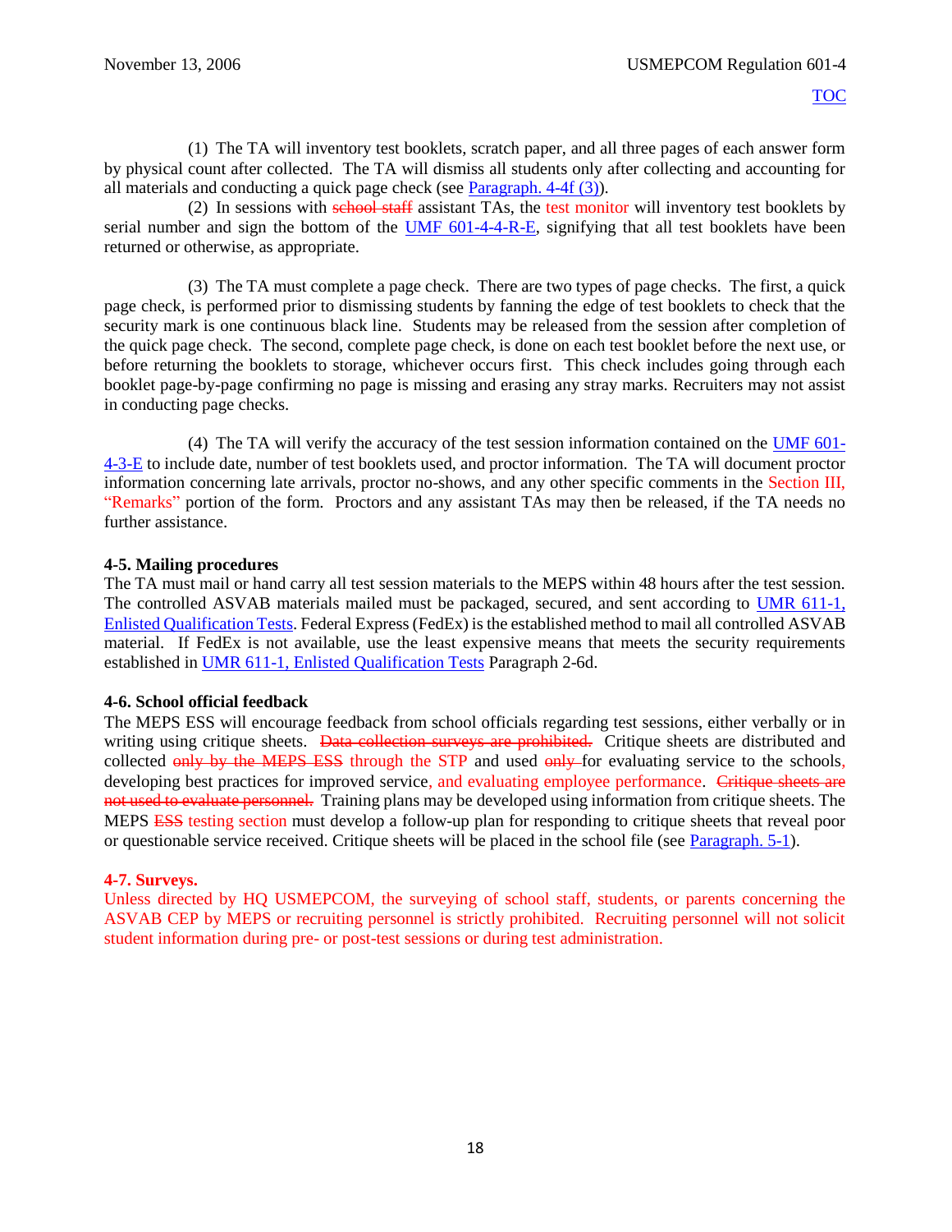(1) The TA will inventory test booklets, scratch paper, and all three pages of each answer form by physical count after collected. The TA will dismiss all students only after collecting and accounting for all materials and conducting a quick page check (see Paragraph. 4-4f (3)).

(2) In sessions with ~~school staff~~ assistant TAs, the test monitor will inventory test booklets by serial number and sign the bottom of the UMF 601-4-4-R-E, signifying that all test booklets have been returned or otherwise, as appropriate.

(3) The TA must complete a page check. There are two types of page checks. The first, a quick page check, is performed prior to dismissing students by fanning the edge of test booklets to check that the security mark is one continuous black line. Students may be released from the session after completion of the quick page check. The second, complete page check, is done on each test booklet before the next use, or before returning the booklets to storage, whichever occurs first. This check includes going through each booklet page-by-page confirming no page is missing and erasing any stray marks. Recruiters may not assist in conducting page checks.

(4) The TA will verify the accuracy of the test session information contained on the UMF 601-4-3-E to include date, number of test booklets used, and proctor information. The TA will document proctor information concerning late arrivals, proctor no-shows, and any other specific comments in the Section III, "Remarks" portion of the form. Proctors and any assistant TAs may then be released, if the TA needs no further assistance.

**4-5. Mailing procedures**

The TA must mail or hand carry all test session materials to the MEPS within 48 hours after the test session. The controlled ASVAB materials mailed must be packaged, secured, and sent according to UMR 611-1, Enlisted Qualification Tests. Federal Express (FedEx) is the established method to mail all controlled ASVAB material. If FedEx is not available, use the least expensive means that meets the security requirements established in UMR 611-1, Enlisted Qualification Tests Paragraph 2-6d.

**4-6. School official feedback**

The MEPS ESS will encourage feedback from school officials regarding test sessions, either verbally or in writing using critique sheets. ~~Data collection surveys are prohibited.~~ Critique sheets are distributed and collected ~~only by the MEPS ESS~~ through the STP and used ~~only~~ for evaluating service to the schools, developing best practices for improved service, and evaluating employee performance. ~~Critique sheets are not used to evaluate personnel.~~ Training plans may be developed using information from critique sheets. The MEPS ~~ESS~~ testing section must develop a follow-up plan for responding to critique sheets that reveal poor or questionable service received. Critique sheets will be placed in the school file (see Paragraph. 5-1).

**4-7. Surveys.**

Unless directed by HQ USMEPCOM, the surveying of school staff, students, or parents concerning the ASVAB CEP by MEPS or recruiting personnel is strictly prohibited. Recruiting personnel will not solicit student information during pre- or post-test sessions or during test administration.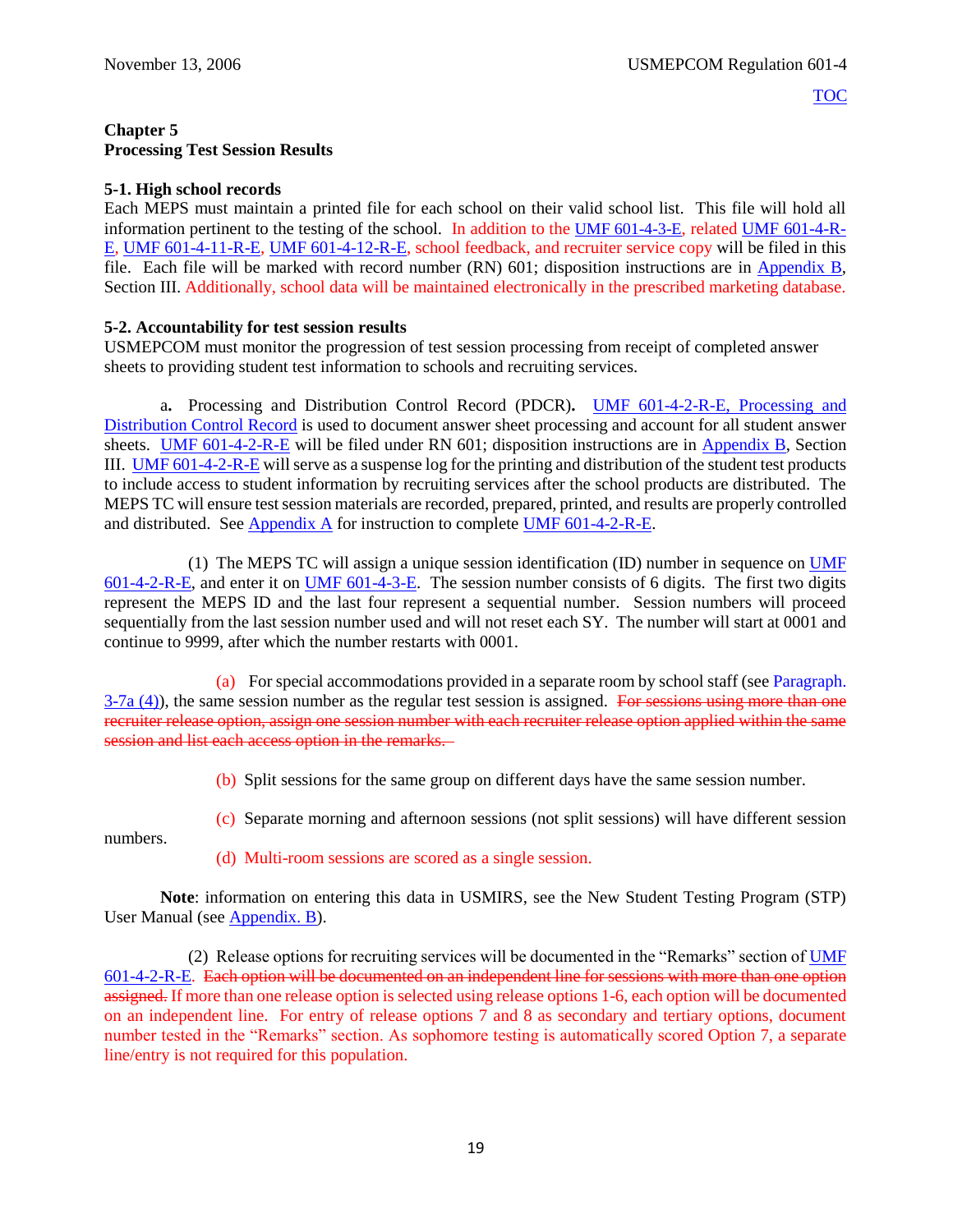TOC

# Chapter 5
# Processing Test Session Results

## 5-1. High school records

Each MEPS must maintain a printed file for each school on their valid school list. This file will hold all information pertinent to the testing of the school. In addition to the UMF 601-4-3-E, related UMF 601-4-R-E, UMF 601-4-11-R-E, UMF 601-4-12-R-E, school feedback, and recruiter service copy will be filed in this file. Each file will be marked with record number (RN) 601; disposition instructions are in Appendix B, Section III. Additionally, school data will be maintained electronically in the prescribed marketing database.

## 5-2. Accountability for test session results

USMEPCOM must monitor the progression of test session processing from receipt of completed answer sheets to providing student test information to schools and recruiting services.

a. Processing and Distribution Control Record (PDCR). UMF 601-4-2-R-E, Processing and Distribution Control Record is used to document answer sheet processing and account for all student answer sheets. UMF 601-4-2-R-E will be filed under RN 601; disposition instructions are in Appendix B, Section III. UMF 601-4-2-R-E will serve as a suspense log for the printing and distribution of the student test products to include access to student information by recruiting services after the school products are distributed. The MEPS TC will ensure test session materials are recorded, prepared, printed, and results are properly controlled and distributed. See Appendix A for instruction to complete UMF 601-4-2-R-E.

(1) The MEPS TC will assign a unique session identification (ID) number in sequence on UMF 601-4-2-R-E, and enter it on UMF 601-4-3-E. The session number consists of 6 digits. The first two digits represent the MEPS ID and the last four represent a sequential number. Session numbers will proceed sequentially from the last session number used and will not reset each SY. The number will start at 0001 and continue to 9999, after which the number restarts with 0001.

(a) For special accommodations provided in a separate room by school staff (see Paragraph. 3-7a (4)), the same session number as the regular test session is assigned. ~~For sessions using more than one recruiter release option, assign one session number with each recruiter release option applied within the same session and list each access option in the remarks.~~

(b) Split sessions for the same group on different days have the same session number.

(c) Separate morning and afternoon sessions (not split sessions) will have different session numbers.

(d) Multi-room sessions are scored as a single session.

**Note**: information on entering this data in USMIRS, see the New Student Testing Program (STP) User Manual (see Appendix. B).

(2) Release options for recruiting services will be documented in the "Remarks" section of UMF 601-4-2-R-E. ~~Each option will be documented on an independent line for sessions with more than one option assigned.~~ If more than one release option is selected using release options 1-6, each option will be documented on an independent line. For entry of release options 7 and 8 as secondary and tertiary options, document number tested in the "Remarks" section. As sophomore testing is automatically scored Option 7, a separate line/entry is not required for this population.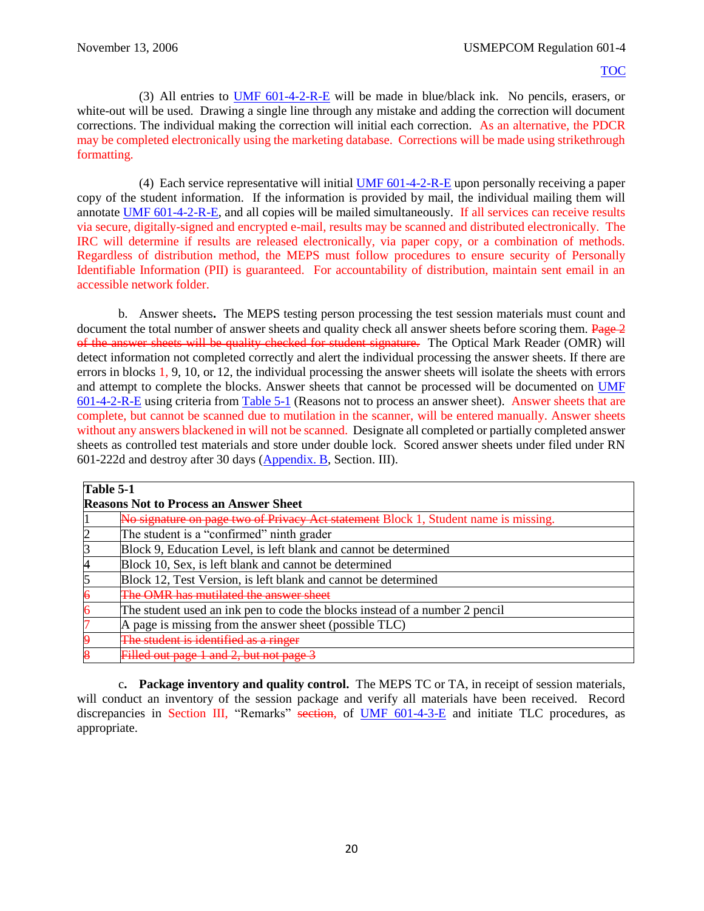(3) All entries to UMF 601-4-2-R-E will be made in blue/black ink. No pencils, erasers, or white-out will be used. Drawing a single line through any mistake and adding the correction will document corrections. The individual making the correction will initial each correction. As an alternative, the PDCR may be completed electronically using the marketing database. Corrections will be made using strikethrough formatting.

(4) Each service representative will initial UMF 601-4-2-R-E upon personally receiving a paper copy of the student information. If the information is provided by mail, the individual mailing them will annotate UMF 601-4-2-R-E, and all copies will be mailed simultaneously. If all services can receive results via secure, digitally-signed and encrypted e-mail, results may be scanned and distributed electronically. The IRC will determine if results are released electronically, via paper copy, or a combination of methods. Regardless of distribution method, the MEPS must follow procedures to ensure security of Personally Identifiable Information (PII) is guaranteed. For accountability of distribution, maintain sent email in an accessible network folder.

b. Answer sheets**.** The MEPS testing person processing the test session materials must count and document the total number of answer sheets and quality check all answer sheets before scoring them. ~~Page 2 of the answer sheets will be quality checked for student signature.~~ The Optical Mark Reader (OMR) will detect information not completed correctly and alert the individual processing the answer sheets. If there are errors in blocks 1, 9, 10, or 12, the individual processing the answer sheets will isolate the sheets with errors and attempt to complete the blocks. Answer sheets that cannot be processed will be documented on UMF 601-4-2-R-E using criteria from Table 5-1 (Reasons not to process an answer sheet). Answer sheets that are complete, but cannot be scanned due to mutilation in the scanner, will be entered manually. Answer sheets without any answers blackened in will not be scanned. Designate all completed or partially completed answer sheets as controlled test materials and store under double lock. Scored answer sheets under filed under RN 601-222d and destroy after 30 days (Appendix. B, Section. III).

**Table 5-1**
**Reasons Not to Process an Answer Sheet**

| | |
|---|---|
| 1 | ~~No signature on page two of Privacy Act statement~~ Block 1, Student name is missing. |
| 2 | The student is a "confirmed" ninth grader |
| 3 | Block 9, Education Level, is left blank and cannot be determined |
| 4 | Block 10, Sex, is left blank and cannot be determined |
| 5 | Block 12, Test Version, is left blank and cannot be determined |
| ~~6~~ | ~~The OMR has mutilated the answer sheet~~ |
| 6 | The student used an ink pen to code the blocks instead of a number 2 pencil |
| 7 | A page is missing from the answer sheet (possible TLC) |
| ~~9~~ | ~~The student is identified as a ringer~~ |
| ~~8~~ | ~~Filled out page 1 and 2, but not page 3~~ |

c**. Package inventory and quality control.** The MEPS TC or TA, in receipt of session materials, will conduct an inventory of the session package and verify all materials have been received. Record discrepancies in Section III, "Remarks" ~~section,~~ of UMF 601-4-3-E and initiate TLC procedures, as appropriate.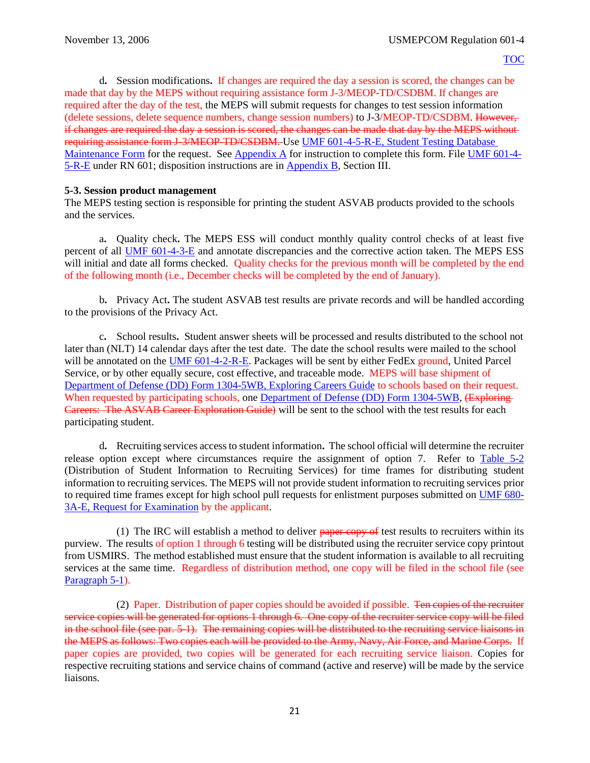d**.** Session modifications**.** If changes are required the day a session is scored, the changes can be made that day by the MEPS without requiring assistance form J-3/MEOP-TD/CSDBM. If changes are required after the day of the test, the MEPS will submit requests for changes to test session information (delete sessions, delete sequence numbers, change session numbers) to J-3/MEOP-TD/CSDBM. ~~However, if changes are required the day a session is scored, the changes can be made that day by the MEPS without requiring assistance form J-3/MEOP-TD/CSDBM.~~ Use UMF 601-4-5-R-E, Student Testing Database Maintenance Form for the request. See Appendix A for instruction to complete this form. File UMF 601-4-5-R-E under RN 601; disposition instructions are in Appendix B, Section III.

**5-3. Session product management**

The MEPS testing section is responsible for printing the student ASVAB products provided to the schools and the services.

a**.** Quality check**.** The MEPS ESS will conduct monthly quality control checks of at least five percent of all UMF 601-4-3-E and annotate discrepancies and the corrective action taken. The MEPS ESS will initial and date all forms checked. Quality checks for the previous month will be completed by the end of the following month (i.e., December checks will be completed by the end of January).

b**.** Privacy Act**.** The student ASVAB test results are private records and will be handled according to the provisions of the Privacy Act.

c**.** School results**.** Student answer sheets will be processed and results distributed to the school not later than (NLT) 14 calendar days after the test date. The date the school results were mailed to the school will be annotated on the UMF 601-4-2-R-E. Packages will be sent by either FedEx ground, United Parcel Service, or by other equally secure, cost effective, and traceable mode. MEPS will base shipment of Department of Defense (DD) Form 1304-5WB, Exploring Careers Guide to schools based on their request. When requested by participating schools, one Department of Defense (DD) Form 1304-5WB, ~~(Exploring Careers: The ASVAB Career Exploration Guide)~~ will be sent to the school with the test results for each participating student.

d**.** Recruiting services access to student information**.** The school official will determine the recruiter release option except where circumstances require the assignment of option 7. Refer to Table 5-2 (Distribution of Student Information to Recruiting Services) for time frames for distributing student information to recruiting services. The MEPS will not provide student information to recruiting services prior to required time frames except for high school pull requests for enlistment purposes submitted on UMF 680-3A-E, Request for Examination by the applicant.

(1) The IRC will establish a method to deliver ~~paper copy of~~ test results to recruiters within its purview. The results of option 1 through 6 testing will be distributed using the recruiter service copy printout from USMIRS. The method established must ensure that the student information is available to all recruiting services at the same time. Regardless of distribution method, one copy will be filed in the school file (see Paragraph 5-1).

(2) Paper. Distribution of paper copies should be avoided if possible. ~~Ten copies of the recruiter service copies will be generated for options 1 through 6. One copy of the recruiter service copy will be filed in the school file (see par. 5-1). The remaining copies will be distributed to the recruiting service liaisons in the MEPS as follows: Two copies each will be provided to the Army, Navy, Air Force, and Marine Corps.~~ If paper copies are provided, two copies will be generated for each recruiting service liaison. Copies for respective recruiting stations and service chains of command (active and reserve) will be made by the service liaisons.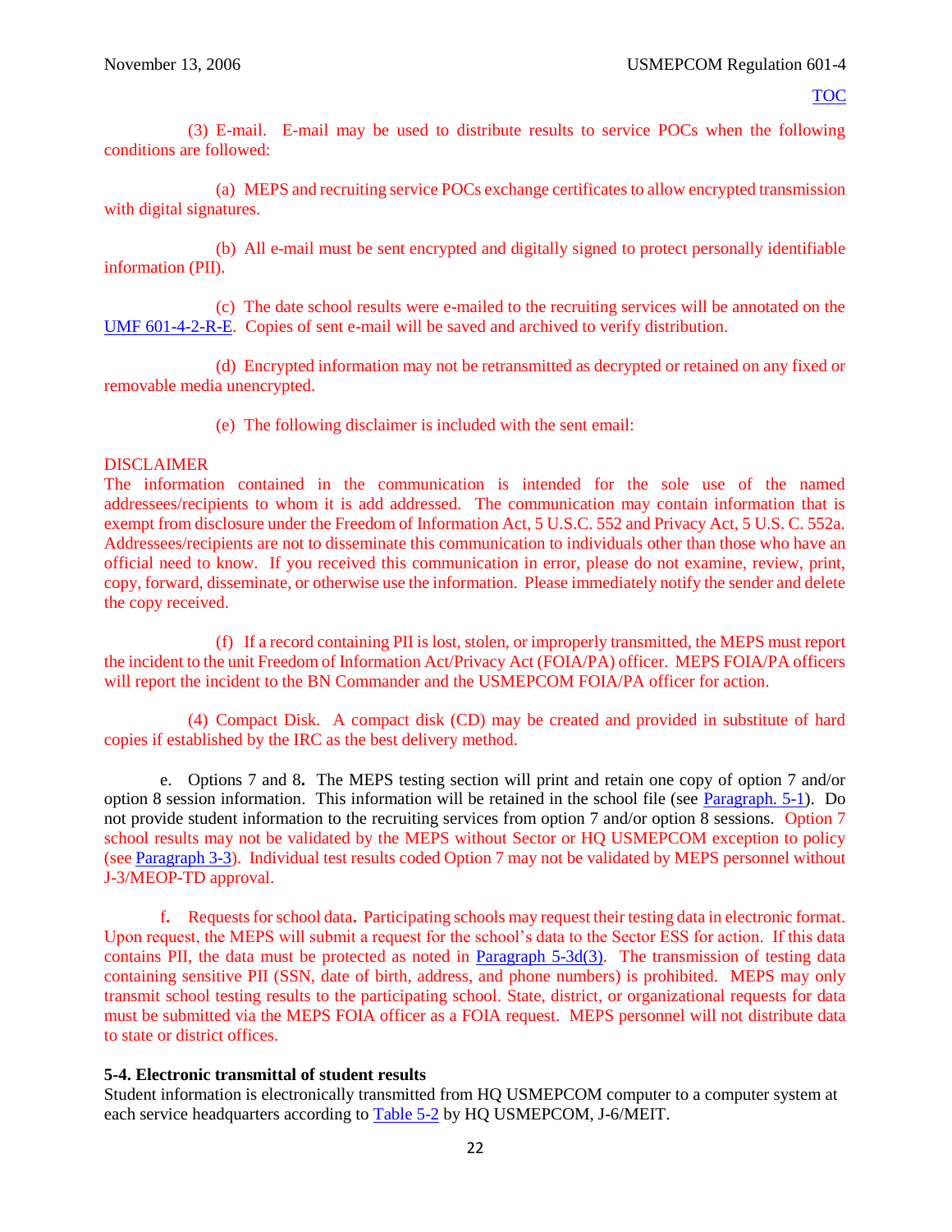TOC

(3) E-mail. E-mail may be used to distribute results to service POCs when the following conditions are followed:

(a) MEPS and recruiting service POCs exchange certificates to allow encrypted transmission with digital signatures.

(b) All e-mail must be sent encrypted and digitally signed to protect personally identifiable information (PII).

(c) The date school results were e-mailed to the recruiting services will be annotated on the UMF 601-4-2-R-E. Copies of sent e-mail will be saved and archived to verify distribution.

(d) Encrypted information may not be retransmitted as decrypted or retained on any fixed or removable media unencrypted.

(e) The following disclaimer is included with the sent email:

DISCLAIMER
The information contained in the communication is intended for the sole use of the named addressees/recipients to whom it is add addressed. The communication may contain information that is exempt from disclosure under the Freedom of Information Act, 5 U.S.C. 552 and Privacy Act, 5 U.S. C. 552a. Addressees/recipients are not to disseminate this communication to individuals other than those who have an official need to know. If you received this communication in error, please do not examine, review, print, copy, forward, disseminate, or otherwise use the information. Please immediately notify the sender and delete the copy received.

(f) If a record containing PII is lost, stolen, or improperly transmitted, the MEPS must report the incident to the unit Freedom of Information Act/Privacy Act (FOIA/PA) officer. MEPS FOIA/PA officers will report the incident to the BN Commander and the USMEPCOM FOIA/PA officer for action.

(4) Compact Disk. A compact disk (CD) may be created and provided in substitute of hard copies if established by the IRC as the best delivery method.

e. Options 7 and 8**.** The MEPS testing section will print and retain one copy of option 7 and/or option 8 session information. This information will be retained in the school file (see Paragraph. 5-1). Do not provide student information to the recruiting services from option 7 and/or option 8 sessions. Option 7 school results may not be validated by the MEPS without Sector or HQ USMEPCOM exception to policy (see Paragraph 3-3). Individual test results coded Option 7 may not be validated by MEPS personnel without J-3/MEOP-TD approval.

f**.** Requests for school data**.** Participating schools may request their testing data in electronic format. Upon request, the MEPS will submit a request for the school's data to the Sector ESS for action. If this data contains PII, the data must be protected as noted in Paragraph 5-3d(3). The transmission of testing data containing sensitive PII (SSN, date of birth, address, and phone numbers) is prohibited. MEPS may only transmit school testing results to the participating school. State, district, or organizational requests for data must be submitted via the MEPS FOIA officer as a FOIA request. MEPS personnel will not distribute data to state or district offices.

**5-4. Electronic transmittal of student results**

Student information is electronically transmitted from HQ USMEPCOM computer to a computer system at each service headquarters according to Table 5-2 by HQ USMEPCOM, J-6/MEIT.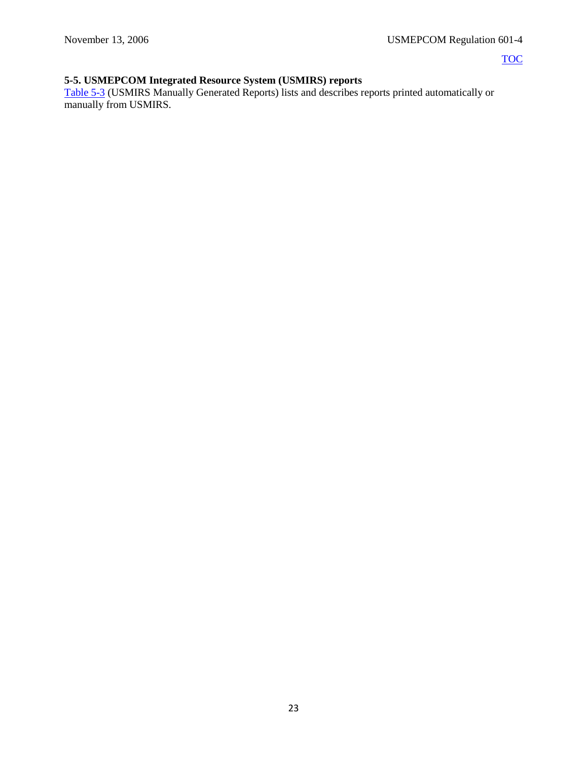**5-5. USMEPCOM Integrated Resource System (USMIRS) reports**

Table 5-3 (USMIRS Manually Generated Reports) lists and describes reports printed automatically or manually from USMIRS.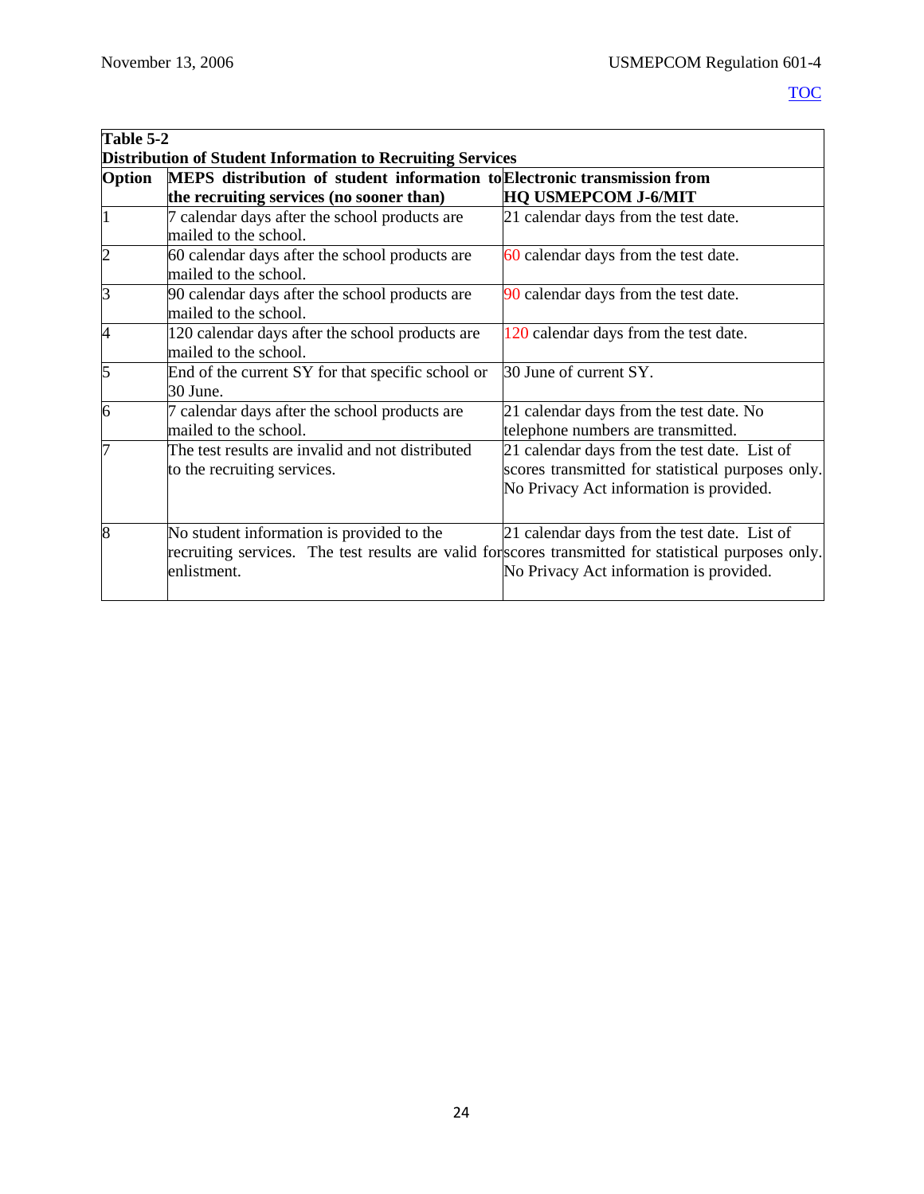**Table 5-2**
**Distribution of Student Information to Recruiting Services**

| Option | MEPS distribution of student information to the recruiting services (no sooner than) | Electronic transmission from HQ USMEPCOM J-6/MIT |
|---|---|---|
| 1 | 7 calendar days after the school products are mailed to the school. | 21 calendar days from the test date. |
| 2 | 60 calendar days after the school products are mailed to the school. | 60 calendar days from the test date. |
| 3 | 90 calendar days after the school products are mailed to the school. | 90 calendar days from the test date. |
| 4 | 120 calendar days after the school products are mailed to the school. | 120 calendar days from the test date. |
| 5 | End of the current SY for that specific school or 30 June. | 30 June of current SY. |
| 6 | 7 calendar days after the school products are mailed to the school. | 21 calendar days from the test date. No telephone numbers are transmitted. |
| 7 | The test results are invalid and not distributed to the recruiting services. | 21 calendar days from the test date. List of scores transmitted for statistical purposes only. No Privacy Act information is provided. |
| 8 | No student information is provided to the recruiting services. The test results are valid for enlistment. | 21 calendar days from the test date. List of scores transmitted for statistical purposes only. No Privacy Act information is provided. |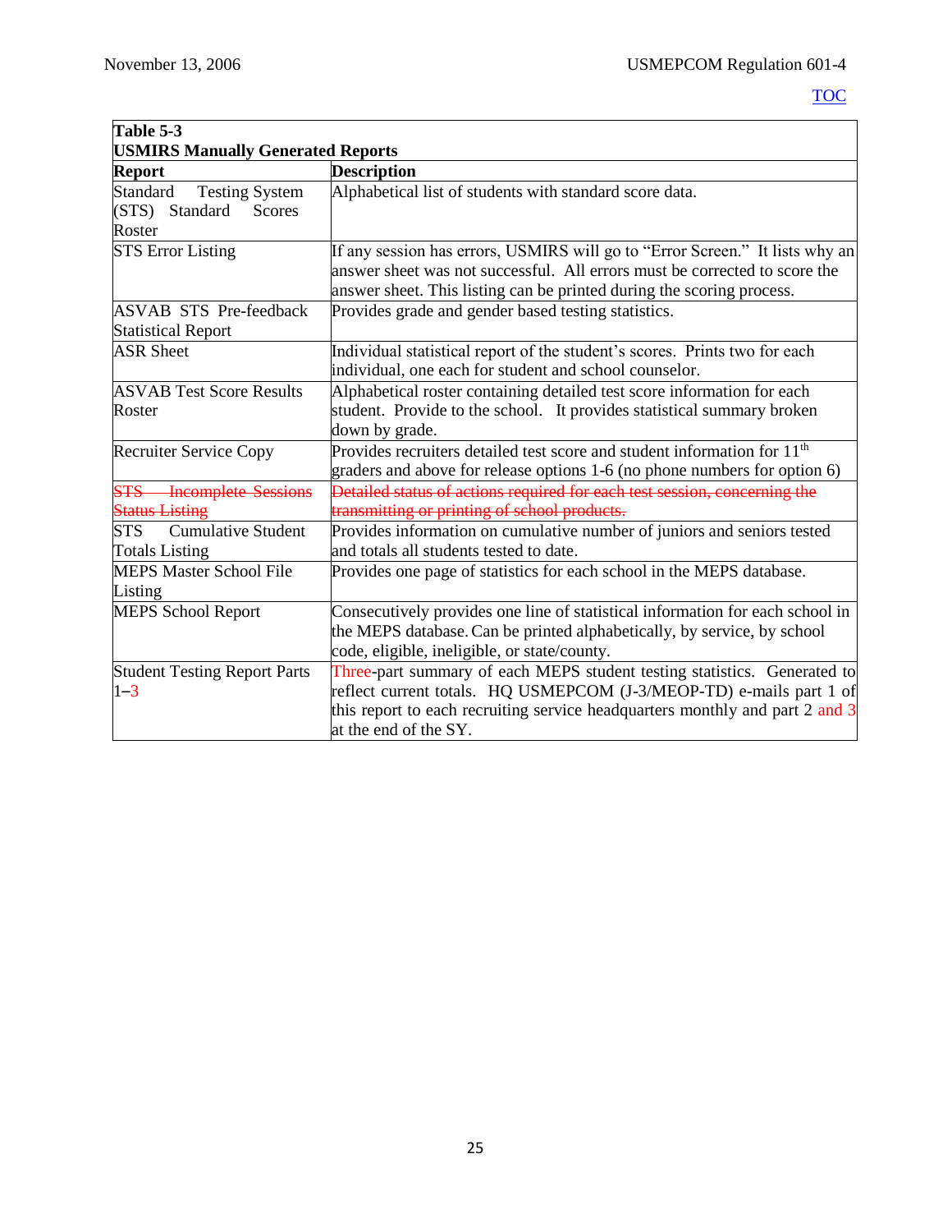**Table 5-3**
**USMIRS Manually Generated Reports**

| Report | Description |
|---|---|
| Standard Testing System (STS) Standard Scores Roster | Alphabetical list of students with standard score data. |
| STS Error Listing | If any session has errors, USMIRS will go to "Error Screen." It lists why an answer sheet was not successful. All errors must be corrected to score the answer sheet. This listing can be printed during the scoring process. |
| ASVAB STS Pre-feedback Statistical Report | Provides grade and gender based testing statistics. |
| ASR Sheet | Individual statistical report of the student's scores. Prints two for each individual, one each for student and school counselor. |
| ASVAB Test Score Results Roster | Alphabetical roster containing detailed test score information for each student. Provide to the school. It provides statistical summary broken down by grade. |
| Recruiter Service Copy | Provides recruiters detailed test score and student information for 11th graders and above for release options 1-6 (no phone numbers for option 6) |
| ~~STS Incomplete Sessions Status Listing~~ | ~~Detailed status of actions required for each test session, concerning the transmitting or printing of school products.~~ |
| STS Cumulative Student Totals Listing | Provides information on cumulative number of juniors and seniors tested and totals all students tested to date. |
| MEPS Master School File Listing | Provides one page of statistics for each school in the MEPS database. |
| MEPS School Report | Consecutively provides one line of statistical information for each school in the MEPS database. Can be printed alphabetically, by service, by school code, eligible, ineligible, or state/county. |
| Student Testing Report Parts 1–3 | Three-part summary of each MEPS student testing statistics. Generated to reflect current totals. HQ USMEPCOM (J-3/MEOP-TD) e-mails part 1 of this report to each recruiting service headquarters monthly and part 2 and 3 at the end of the SY. |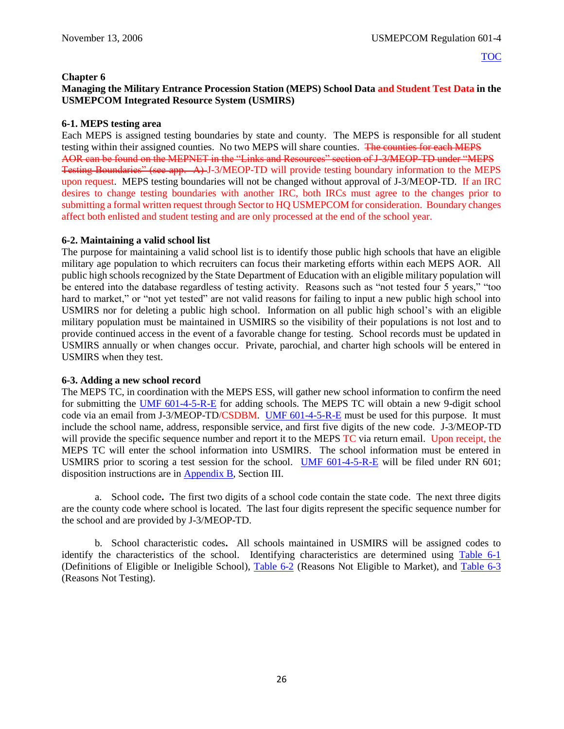[TOC](#)

# Chapter 6

## Managing the Military Entrance Procession Station (MEPS) School Data and Student Test Data in the USMEPCOM Integrated Resource System (USMIRS)

### 6-1. MEPS testing area

Each MEPS is assigned testing boundaries by state and county. The MEPS is responsible for all student testing within their assigned counties. No two MEPS will share counties. ~~The counties for each MEPS AOR can be found on the MEPNET in the "Links and Resources" section of J-3/MEOP-TD under "MEPS Testing Boundaries" (see app. A)~~ J-3/MEOP-TD will provide testing boundary information to the MEPS upon request. MEPS testing boundaries will not be changed without approval of J-3/MEOP-TD. If an IRC desires to change testing boundaries with another IRC, both IRCs must agree to the changes prior to submitting a formal written request through Sector to HQ USMEPCOM for consideration. Boundary changes affect both enlisted and student testing and are only processed at the end of the school year.

### 6-2. Maintaining a valid school list

The purpose for maintaining a valid school list is to identify those public high schools that have an eligible military age population to which recruiters can focus their marketing efforts within each MEPS AOR. All public high schools recognized by the State Department of Education with an eligible military population will be entered into the database regardless of testing activity. Reasons such as "not tested four 5 years," "too hard to market," or "not yet tested" are not valid reasons for failing to input a new public high school into USMIRS nor for deleting a public high school. Information on all public high school's with an eligible military population must be maintained in USMIRS so the visibility of their populations is not lost and to provide continued access in the event of a favorable change for testing. School records must be updated in USMIRS annually or when changes occur. Private, parochial, and charter high schools will be entered in USMIRS when they test.

### 6-3. Adding a new school record

The MEPS TC, in coordination with the MEPS ESS, will gather new school information to confirm the need for submitting the [UMF 601-4-5-R-E](#) for adding schools. The MEPS TC will obtain a new 9-digit school code via an email from J-3/MEOP-TD/CSDBM. [UMF 601-4-5-R-E](#) must be used for this purpose. It must include the school name, address, responsible service, and first five digits of the new code. J-3/MEOP-TD will provide the specific sequence number and report it to the MEPS TC via return email. Upon receipt, the MEPS TC will enter the school information into USMIRS. The school information must be entered in USMIRS prior to scoring a test session for the school. [UMF 601-4-5-R-E](#) will be filed under RN 601; disposition instructions are in [Appendix B](#), Section III.

a. School code**.** The first two digits of a school code contain the state code. The next three digits are the county code where school is located. The last four digits represent the specific sequence number for the school and are provided by J-3/MEOP-TD.

b. School characteristic codes**.** All schools maintained in USMIRS will be assigned codes to identify the characteristics of the school. Identifying characteristics are determined using [Table 6-1](#) (Definitions of Eligible or Ineligible School), [Table 6-2](#) (Reasons Not Eligible to Market), and [Table 6-3](#) (Reasons Not Testing).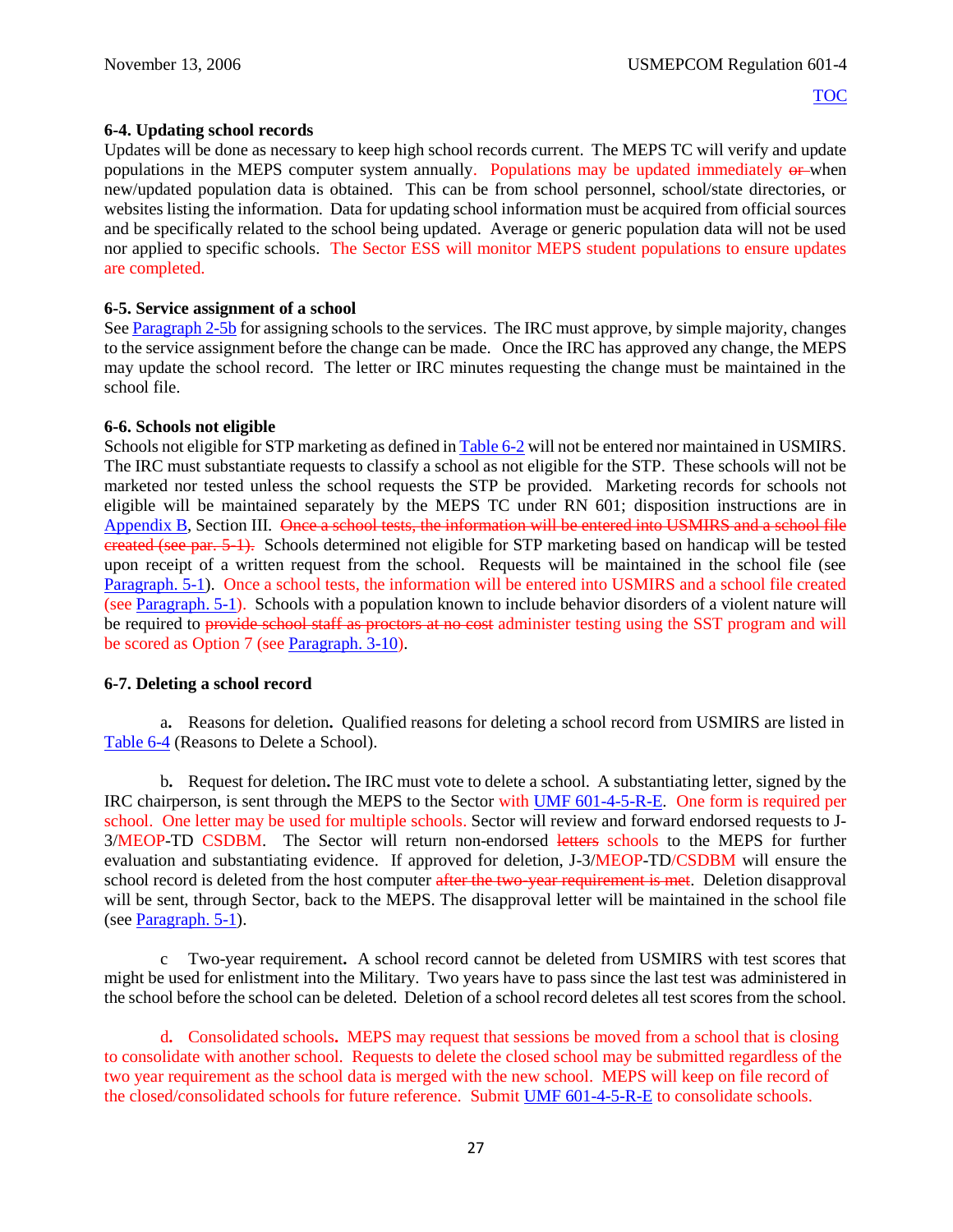### 6-4. Updating school records

Updates will be done as necessary to keep high school records current. The MEPS TC will verify and update populations in the MEPS computer system annually. Populations may be updated immediately ~~or~~ when new/updated population data is obtained. This can be from school personnel, school/state directories, or websites listing the information. Data for updating school information must be acquired from official sources and be specifically related to the school being updated. Average or generic population data will not be used nor applied to specific schools. The Sector ESS will monitor MEPS student populations to ensure updates are completed.

### 6-5. Service assignment of a school

See Paragraph 2-5b for assigning schools to the services. The IRC must approve, by simple majority, changes to the service assignment before the change can be made. Once the IRC has approved any change, the MEPS may update the school record. The letter or IRC minutes requesting the change must be maintained in the school file.

### 6-6. Schools not eligible

Schools not eligible for STP marketing as defined in Table 6-2 will not be entered nor maintained in USMIRS. The IRC must substantiate requests to classify a school as not eligible for the STP. These schools will not be marketed nor tested unless the school requests the STP be provided. Marketing records for schools not eligible will be maintained separately by the MEPS TC under RN 601; disposition instructions are in Appendix B, Section III. ~~Once a school tests, the information will be entered into USMIRS and a school file created (see par. 5-1).~~ Schools determined not eligible for STP marketing based on handicap will be tested upon receipt of a written request from the school. Requests will be maintained in the school file (see Paragraph. 5-1). Once a school tests, the information will be entered into USMIRS and a school file created (see Paragraph. 5-1). Schools with a population known to include behavior disorders of a violent nature will be required to ~~provide school staff as proctors at no cost~~ administer testing using the SST program and will be scored as Option 7 (see Paragraph. 3-10).

### 6-7. Deleting a school record

a. Reasons for deletion**.** Qualified reasons for deleting a school record from USMIRS are listed in Table 6-4 (Reasons to Delete a School).

b. Request for deletion**.** The IRC must vote to delete a school. A substantiating letter, signed by the IRC chairperson, is sent through the MEPS to the Sector with UMF 601-4-5-R-E. One form is required per school. One letter may be used for multiple schools. Sector will review and forward endorsed requests to J-3/MEOP-TD CSDBM. The Sector will return non-endorsed ~~letters~~ schools to the MEPS for further evaluation and substantiating evidence. If approved for deletion, J-3/MEOP-TD/CSDBM will ensure the school record is deleted from the host computer ~~after the two-year requirement is met~~. Deletion disapproval will be sent, through Sector, back to the MEPS. The disapproval letter will be maintained in the school file (see Paragraph. 5-1).

c Two-year requirement**.** A school record cannot be deleted from USMIRS with test scores that might be used for enlistment into the Military. Two years have to pass since the last test was administered in the school before the school can be deleted. Deletion of a school record deletes all test scores from the school.

d**.** Consolidated schools**.** MEPS may request that sessions be moved from a school that is closing to consolidate with another school. Requests to delete the closed school may be submitted regardless of the two year requirement as the school data is merged with the new school. MEPS will keep on file record of the closed/consolidated schools for future reference. Submit UMF 601-4-5-R-E to consolidate schools.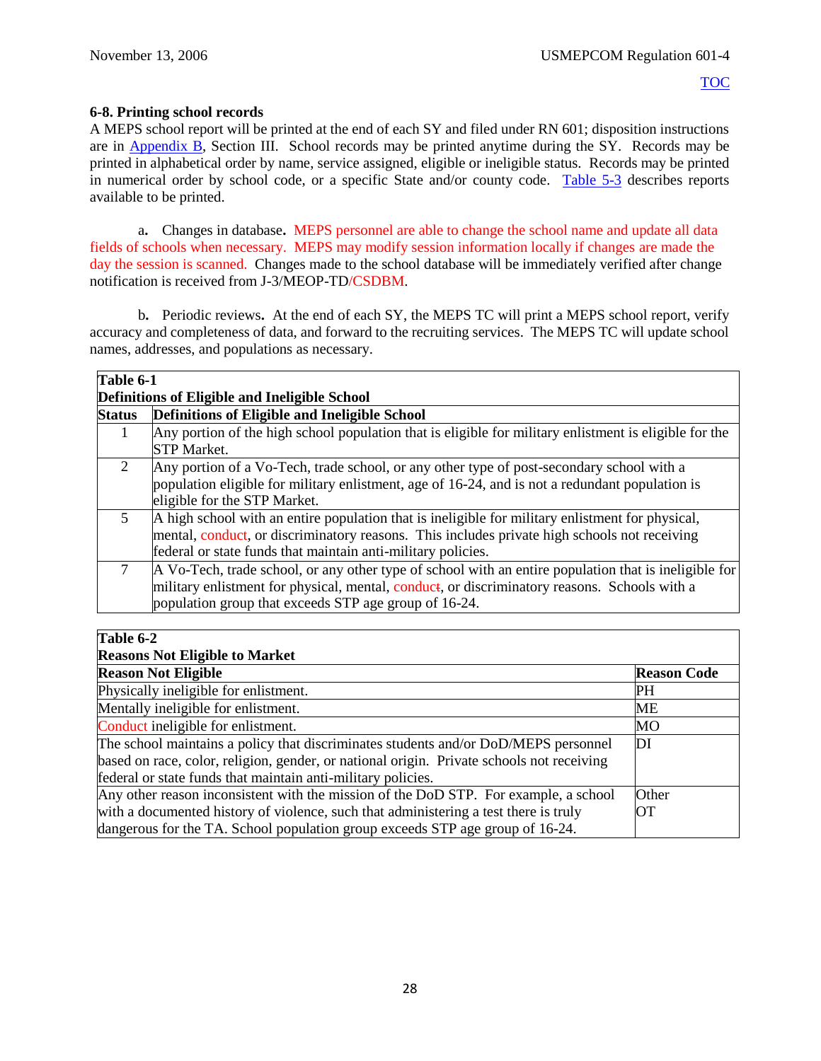### 6-8. Printing school records

A MEPS school report will be printed at the end of each SY and filed under RN 601; disposition instructions are in Appendix B, Section III. School records may be printed anytime during the SY. Records may be printed in alphabetical order by name, service assigned, eligible or ineligible status. Records may be printed in numerical order by school code, or a specific State and/or county code. Table 5-3 describes reports available to be printed.

a. Changes in database**.** MEPS personnel are able to change the school name and update all data fields of schools when necessary. MEPS may modify session information locally if changes are made the day the session is scanned. Changes made to the school database will be immediately verified after change notification is received from J-3/MEOP-TD/CSDBM.

b. Periodic reviews**.** At the end of each SY, the MEPS TC will print a MEPS school report, verify accuracy and completeness of data, and forward to the recruiting services. The MEPS TC will update school names, addresses, and populations as necessary.

**Table 6-1**
**Definitions of Eligible and Ineligible School**

| Status | Definitions of Eligible and Ineligible School |
|---|---|
| 1 | Any portion of the high school population that is eligible for military enlistment is eligible for the STP Market. |
| 2 | Any portion of a Vo-Tech, trade school, or any other type of post-secondary school with a population eligible for military enlistment, age of 16-24, and is not a redundant population is eligible for the STP Market. |
| 5 | A high school with an entire population that is ineligible for military enlistment for physical, mental, conduct, or discriminatory reasons. This includes private high schools not receiving federal or state funds that maintain anti-military policies. |
| 7 | A Vo-Tech, trade school, or any other type of school with an entire population that is ineligible for military enlistment for physical, mental, conduct, or discriminatory reasons. Schools with a population group that exceeds STP age group of 16-24. |

**Table 6-2**
**Reasons Not Eligible to Market**

| Reason Not Eligible | Reason Code |
|---|---|
| Physically ineligible for enlistment. | PH |
| Mentally ineligible for enlistment. | ME |
| Conduct ineligible for enlistment. | MO |
| The school maintains a policy that discriminates students and/or DoD/MEPS personnel based on race, color, religion, gender, or national origin. Private schools not receiving federal or state funds that maintain anti-military policies. | DI |
| Any other reason inconsistent with the mission of the DoD STP. For example, a school with a documented history of violence, such that administering a test there is truly dangerous for the TA. School population group exceeds STP age group of 16-24. | Other OT |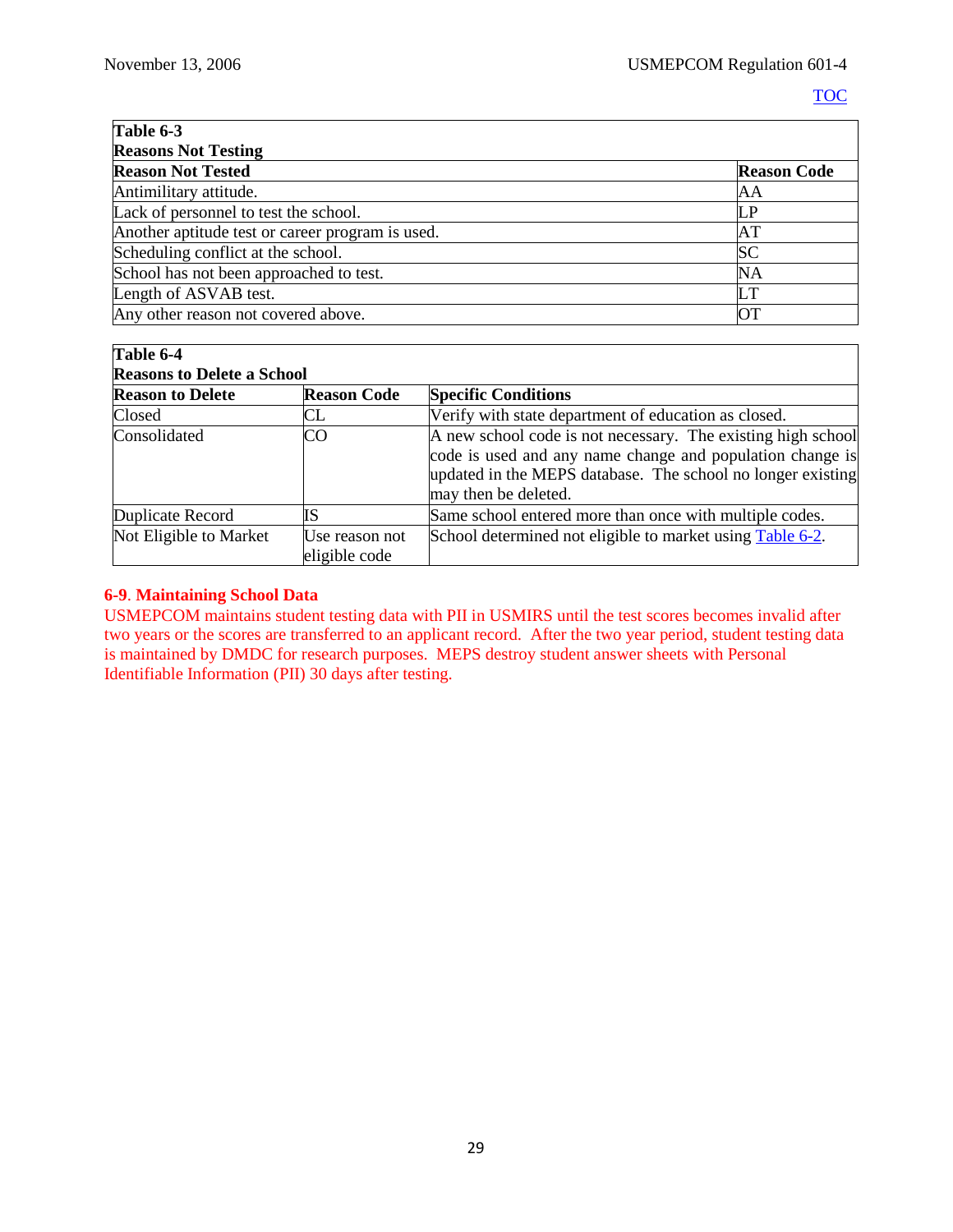| Table 6-3 Reasons Not Testing | |
|---|---|
| **Reason Not Tested** | **Reason Code** |
| Antimilitary attitude. | AA |
| Lack of personnel to test the school. | LP |
| Another aptitude test or career program is used. | AT |
| Scheduling conflict at the school. | SC |
| School has not been approached to test. | NA |
| Length of ASVAB test. | LT |
| Any other reason not covered above. | OT |

| Table 6-4 Reasons to Delete a School | | |
|---|---|---|
| **Reason to Delete** | **Reason Code** | **Specific Conditions** |
| Closed | CL | Verify with state department of education as closed. |
| Consolidated | CO | A new school code is not necessary. The existing high school code is used and any name change and population change is updated in the MEPS database. The school no longer existing may then be deleted. |
| Duplicate Record | IS | Same school entered more than once with multiple codes. |
| Not Eligible to Market | Use reason not eligible code | School determined not eligible to market using Table 6-2. |

**6-9**. **Maintaining School Data**

USMEPCOM maintains student testing data with PII in USMIRS until the test scores becomes invalid after two years or the scores are transferred to an applicant record. After the two year period, student testing data is maintained by DMDC for research purposes. MEPS destroy student answer sheets with Personal Identifiable Information (PII) 30 days after testing.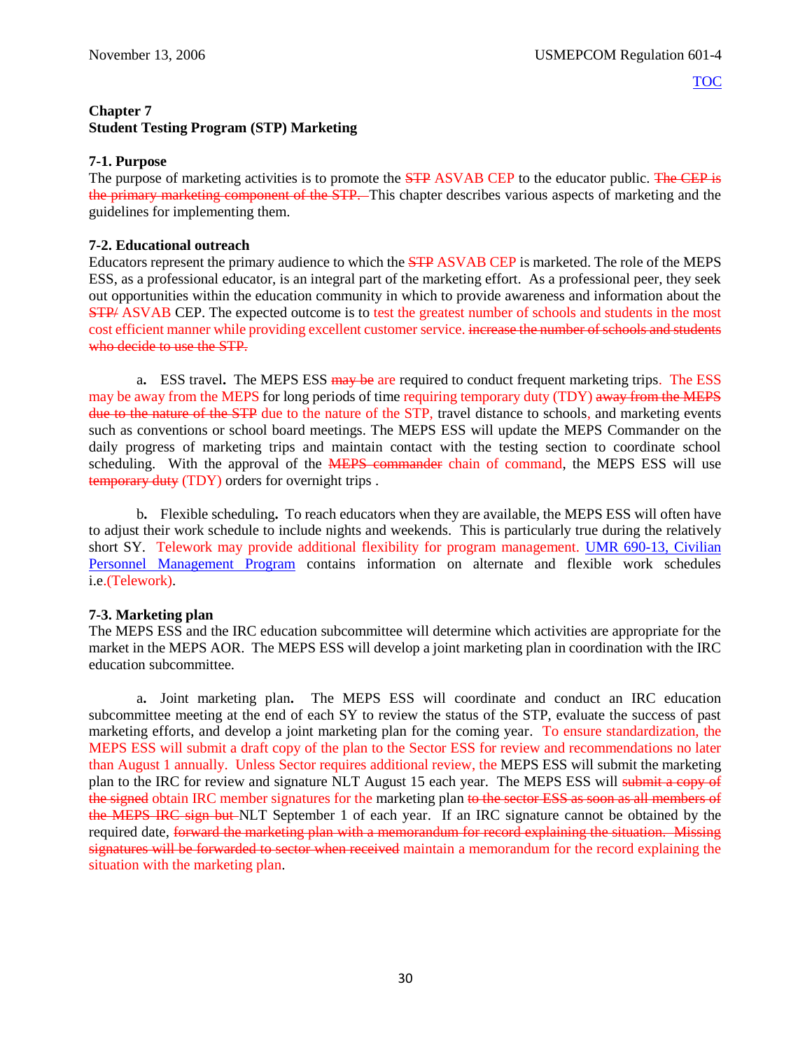## Chapter 7
## Student Testing Program (STP) Marketing

### 7-1. Purpose

The purpose of marketing activities is to promote the ~~STP~~ ASVAB CEP to the educator public. ~~The CEP is the primary marketing component of the STP.~~ This chapter describes various aspects of marketing and the guidelines for implementing them.

### 7-2. Educational outreach

Educators represent the primary audience to which the ~~STP~~ ASVAB CEP is marketed. The role of the MEPS ESS, as a professional educator, is an integral part of the marketing effort. As a professional peer, they seek out opportunities within the education community in which to provide awareness and information about the ~~STP/~~ ASVAB CEP. The expected outcome is to test the greatest number of schools and students in the most cost efficient manner while providing excellent customer service. ~~increase the number of schools and students who decide to use the STP.~~

a**.** ESS travel**.** The MEPS ESS ~~may be~~ are required to conduct frequent marketing trips. The ESS may be away from the MEPS for long periods of time requiring temporary duty (TDY) ~~away from the MEPS due to the nature of the STP~~ due to the nature of the STP, travel distance to schools, and marketing events such as conventions or school board meetings. The MEPS ESS will update the MEPS Commander on the daily progress of marketing trips and maintain contact with the testing section to coordinate school scheduling. With the approval of the ~~MEPS commander~~ chain of command, the MEPS ESS will use ~~temporary duty~~ (TDY) orders for overnight trips .

b**.** Flexible scheduling**.** To reach educators when they are available, the MEPS ESS will often have to adjust their work schedule to include nights and weekends. This is particularly true during the relatively short SY. Telework may provide additional flexibility for program management. UMR 690-13, Civilian Personnel Management Program contains information on alternate and flexible work schedules i.e.(Telework).

### 7-3. Marketing plan

The MEPS ESS and the IRC education subcommittee will determine which activities are appropriate for the market in the MEPS AOR. The MEPS ESS will develop a joint marketing plan in coordination with the IRC education subcommittee.

a**.** Joint marketing plan**.** The MEPS ESS will coordinate and conduct an IRC education subcommittee meeting at the end of each SY to review the status of the STP, evaluate the success of past marketing efforts, and develop a joint marketing plan for the coming year. To ensure standardization, the MEPS ESS will submit a draft copy of the plan to the Sector ESS for review and recommendations no later than August 1 annually. Unless Sector requires additional review, the MEPS ESS will submit the marketing plan to the IRC for review and signature NLT August 15 each year. The MEPS ESS will ~~submit a copy of the signed~~ obtain IRC member signatures for the marketing plan ~~to the sector ESS as soon as all members of the MEPS IRC sign but~~ NLT September 1 of each year. If an IRC signature cannot be obtained by the required date, ~~forward the marketing plan with a memorandum for record explaining the situation. Missing signatures will be forwarded to sector when received~~ maintain a memorandum for the record explaining the situation with the marketing plan.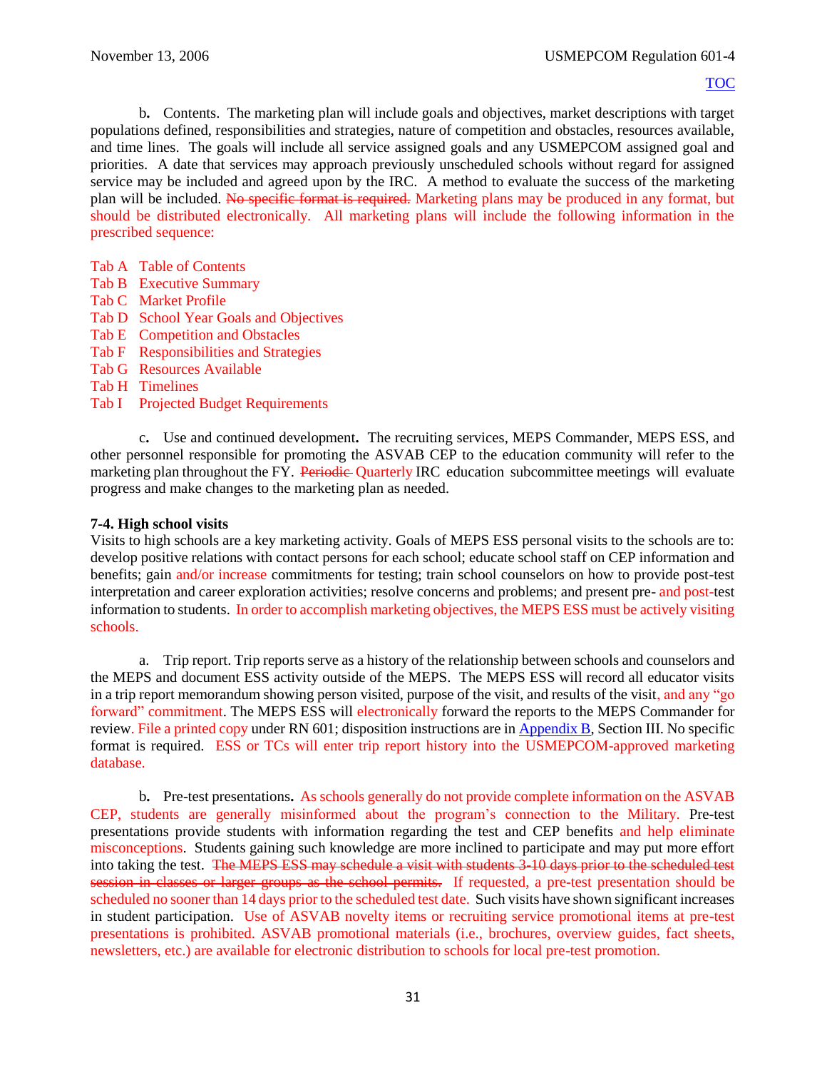b**.** Contents. The marketing plan will include goals and objectives, market descriptions with target populations defined, responsibilities and strategies, nature of competition and obstacles, resources available, and time lines. The goals will include all service assigned goals and any USMEPCOM assigned goal and priorities. A date that services may approach previously unscheduled schools without regard for assigned service may be included and agreed upon by the IRC. A method to evaluate the success of the marketing plan will be included. ~~No specific format is required.~~ Marketing plans may be produced in any format, but should be distributed electronically. All marketing plans will include the following information in the prescribed sequence:

Tab A Table of Contents
Tab B Executive Summary
Tab C Market Profile
Tab D School Year Goals and Objectives
Tab E Competition and Obstacles
Tab F Responsibilities and Strategies
Tab G Resources Available
Tab H Timelines
Tab I Projected Budget Requirements

c**.** Use and continued development**.** The recruiting services, MEPS Commander, MEPS ESS, and other personnel responsible for promoting the ASVAB CEP to the education community will refer to the marketing plan throughout the FY. ~~Periodic~~ Quarterly IRC education subcommittee meetings will evaluate progress and make changes to the marketing plan as needed.

**7-4. High school visits**

Visits to high schools are a key marketing activity. Goals of MEPS ESS personal visits to the schools are to: develop positive relations with contact persons for each school; educate school staff on CEP information and benefits; gain and/or increase commitments for testing; train school counselors on how to provide post-test interpretation and career exploration activities; resolve concerns and problems; and present pre- and post-test information to students. In order to accomplish marketing objectives, the MEPS ESS must be actively visiting schools.

a. Trip report. Trip reports serve as a history of the relationship between schools and counselors and the MEPS and document ESS activity outside of the MEPS. The MEPS ESS will record all educator visits in a trip report memorandum showing person visited, purpose of the visit, and results of the visit, and any "go forward" commitment. The MEPS ESS will electronically forward the reports to the MEPS Commander for review. File a printed copy under RN 601; disposition instructions are in Appendix B, Section III. No specific format is required. ESS or TCs will enter trip report history into the USMEPCOM-approved marketing database.

b**.** Pre-test presentations**.** As schools generally do not provide complete information on the ASVAB CEP, students are generally misinformed about the program's connection to the Military. Pre-test presentations provide students with information regarding the test and CEP benefits and help eliminate misconceptions. Students gaining such knowledge are more inclined to participate and may put more effort into taking the test. ~~The MEPS ESS may schedule a visit with students 3-10 days prior to the scheduled test session in classes or larger groups as the school permits.~~ If requested, a pre-test presentation should be scheduled no sooner than 14 days prior to the scheduled test date. Such visits have shown significant increases in student participation. Use of ASVAB novelty items or recruiting service promotional items at pre-test presentations is prohibited. ASVAB promotional materials (i.e., brochures, overview guides, fact sheets, newsletters, etc.) are available for electronic distribution to schools for local pre-test promotion.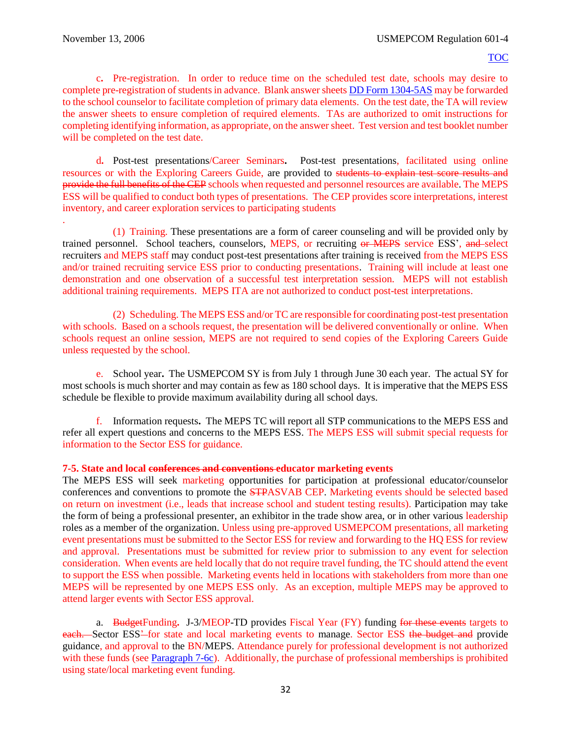c. Pre-registration. In order to reduce time on the scheduled test date, schools may desire to complete pre-registration of students in advance. Blank answer sheets DD Form 1304-5AS may be forwarded to the school counselor to facilitate completion of primary data elements. On the test date, the TA will review the answer sheets to ensure completion of required elements. TAs are authorized to omit instructions for completing identifying information, as appropriate, on the answer sheet. Test version and test booklet number will be completed on the test date.

d. Post-test presentations/Career Seminars. Post-test presentations, facilitated using online resources or with the Exploring Careers Guide, are provided to ~~students to explain test score results and provide the full benefits of the CEP~~ schools when requested and personnel resources are available. The MEPS ESS will be qualified to conduct both types of presentations. The CEP provides score interpretations, interest inventory, and career exploration services to participating students

.

(1) Training. These presentations are a form of career counseling and will be provided only by trained personnel. School teachers, counselors, MEPS, or recruiting ~~or MEPS~~ service ESS', ~~and~~ select recruiters and MEPS staff may conduct post-test presentations after training is received from the MEPS ESS and/or trained recruiting service ESS prior to conducting presentations. Training will include at least one demonstration and one observation of a successful test interpretation session. MEPS will not establish additional training requirements. MEPS ITA are not authorized to conduct post-test interpretations.

(2) Scheduling. The MEPS ESS and/or TC are responsible for coordinating post-test presentation with schools. Based on a schools request, the presentation will be delivered conventionally or online. When schools request an online session, MEPS are not required to send copies of the Exploring Careers Guide unless requested by the school.

e. School year. The USMEPCOM SY is from July 1 through June 30 each year. The actual SY for most schools is much shorter and may contain as few as 180 school days. It is imperative that the MEPS ESS schedule be flexible to provide maximum availability during all school days.

f. Information requests. The MEPS TC will report all STP communications to the MEPS ESS and refer all expert questions and concerns to the MEPS ESS. The MEPS ESS will submit special requests for information to the Sector ESS for guidance.

**7-5. State and local ~~conferences and conventions~~ educator marketing events**

The MEPS ESS will seek marketing opportunities for participation at professional educator/counselor conferences and conventions to promote the ~~STP~~ASVAB CEP. Marketing events should be selected based on return on investment (i.e., leads that increase school and student testing results). Participation may take the form of being a professional presenter, an exhibitor in the trade show area, or in other various leadership roles as a member of the organization. Unless using pre-approved USMEPCOM presentations, all marketing event presentations must be submitted to the Sector ESS for review and forwarding to the HQ ESS for review and approval. Presentations must be submitted for review prior to submission to any event for selection consideration. When events are held locally that do not require travel funding, the TC should attend the event to support the ESS when possible. Marketing events held in locations with stakeholders from more than one MEPS will be represented by one MEPS ESS only. As an exception, multiple MEPS may be approved to attend larger events with Sector ESS approval.

a. ~~Budget~~Funding. J-3/MEOP-TD provides Fiscal Year (FY) funding ~~for these events~~ targets to ~~each.~~ Sector ESS~~'~~ for state and local marketing events to manage. Sector ESS ~~the budget and~~ provide guidance, and approval to the BN/MEPS. Attendance purely for professional development is not authorized with these funds (see Paragraph 7-6c). Additionally, the purchase of professional memberships is prohibited using state/local marketing event funding.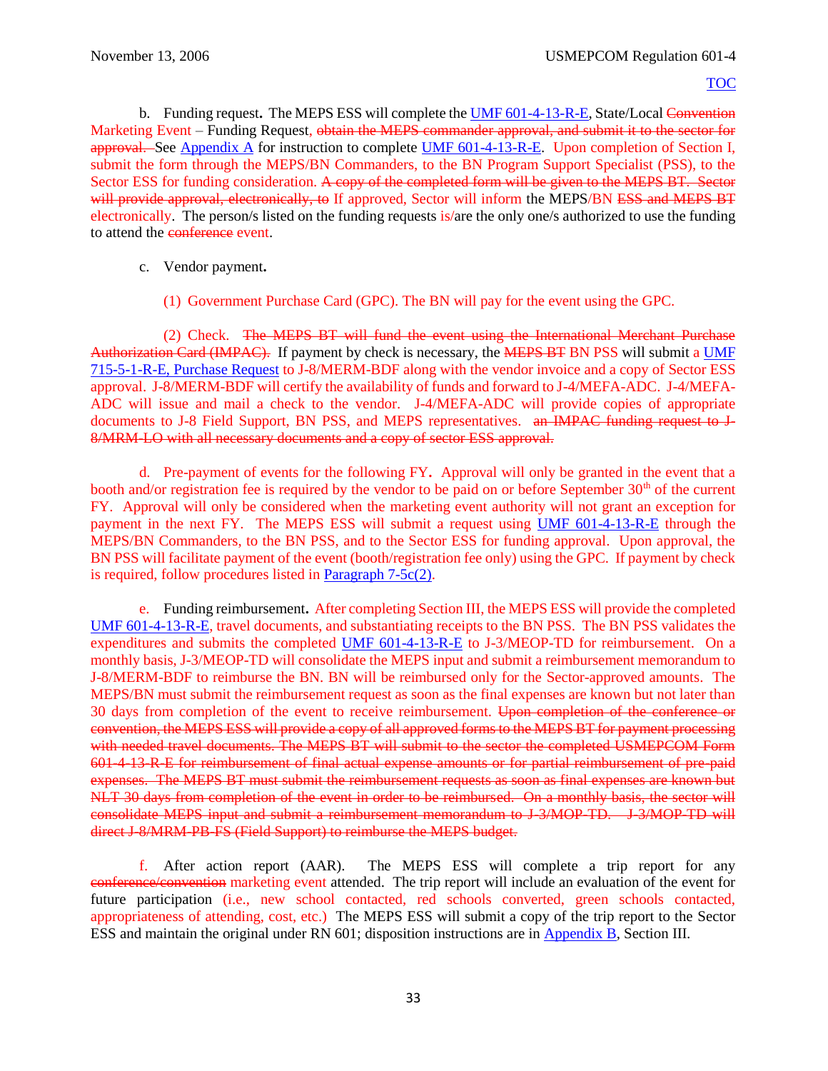b. Funding request**.** The MEPS ESS will complete the UMF 601-4-13-R-E, State/Local ~~Convention~~ Marketing Event – Funding Request, ~~obtain the MEPS commander approval, and submit it to the sector for approval.~~ See Appendix A for instruction to complete UMF 601-4-13-R-E. Upon completion of Section I, submit the form through the MEPS/BN Commanders, to the BN Program Support Specialist (PSS), to the Sector ESS for funding consideration. ~~A copy of the completed form will be given to the MEPS BT. Sector will provide approval, electronically, to~~ If approved, Sector will inform the MEPS/BN ~~ESS and MEPS BT~~ electronically. The person/s listed on the funding requests is/are the only one/s authorized to use the funding to attend the ~~conference~~ event.

c. Vendor payment**.**

(1) Government Purchase Card (GPC). The BN will pay for the event using the GPC.

(2) Check. ~~The MEPS BT will fund the event using the International Merchant Purchase Authorization Card (IMPAC).~~ If payment by check is necessary, the ~~MEPS BT~~ BN PSS will submit a UMF 715-5-1-R-E, Purchase Request to J-8/MERM-BDF along with the vendor invoice and a copy of Sector ESS approval. J-8/MERM-BDF will certify the availability of funds and forward to J-4/MEFA-ADC. J-4/MEFA-ADC will issue and mail a check to the vendor. J-4/MEFA-ADC will provide copies of appropriate documents to J-8 Field Support, BN PSS, and MEPS representatives. ~~an IMPAC funding request to J-8/MRM-LO with all necessary documents and a copy of sector ESS approval.~~

d. Pre-payment of events for the following FY**.** Approval will only be granted in the event that a booth and/or registration fee is required by the vendor to be paid on or before September 30th of the current FY. Approval will only be considered when the marketing event authority will not grant an exception for payment in the next FY. The MEPS ESS will submit a request using UMF 601-4-13-R-E through the MEPS/BN Commanders, to the BN PSS, and to the Sector ESS for funding approval. Upon approval, the BN PSS will facilitate payment of the event (booth/registration fee only) using the GPC. If payment by check is required, follow procedures listed in Paragraph 7-5c(2).

e. Funding reimbursement**.** After completing Section III, the MEPS ESS will provide the completed UMF 601-4-13-R-E, travel documents, and substantiating receipts to the BN PSS. The BN PSS validates the expenditures and submits the completed UMF 601-4-13-R-E to J-3/MEOP-TD for reimbursement. On a monthly basis, J-3/MEOP-TD will consolidate the MEPS input and submit a reimbursement memorandum to J-8/MERM-BDF to reimburse the BN. BN will be reimbursed only for the Sector-approved amounts. The MEPS/BN must submit the reimbursement request as soon as the final expenses are known but not later than 30 days from completion of the event to receive reimbursement. ~~Upon completion of the conference or convention, the MEPS ESS will provide a copy of all approved forms to the MEPS BT for payment processing with needed travel documents. The MEPS BT will submit to the sector the completed USMEPCOM Form 601-4-13-R-E for reimbursement of final actual expense amounts or for partial reimbursement of pre-paid expenses. The MEPS BT must submit the reimbursement requests as soon as final expenses are known but NLT 30 days from completion of the event in order to be reimbursed. On a monthly basis, the sector will consolidate MEPS input and submit a reimbursement memorandum to J-3/MOP-TD. J-3/MOP-TD will direct J-8/MRM-PB-FS (Field Support) to reimburse the MEPS budget.~~

f. After action report (AAR). The MEPS ESS will complete a trip report for any ~~conference/convention~~ marketing event attended. The trip report will include an evaluation of the event for future participation (i.e., new school contacted, red schools converted, green schools contacted, appropriateness of attending, cost, etc.) The MEPS ESS will submit a copy of the trip report to the Sector ESS and maintain the original under RN 601; disposition instructions are in Appendix B, Section III.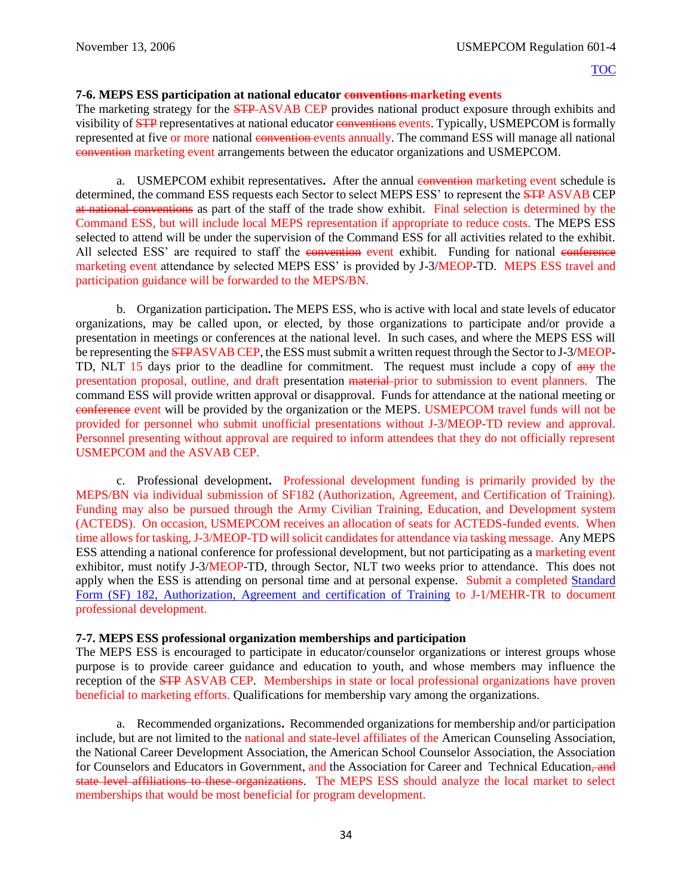### 7-6. MEPS ESS participation at national educator ~~conventions~~ marketing events

The marketing strategy for the ~~STP~~ ASVAB CEP provides national product exposure through exhibits and visibility of ~~STP~~ representatives at national educator ~~conventions~~ events. Typically, USMEPCOM is formally represented at five or more national ~~convention~~ events annually. The command ESS will manage all national ~~convention~~ marketing event arrangements between the educator organizations and USMEPCOM.

a. USMEPCOM exhibit representatives**.** After the annual ~~convention~~ marketing event schedule is determined, the command ESS requests each Sector to select MEPS ESS' to represent the ~~STP~~ ASVAB CEP ~~at national conventions~~ as part of the staff of the trade show exhibit. Final selection is determined by the Command ESS, but will include local MEPS representation if appropriate to reduce costs. The MEPS ESS selected to attend will be under the supervision of the Command ESS for all activities related to the exhibit. All selected ESS' are required to staff the ~~convention~~ event exhibit. Funding for national ~~conference~~ marketing event attendance by selected MEPS ESS' is provided by J-3/MEOP-TD. MEPS ESS travel and participation guidance will be forwarded to the MEPS/BN.

b. Organization participation**.** The MEPS ESS, who is active with local and state levels of educator organizations, may be called upon, or elected, by those organizations to participate and/or provide a presentation in meetings or conferences at the national level. In such cases, and where the MEPS ESS will be representing the ~~STP~~ASVAB CEP, the ESS must submit a written request through the Sector to J-3/MEOP-TD, NLT 15 days prior to the deadline for commitment. The request must include a copy of ~~any~~ the presentation proposal, outline, and draft presentation ~~material~~ prior to submission to event planners. The command ESS will provide written approval or disapproval. Funds for attendance at the national meeting or ~~conference~~ event will be provided by the organization or the MEPS. USMEPCOM travel funds will not be provided for personnel who submit unofficial presentations without J-3/MEOP-TD review and approval. Personnel presenting without approval are required to inform attendees that they do not officially represent USMEPCOM and the ASVAB CEP.

c. Professional development**.** Professional development funding is primarily provided by the MEPS/BN via individual submission of SF182 (Authorization, Agreement, and Certification of Training). Funding may also be pursued through the Army Civilian Training, Education, and Development system (ACTEDS). On occasion, USMEPCOM receives an allocation of seats for ACTEDS-funded events. When time allows for tasking, J-3/MEOP-TD will solicit candidates for attendance via tasking message. Any MEPS ESS attending a national conference for professional development, but not participating as a marketing event exhibitor, must notify J-3/MEOP-TD, through Sector, NLT two weeks prior to attendance. This does not apply when the ESS is attending on personal time and at personal expense. Submit a completed Standard Form (SF) 182, Authorization, Agreement and certification of Training to J-1/MEHR-TR to document professional development.

### 7-7. MEPS ESS professional organization memberships and participation

The MEPS ESS is encouraged to participate in educator/counselor organizations or interest groups whose purpose is to provide career guidance and education to youth, and whose members may influence the reception of the ~~STP~~ ASVAB CEP. Memberships in state or local professional organizations have proven beneficial to marketing efforts. Qualifications for membership vary among the organizations.

a. Recommended organizations**.** Recommended organizations for membership and/or participation include, but are not limited to the national and state-level affiliates of the American Counseling Association, the National Career Development Association, the American School Counselor Association, the Association for Counselors and Educators in Government, and the Association for Career and Technical Education~~, and state level affiliations to these organizations~~. The MEPS ESS should analyze the local market to select memberships that would be most beneficial for program development.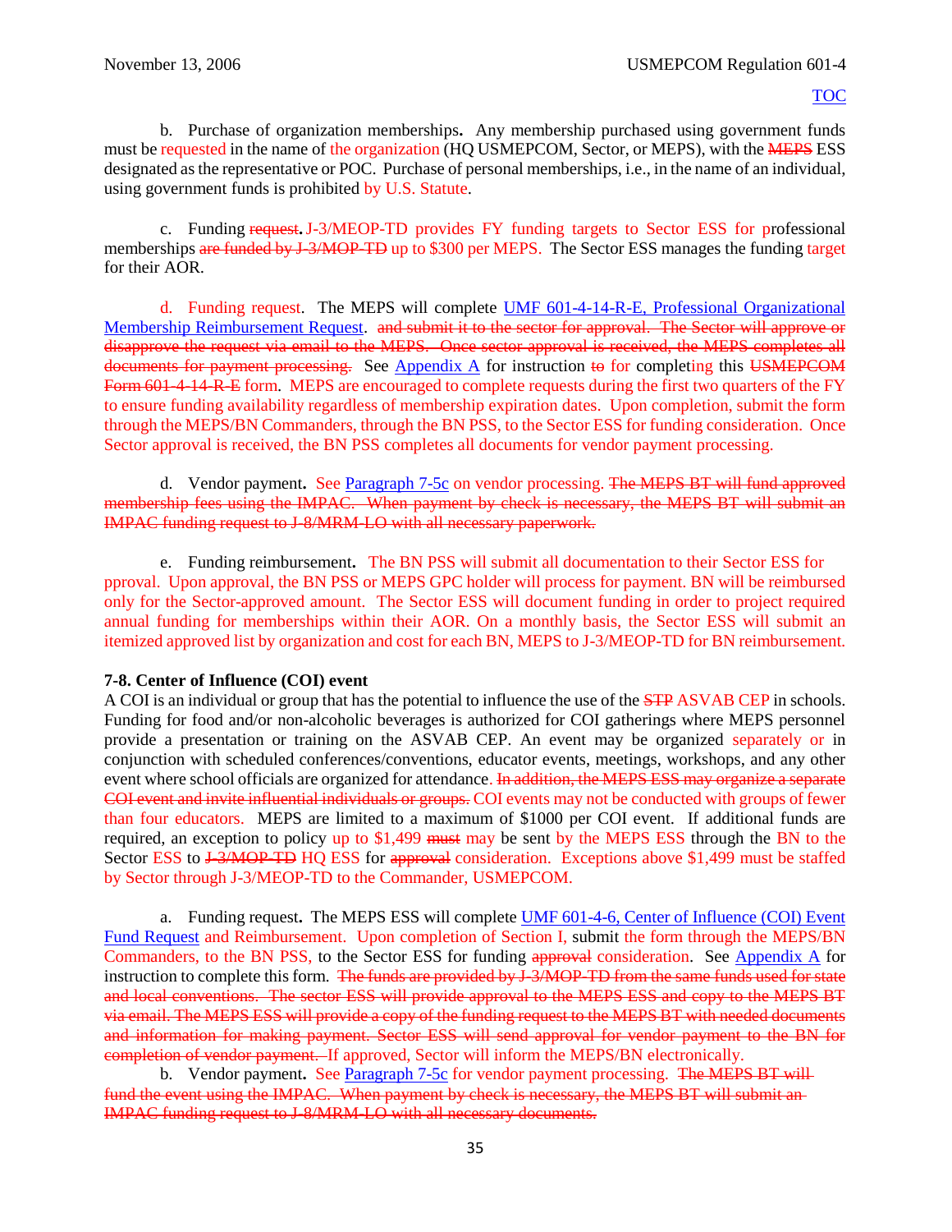b. Purchase of organization memberships**.** Any membership purchased using government funds must be requested in the name of the organization (HQ USMEPCOM, Sector, or MEPS), with the ~~MEPS~~ ESS designated as the representative or POC. Purchase of personal memberships, i.e., in the name of an individual, using government funds is prohibited by U.S. Statute.

c. Funding ~~request~~**.** J-3/MEOP-TD provides FY funding targets to Sector ESS for professional memberships ~~are funded by J-3/MOP-TD~~ up to $300 per MEPS. The Sector ESS manages the funding target for their AOR.

d. Funding request. The MEPS will complete [UMF 601-4-14-R-E, Professional Organizational Membership Reimbursement Request](). ~~and submit it to the sector for approval. The Sector will approve or disapprove the request via email to the MEPS. Once sector approval is received, the MEPS completes all documents for payment processing.~~ See [Appendix A]() for instruction ~~to~~ for completing this ~~USMEPCOM Form 601-4-14-R-E~~ form. MEPS are encouraged to complete requests during the first two quarters of the FY to ensure funding availability regardless of membership expiration dates. Upon completion, submit the form through the MEPS/BN Commanders, through the BN PSS, to the Sector ESS for funding consideration. Once Sector approval is received, the BN PSS completes all documents for vendor payment processing.

d. Vendor payment**.** See [Paragraph 7-5c]() on vendor processing. ~~The MEPS BT will fund approved membership fees using the IMPAC. When payment by check is necessary, the MEPS BT will submit an IMPAC funding request to J-8/MRM-LO with all necessary paperwork.~~

e. Funding reimbursement**.** The BN PSS will submit all documentation to their Sector ESS for pproval. Upon approval, the BN PSS or MEPS GPC holder will process for payment. BN will be reimbursed only for the Sector-approved amount. The Sector ESS will document funding in order to project required annual funding for memberships within their AOR. On a monthly basis, the Sector ESS will submit an itemized approved list by organization and cost for each BN, MEPS to J-3/MEOP-TD for BN reimbursement.

**7-8. Center of Influence (COI) event**

A COI is an individual or group that has the potential to influence the use of the ~~STP~~ ASVAB CEP in schools. Funding for food and/or non-alcoholic beverages is authorized for COI gatherings where MEPS personnel provide a presentation or training on the ASVAB CEP. An event may be organized separately or in conjunction with scheduled conferences/conventions, educator events, meetings, workshops, and any other event where school officials are organized for attendance. ~~In addition, the MEPS ESS may organize a separate COI event and invite influential individuals or groups.~~ COI events may not be conducted with groups of fewer than four educators. MEPS are limited to a maximum of $1000 per COI event. If additional funds are required, an exception to policy up to $1,499 ~~must~~ may be sent by the MEPS ESS through the BN to the Sector ESS to ~~J-3/MOP-TD~~ HQ ESS for ~~approval~~ consideration. Exceptions above $1,499 must be staffed by Sector through J-3/MEOP-TD to the Commander, USMEPCOM.

a. Funding request**.** The MEPS ESS will complete [UMF 601-4-6, Center of Influence (COI) Event Fund Request]() and Reimbursement. Upon completion of Section I, submit the form through the MEPS/BN Commanders, to the BN PSS, to the Sector ESS for funding ~~approval~~ consideration. See [Appendix A]() for instruction to complete this form. ~~The funds are provided by J-3/MOP-TD from the same funds used for state and local conventions. The sector ESS will provide approval to the MEPS ESS and copy to the MEPS BT via email. The MEPS ESS will provide a copy of the funding request to the MEPS BT with needed documents and information for making payment. Sector ESS will send approval for vendor payment to the BN for completion of vendor payment.~~ If approved, Sector will inform the MEPS/BN electronically.

b. Vendor payment**.** See [Paragraph 7-5c]() for vendor payment processing. ~~The MEPS BT will fund the event using the IMPAC. When payment by check is necessary, the MEPS BT will submit an IMPAC funding request to J-8/MRM-LO with all necessary documents.~~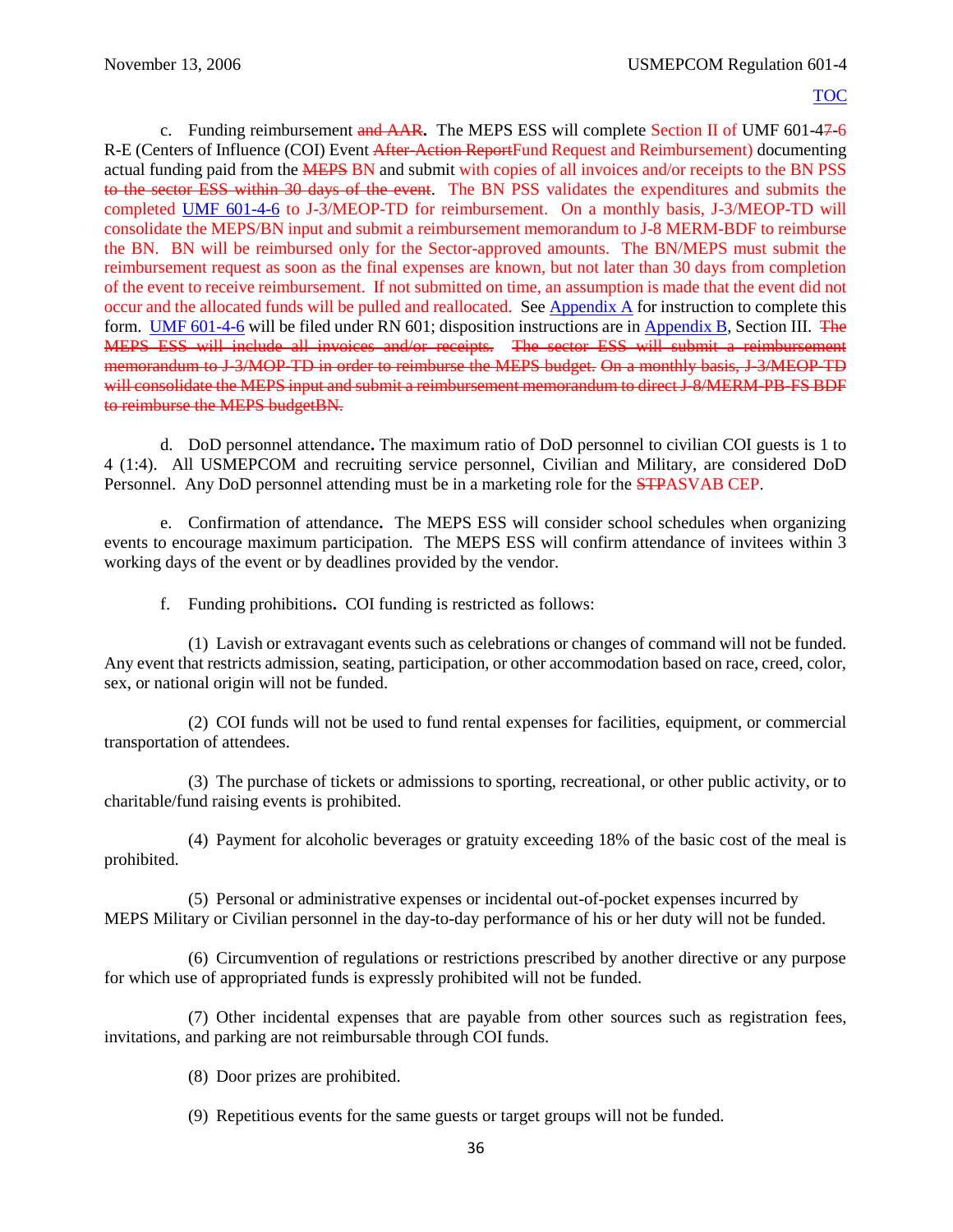c. Funding reimbursement ~~and AAR~~**.** The MEPS ESS will complete Section II of UMF 601-4~~7~~-6 R-E (Centers of Influence (COI) Event ~~After-Action Report~~Fund Request and Reimbursement) documenting actual funding paid from the ~~MEPS~~ BN and submit with copies of all invoices and/or receipts to the BN PSS ~~to the sector ESS within 30 days of the event~~. The BN PSS validates the expenditures and submits the completed UMF 601-4-6 to J-3/MEOP-TD for reimbursement. On a monthly basis, J-3/MEOP-TD will consolidate the MEPS/BN input and submit a reimbursement memorandum to J-8 MERM-BDF to reimburse the BN. BN will be reimbursed only for the Sector-approved amounts. The BN/MEPS must submit the reimbursement request as soon as the final expenses are known, but not later than 30 days from completion of the event to receive reimbursement. If not submitted on time, an assumption is made that the event did not occur and the allocated funds will be pulled and reallocated. See Appendix A for instruction to complete this form. UMF 601-4-6 will be filed under RN 601; disposition instructions are in Appendix B, Section III. ~~The MEPS ESS will include all invoices and/or receipts. The sector ESS will submit a reimbursement memorandum to J-3/MOP-TD in order to reimburse the MEPS budget. On a monthly basis, J-3/MEOP-TD will consolidate the MEPS input and submit a reimbursement memorandum to direct J-8/MERM-PB-FS BDF to reimburse the MEPS budgetBN.~~

d. DoD personnel attendance**.** The maximum ratio of DoD personnel to civilian COI guests is 1 to 4 (1:4). All USMEPCOM and recruiting service personnel, Civilian and Military, are considered DoD Personnel. Any DoD personnel attending must be in a marketing role for the ~~STP~~ASVAB CEP.

e. Confirmation of attendance**.** The MEPS ESS will consider school schedules when organizing events to encourage maximum participation. The MEPS ESS will confirm attendance of invitees within 3 working days of the event or by deadlines provided by the vendor.

f. Funding prohibitions**.** COI funding is restricted as follows:

(1) Lavish or extravagant events such as celebrations or changes of command will not be funded. Any event that restricts admission, seating, participation, or other accommodation based on race, creed, color, sex, or national origin will not be funded.

(2) COI funds will not be used to fund rental expenses for facilities, equipment, or commercial transportation of attendees.

(3) The purchase of tickets or admissions to sporting, recreational, or other public activity, or to charitable/fund raising events is prohibited.

(4) Payment for alcoholic beverages or gratuity exceeding 18% of the basic cost of the meal is prohibited.

(5) Personal or administrative expenses or incidental out-of-pocket expenses incurred by MEPS Military or Civilian personnel in the day-to-day performance of his or her duty will not be funded.

(6) Circumvention of regulations or restrictions prescribed by another directive or any purpose for which use of appropriated funds is expressly prohibited will not be funded.

(7) Other incidental expenses that are payable from other sources such as registration fees, invitations, and parking are not reimbursable through COI funds.

(8) Door prizes are prohibited.

(9) Repetitious events for the same guests or target groups will not be funded.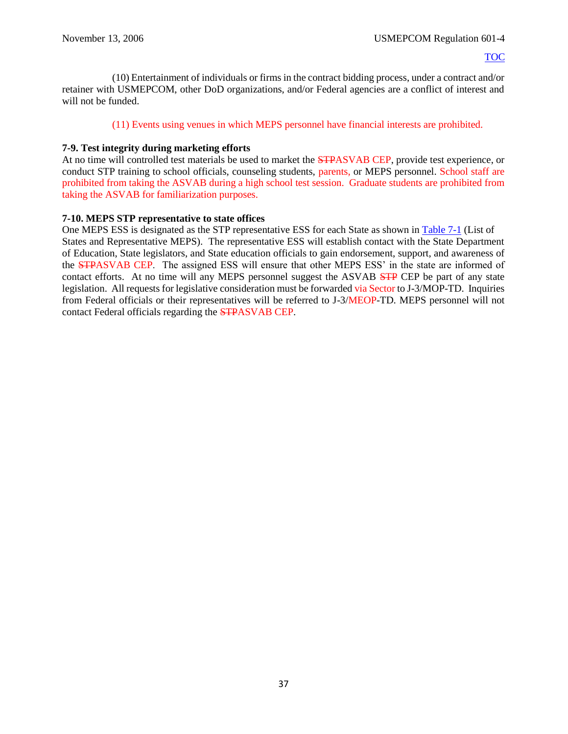(10) Entertainment of individuals or firms in the contract bidding process, under a contract and/or retainer with USMEPCOM, other DoD organizations, and/or Federal agencies are a conflict of interest and will not be funded.

(11) Events using venues in which MEPS personnel have financial interests are prohibited.

**7-9. Test integrity during marketing efforts**

At no time will controlled test materials be used to market the ~~STP~~ASVAB CEP, provide test experience, or conduct STP training to school officials, counseling students, parents, or MEPS personnel. School staff are prohibited from taking the ASVAB during a high school test session. Graduate students are prohibited from taking the ASVAB for familiarization purposes.

**7-10. MEPS STP representative to state offices**

One MEPS ESS is designated as the STP representative ESS for each State as shown in Table 7-1 (List of States and Representative MEPS). The representative ESS will establish contact with the State Department of Education, State legislators, and State education officials to gain endorsement, support, and awareness of the ~~STP~~ASVAB CEP. The assigned ESS will ensure that other MEPS ESS' in the state are informed of contact efforts. At no time will any MEPS personnel suggest the ASVAB ~~STP~~ CEP be part of any state legislation. All requests for legislative consideration must be forwarded via Sector to J-3/MOP-TD. Inquiries from Federal officials or their representatives will be referred to J-3/MEOP-TD. MEPS personnel will not contact Federal officials regarding the ~~STP~~ASVAB CEP.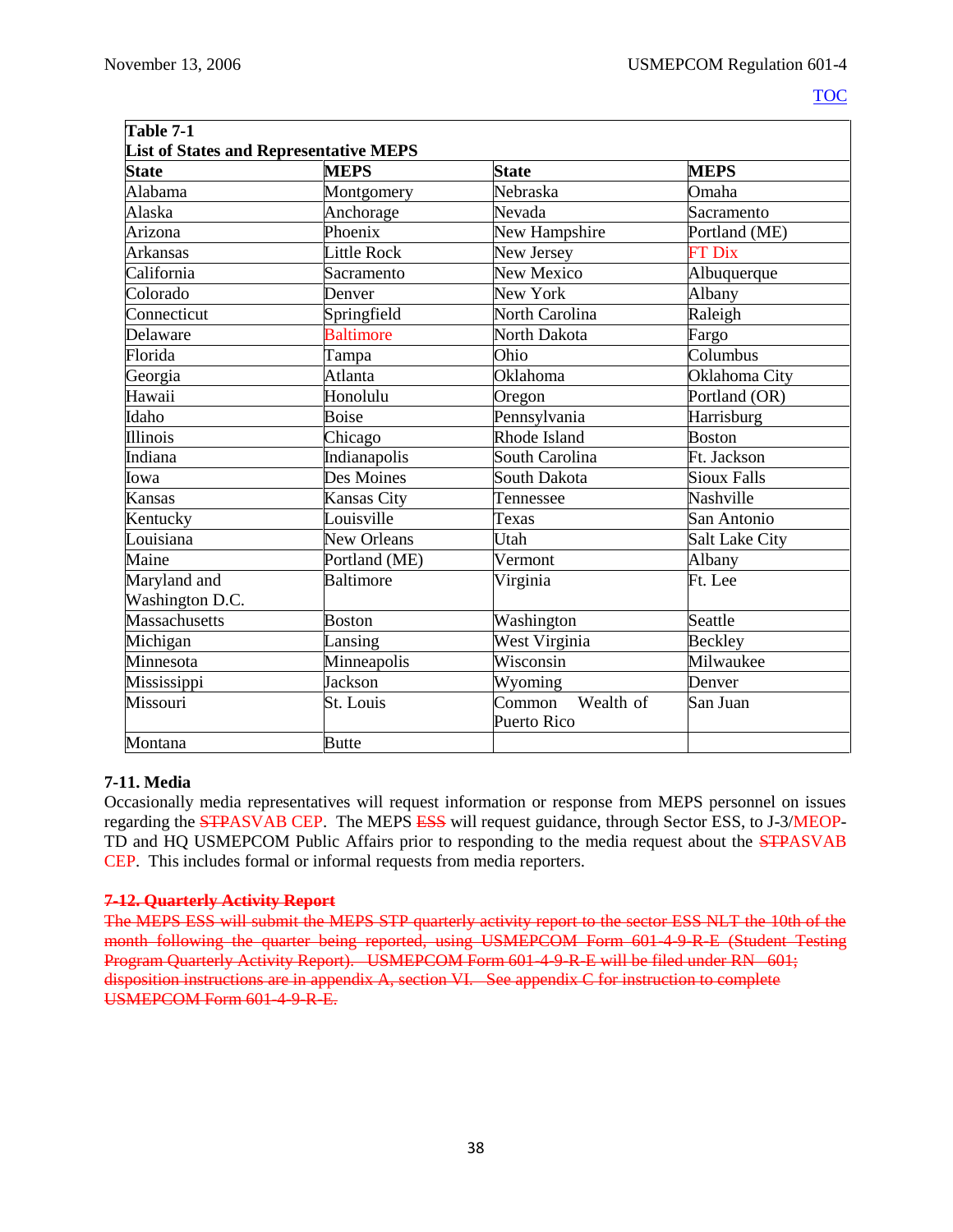TOC

**Table 7-1**
**List of States and Representative MEPS**

| State | MEPS | State | MEPS |
|---|---|---|---|
| Alabama | Montgomery | Nebraska | Omaha |
| Alaska | Anchorage | Nevada | Sacramento |
| Arizona | Phoenix | New Hampshire | Portland (ME) |
| Arkansas | Little Rock | New Jersey | FT Dix |
| California | Sacramento | New Mexico | Albuquerque |
| Colorado | Denver | New York | Albany |
| Connecticut | Springfield | North Carolina | Raleigh |
| Delaware | Baltimore | North Dakota | Fargo |
| Florida | Tampa | Ohio | Columbus |
| Georgia | Atlanta | Oklahoma | Oklahoma City |
| Hawaii | Honolulu | Oregon | Portland (OR) |
| Idaho | Boise | Pennsylvania | Harrisburg |
| Illinois | Chicago | Rhode Island | Boston |
| Indiana | Indianapolis | South Carolina | Ft. Jackson |
| Iowa | Des Moines | South Dakota | Sioux Falls |
| Kansas | Kansas City | Tennessee | Nashville |
| Kentucky | Louisville | Texas | San Antonio |
| Louisiana | New Orleans | Utah | Salt Lake City |
| Maine | Portland (ME) | Vermont | Albany |
| Maryland and Washington D.C. | Baltimore | Virginia | Ft. Lee |
| Massachusetts | Boston | Washington | Seattle |
| Michigan | Lansing | West Virginia | Beckley |
| Minnesota | Minneapolis | Wisconsin | Milwaukee |
| Mississippi | Jackson | Wyoming | Denver |
| Missouri | St. Louis | Common Wealth of Puerto Rico | San Juan |
| Montana | Butte | | |

**7-11. Media**
Occasionally media representatives will request information or response from MEPS personnel on issues regarding the ~~STP~~ASVAB CEP. The MEPS ~~ESS~~ will request guidance, through Sector ESS, to J-3/MEOP-TD and HQ USMEPCOM Public Affairs prior to responding to the media request about the ~~STP~~ASVAB CEP. This includes formal or informal requests from media reporters.

~~**7-12. Quarterly Activity Report**~~
~~The MEPS ESS will submit the MEPS STP quarterly activity report to the sector ESS NLT the 10th of the month following the quarter being reported, using USMEPCOM Form 601-4-9-R-E (Student Testing Program Quarterly Activity Report). USMEPCOM Form 601-4-9-R-E will be filed under RN 601; disposition instructions are in appendix A, section VI. See appendix C for instruction to complete USMEPCOM Form 601-4-9-R-E.~~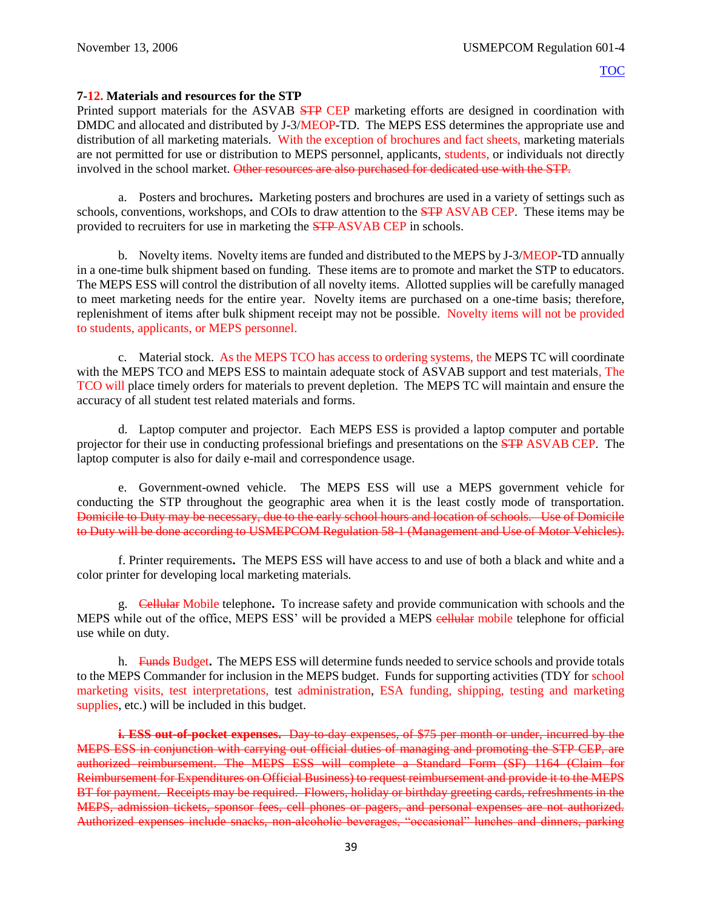**7-12. Materials and resources for the STP**

Printed support materials for the ASVAB ~~STP~~ CEP marketing efforts are designed in coordination with DMDC and allocated and distributed by J-3/MEOP-TD. The MEPS ESS determines the appropriate use and distribution of all marketing materials. With the exception of brochures and fact sheets, marketing materials are not permitted for use or distribution to MEPS personnel, applicants, students, or individuals not directly involved in the school market. ~~Other resources are also purchased for dedicated use with the STP.~~

a. Posters and brochures**.** Marketing posters and brochures are used in a variety of settings such as schools, conventions, workshops, and COIs to draw attention to the ~~STP~~ ASVAB CEP. These items may be provided to recruiters for use in marketing the ~~STP~~ ASVAB CEP in schools.

b. Novelty items. Novelty items are funded and distributed to the MEPS by J-3/MEOP-TD annually in a one-time bulk shipment based on funding. These items are to promote and market the STP to educators. The MEPS ESS will control the distribution of all novelty items. Allotted supplies will be carefully managed to meet marketing needs for the entire year. Novelty items are purchased on a one-time basis; therefore, replenishment of items after bulk shipment receipt may not be possible. Novelty items will not be provided to students, applicants, or MEPS personnel.

c. Material stock. As the MEPS TCO has access to ordering systems, the MEPS TC will coordinate with the MEPS TCO and MEPS ESS to maintain adequate stock of ASVAB support and test materials, The TCO will place timely orders for materials to prevent depletion. The MEPS TC will maintain and ensure the accuracy of all student test related materials and forms.

d. Laptop computer and projector. Each MEPS ESS is provided a laptop computer and portable projector for their use in conducting professional briefings and presentations on the ~~STP~~ ASVAB CEP. The laptop computer is also for daily e-mail and correspondence usage.

e. Government-owned vehicle. The MEPS ESS will use a MEPS government vehicle for conducting the STP throughout the geographic area when it is the least costly mode of transportation. ~~Domicile to Duty may be necessary, due to the early school hours and location of schools. Use of Domicile to Duty will be done according to USMEPCOM Regulation 58-1 (Management and Use of Motor Vehicles).~~

f. Printer requirements**.** The MEPS ESS will have access to and use of both a black and white and a color printer for developing local marketing materials.

g. ~~Cellular~~ Mobile telephone**.** To increase safety and provide communication with schools and the MEPS while out of the office, MEPS ESS' will be provided a MEPS ~~cellular~~ mobile telephone for official use while on duty.

h. ~~Funds~~ Budget**.** The MEPS ESS will determine funds needed to service schools and provide totals to the MEPS Commander for inclusion in the MEPS budget. Funds for supporting activities (TDY for school marketing visits, test interpretations, test administration, ESA funding, shipping, testing and marketing supplies, etc.) will be included in this budget.

~~**i. ESS out-of-pocket expenses.** Day-to-day expenses, of $75 per month or under, incurred by the MEPS ESS in conjunction with carrying out official duties of managing and promoting the STP CEP, are authorized reimbursement. The MEPS ESS will complete a Standard Form (SF) 1164 (Claim for Reimbursement for Expenditures on Official Business) to request reimbursement and provide it to the MEPS BT for payment. Receipts may be required. Flowers, holiday or birthday greeting cards, refreshments in the MEPS, admission tickets, sponsor fees, cell phones or pagers, and personal expenses are not authorized. Authorized expenses include snacks, non-alcoholic beverages, "occasional" lunches and dinners, parking~~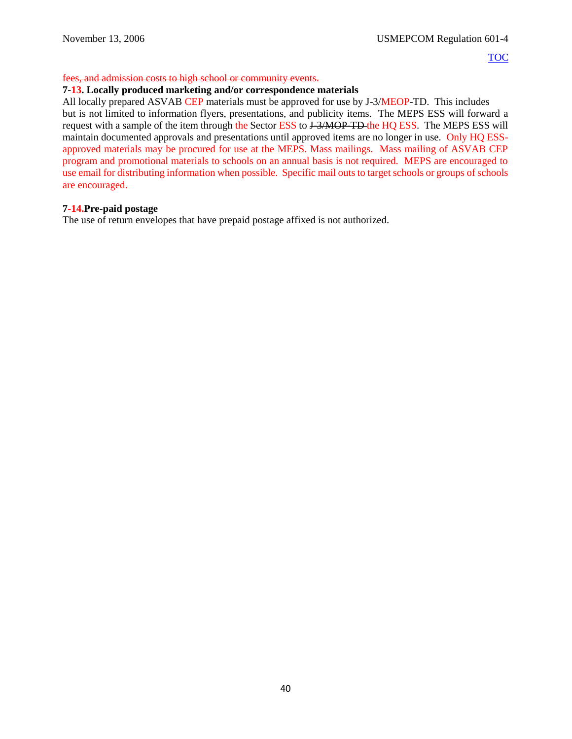~~fees, and admission costs to high school or community events.~~

**7-13. Locally produced marketing and/or correspondence materials**

All locally prepared ASVAB CEP materials must be approved for use by J-3/MEOP-TD. This includes but is not limited to information flyers, presentations, and publicity items. The MEPS ESS will forward a request with a sample of the item through the Sector ESS to ~~J-3/MOP-TD~~ the HQ ESS. The MEPS ESS will maintain documented approvals and presentations until approved items are no longer in use. Only HQ ESS-approved materials may be procured for use at the MEPS. Mass mailings. Mass mailing of ASVAB CEP program and promotional materials to schools on an annual basis is not required. MEPS are encouraged to use email for distributing information when possible. Specific mail outs to target schools or groups of schools are encouraged.

**7-14. Pre-paid postage**

The use of return envelopes that have prepaid postage affixed is not authorized.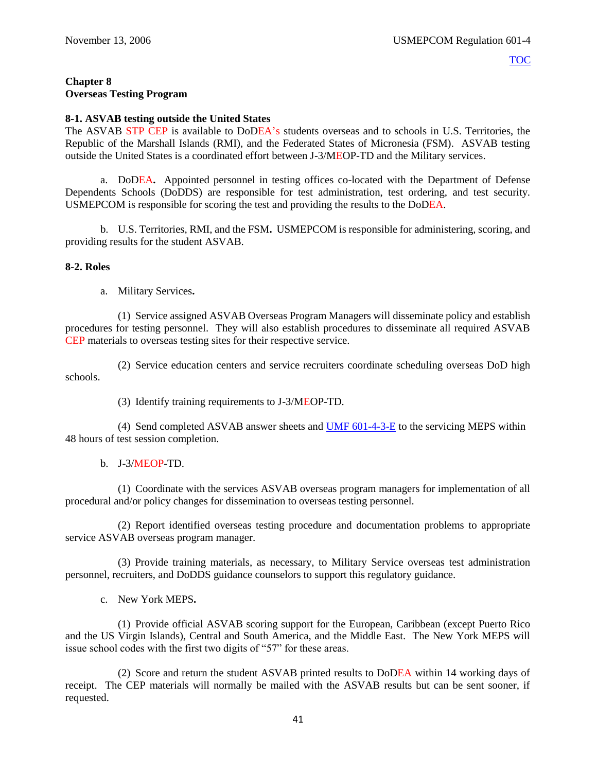# Chapter 8
# Overseas Testing Program

## 8-1. ASVAB testing outside the United States

The ASVAB ~~STP~~ CEP is available to DoDEA's students overseas and to schools in U.S. Territories, the Republic of the Marshall Islands (RMI), and the Federated States of Micronesia (FSM). ASVAB testing outside the United States is a coordinated effort between J-3/MEOP-TD and the Military services.

a. DoDEA**.** Appointed personnel in testing offices co-located with the Department of Defense Dependents Schools (DoDDS) are responsible for test administration, test ordering, and test security. USMEPCOM is responsible for scoring the test and providing the results to the DoDEA.

b. U.S. Territories, RMI, and the FSM**.** USMEPCOM is responsible for administering, scoring, and providing results for the student ASVAB.

## 8-2. Roles

a. Military Services**.**

(1) Service assigned ASVAB Overseas Program Managers will disseminate policy and establish procedures for testing personnel. They will also establish procedures to disseminate all required ASVAB CEP materials to overseas testing sites for their respective service.

(2) Service education centers and service recruiters coordinate scheduling overseas DoD high schools.

(3) Identify training requirements to J-3/MEOP-TD.

(4) Send completed ASVAB answer sheets and UMF 601-4-3-E to the servicing MEPS within 48 hours of test session completion.

b. J-3/MEOP-TD.

(1) Coordinate with the services ASVAB overseas program managers for implementation of all procedural and/or policy changes for dissemination to overseas testing personnel.

(2) Report identified overseas testing procedure and documentation problems to appropriate service ASVAB overseas program manager.

(3) Provide training materials, as necessary, to Military Service overseas test administration personnel, recruiters, and DoDDS guidance counselors to support this regulatory guidance.

c. New York MEPS**.**

(1) Provide official ASVAB scoring support for the European, Caribbean (except Puerto Rico and the US Virgin Islands), Central and South America, and the Middle East. The New York MEPS will issue school codes with the first two digits of "57" for these areas.

(2) Score and return the student ASVAB printed results to DoDEA within 14 working days of receipt. The CEP materials will normally be mailed with the ASVAB results but can be sent sooner, if requested.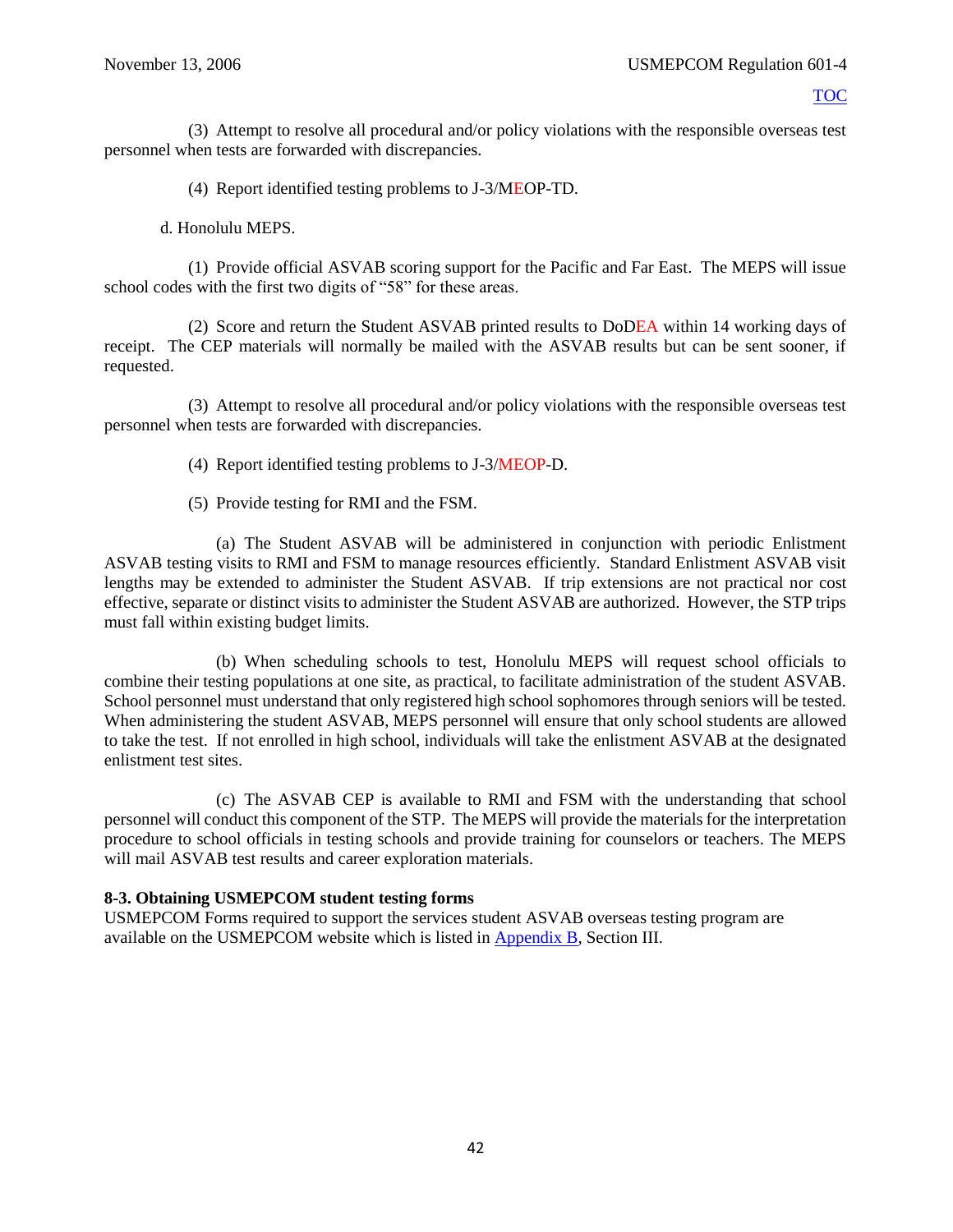(3) Attempt to resolve all procedural and/or policy violations with the responsible overseas test personnel when tests are forwarded with discrepancies.

(4) Report identified testing problems to J-3/MEOP-TD.

d. Honolulu MEPS.

(1) Provide official ASVAB scoring support for the Pacific and Far East. The MEPS will issue school codes with the first two digits of "58" for these areas.

(2) Score and return the Student ASVAB printed results to DoDEA within 14 working days of receipt. The CEP materials will normally be mailed with the ASVAB results but can be sent sooner, if requested.

(3) Attempt to resolve all procedural and/or policy violations with the responsible overseas test personnel when tests are forwarded with discrepancies.

(4) Report identified testing problems to J-3/MEOP-D.

(5) Provide testing for RMI and the FSM.

(a) The Student ASVAB will be administered in conjunction with periodic Enlistment ASVAB testing visits to RMI and FSM to manage resources efficiently. Standard Enlistment ASVAB visit lengths may be extended to administer the Student ASVAB. If trip extensions are not practical nor cost effective, separate or distinct visits to administer the Student ASVAB are authorized. However, the STP trips must fall within existing budget limits.

(b) When scheduling schools to test, Honolulu MEPS will request school officials to combine their testing populations at one site, as practical, to facilitate administration of the student ASVAB. School personnel must understand that only registered high school sophomores through seniors will be tested. When administering the student ASVAB, MEPS personnel will ensure that only school students are allowed to take the test. If not enrolled in high school, individuals will take the enlistment ASVAB at the designated enlistment test sites.

(c) The ASVAB CEP is available to RMI and FSM with the understanding that school personnel will conduct this component of the STP. The MEPS will provide the materials for the interpretation procedure to school officials in testing schools and provide training for counselors or teachers. The MEPS will mail ASVAB test results and career exploration materials.

**8-3. Obtaining USMEPCOM student testing forms**

USMEPCOM Forms required to support the services student ASVAB overseas testing program are available on the USMEPCOM website which is listed in Appendix B, Section III.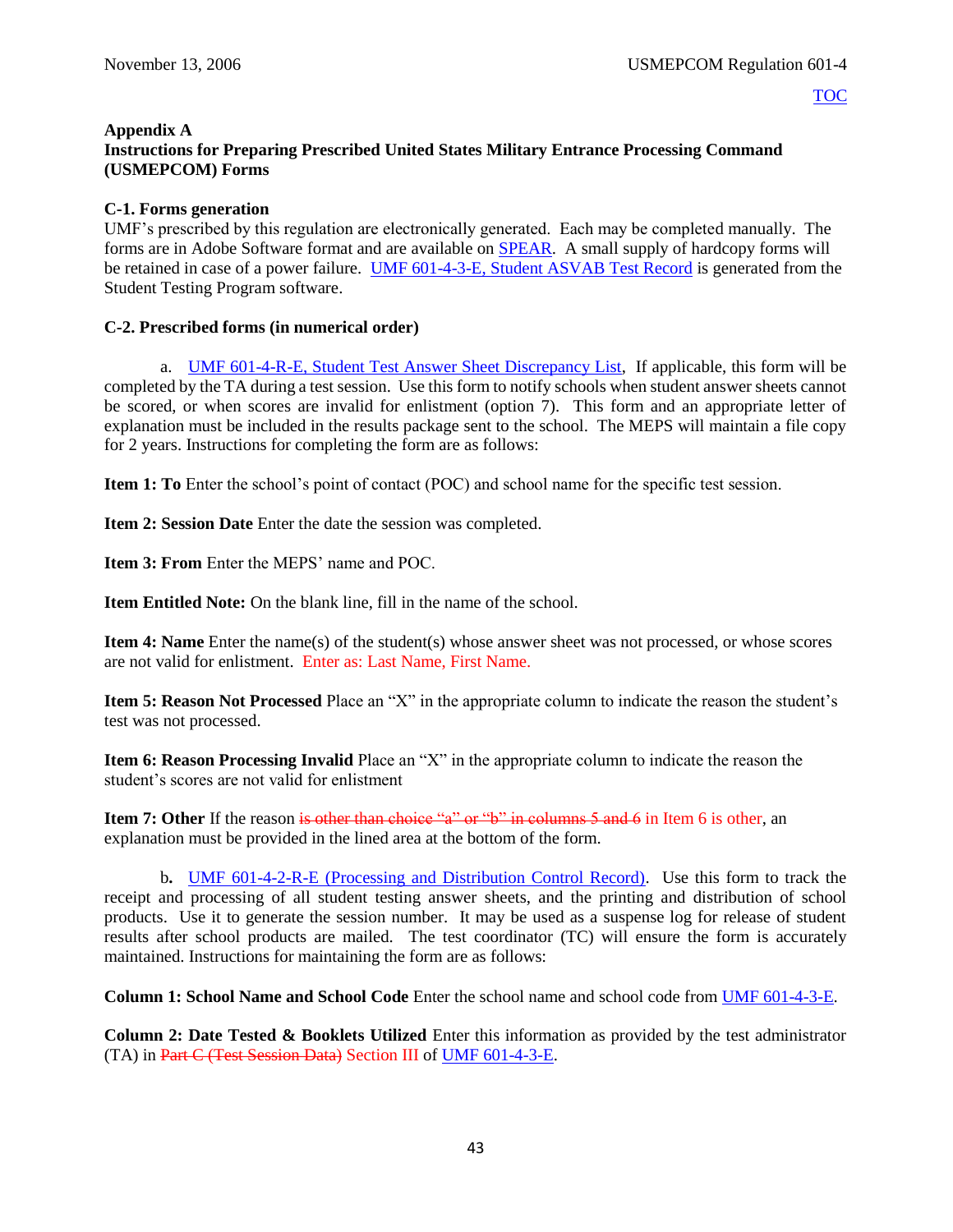TOC

**Appendix A**
**Instructions for Preparing Prescribed United States Military Entrance Processing Command (USMEPCOM) Forms**

**C-1. Forms generation**
UMF's prescribed by this regulation are electronically generated. Each may be completed manually. The forms are in Adobe Software format and are available on SPEAR. A small supply of hardcopy forms will be retained in case of a power failure. UMF 601-4-3-E, Student ASVAB Test Record is generated from the Student Testing Program software.

**C-2. Prescribed forms (in numerical order)**

a. UMF 601-4-R-E, Student Test Answer Sheet Discrepancy List, If applicable, this form will be completed by the TA during a test session. Use this form to notify schools when student answer sheets cannot be scored, or when scores are invalid for enlistment (option 7). This form and an appropriate letter of explanation must be included in the results package sent to the school. The MEPS will maintain a file copy for 2 years. Instructions for completing the form are as follows:

**Item 1: To** Enter the school's point of contact (POC) and school name for the specific test session.

**Item 2: Session Date** Enter the date the session was completed.

**Item 3: From** Enter the MEPS' name and POC.

**Item Entitled Note:** On the blank line, fill in the name of the school.

**Item 4: Name** Enter the name(s) of the student(s) whose answer sheet was not processed, or whose scores are not valid for enlistment. Enter as: Last Name, First Name.

**Item 5: Reason Not Processed** Place an "X" in the appropriate column to indicate the reason the student's test was not processed.

**Item 6: Reason Processing Invalid** Place an "X" in the appropriate column to indicate the reason the student's scores are not valid for enlistment

**Item 7: Other** If the reason ~~is other than choice "a" or "b" in columns 5 and 6~~ in Item 6 is other, an explanation must be provided in the lined area at the bottom of the form.

**b.** UMF 601-4-2-R-E (Processing and Distribution Control Record). Use this form to track the receipt and processing of all student testing answer sheets, and the printing and distribution of school products. Use it to generate the session number. It may be used as a suspense log for release of student results after school products are mailed. The test coordinator (TC) will ensure the form is accurately maintained. Instructions for maintaining the form are as follows:

**Column 1: School Name and School Code** Enter the school name and school code from UMF 601-4-3-E.

**Column 2: Date Tested & Booklets Utilized** Enter this information as provided by the test administrator (TA) in ~~Part C (Test Session Data)~~ Section III of UMF 601-4-3-E.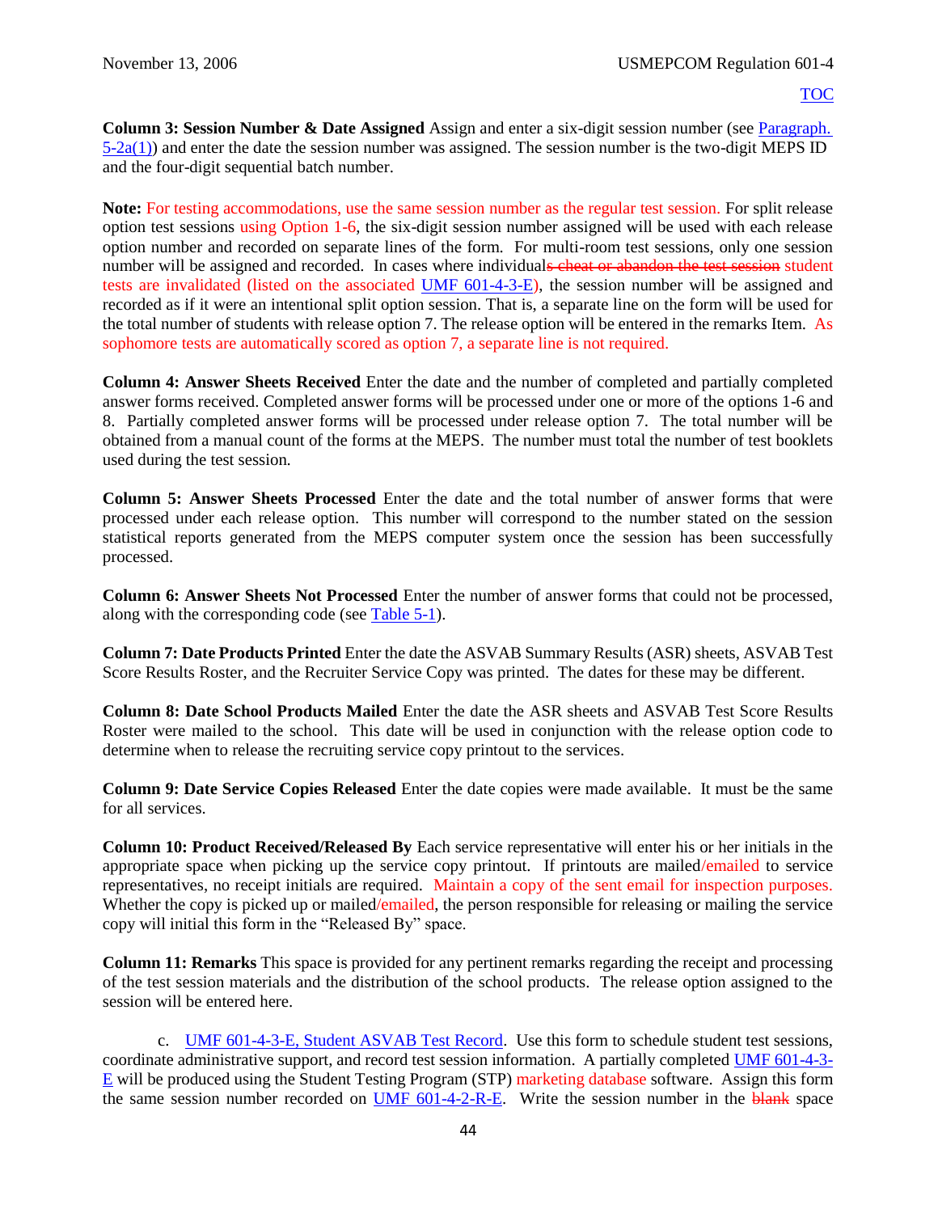**Column 3: Session Number & Date Assigned** Assign and enter a six-digit session number (see Paragraph. 5-2a(1)) and enter the date the session number was assigned. The session number is the two-digit MEPS ID and the four-digit sequential batch number.

**Note:** For testing accommodations, use the same session number as the regular test session. For split release option test sessions using Option 1-6, the six-digit session number assigned will be used with each release option number and recorded on separate lines of the form. For multi-room test sessions, only one session number will be assigned and recorded. In cases where individual~~s cheat or abandon the test session~~ student tests are invalidated (listed on the associated UMF 601-4-3-E), the session number will be assigned and recorded as if it were an intentional split option session. That is, a separate line on the form will be used for the total number of students with release option 7. The release option will be entered in the remarks Item. As sophomore tests are automatically scored as option 7, a separate line is not required.

**Column 4: Answer Sheets Received** Enter the date and the number of completed and partially completed answer forms received. Completed answer forms will be processed under one or more of the options 1-6 and 8. Partially completed answer forms will be processed under release option 7. The total number will be obtained from a manual count of the forms at the MEPS. The number must total the number of test booklets used during the test session.

**Column 5: Answer Sheets Processed** Enter the date and the total number of answer forms that were processed under each release option. This number will correspond to the number stated on the session statistical reports generated from the MEPS computer system once the session has been successfully processed.

**Column 6: Answer Sheets Not Processed** Enter the number of answer forms that could not be processed, along with the corresponding code (see Table 5-1).

**Column 7: Date Products Printed** Enter the date the ASVAB Summary Results (ASR) sheets, ASVAB Test Score Results Roster, and the Recruiter Service Copy was printed. The dates for these may be different.

**Column 8: Date School Products Mailed** Enter the date the ASR sheets and ASVAB Test Score Results Roster were mailed to the school. This date will be used in conjunction with the release option code to determine when to release the recruiting service copy printout to the services.

**Column 9: Date Service Copies Released** Enter the date copies were made available. It must be the same for all services.

**Column 10: Product Received/Released By** Each service representative will enter his or her initials in the appropriate space when picking up the service copy printout. If printouts are mailed/emailed to service representatives, no receipt initials are required. Maintain a copy of the sent email for inspection purposes. Whether the copy is picked up or mailed/emailed, the person responsible for releasing or mailing the service copy will initial this form in the "Released By" space.

**Column 11: Remarks** This space is provided for any pertinent remarks regarding the receipt and processing of the test session materials and the distribution of the school products. The release option assigned to the session will be entered here.

c. UMF 601-4-3-E, Student ASVAB Test Record. Use this form to schedule student test sessions, coordinate administrative support, and record test session information. A partially completed UMF 601-4-3-E will be produced using the Student Testing Program (STP) marketing database software. Assign this form the same session number recorded on UMF 601-4-2-R-E. Write the session number in the ~~blank~~ space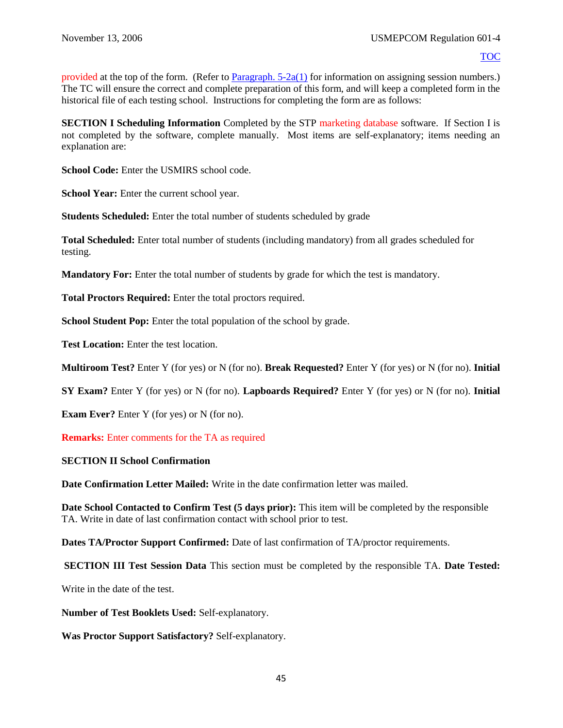provided at the top of the form. (Refer to Paragraph. 5-2a(1) for information on assigning session numbers.) The TC will ensure the correct and complete preparation of this form, and will keep a completed form in the historical file of each testing school. Instructions for completing the form are as follows:

**SECTION I Scheduling Information** Completed by the STP marketing database software. If Section I is not completed by the software, complete manually. Most items are self-explanatory; items needing an explanation are:

**School Code:** Enter the USMIRS school code.

**School Year:** Enter the current school year.

**Students Scheduled:** Enter the total number of students scheduled by grade

**Total Scheduled:** Enter total number of students (including mandatory) from all grades scheduled for testing.

**Mandatory For:** Enter the total number of students by grade for which the test is mandatory.

**Total Proctors Required:** Enter the total proctors required.

**School Student Pop:** Enter the total population of the school by grade.

**Test Location:** Enter the test location.

**Multiroom Test?** Enter Y (for yes) or N (for no). **Break Requested?** Enter Y (for yes) or N (for no). **Initial SY Exam?** Enter Y (for yes) or N (for no). **Lapboards Required?** Enter Y (for yes) or N (for no). **Initial Exam Ever?** Enter Y (for yes) or N (for no).

**Remarks:** Enter comments for the TA as required

**SECTION II School Confirmation**

**Date Confirmation Letter Mailed:** Write in the date confirmation letter was mailed.

**Date School Contacted to Confirm Test (5 days prior):** This item will be completed by the responsible TA. Write in date of last confirmation contact with school prior to test.

**Dates TA/Proctor Support Confirmed:** Date of last confirmation of TA/proctor requirements.

**SECTION III Test Session Data** This section must be completed by the responsible TA. **Date Tested:** Write in the date of the test.

**Number of Test Booklets Used:** Self-explanatory.

**Was Proctor Support Satisfactory?** Self-explanatory.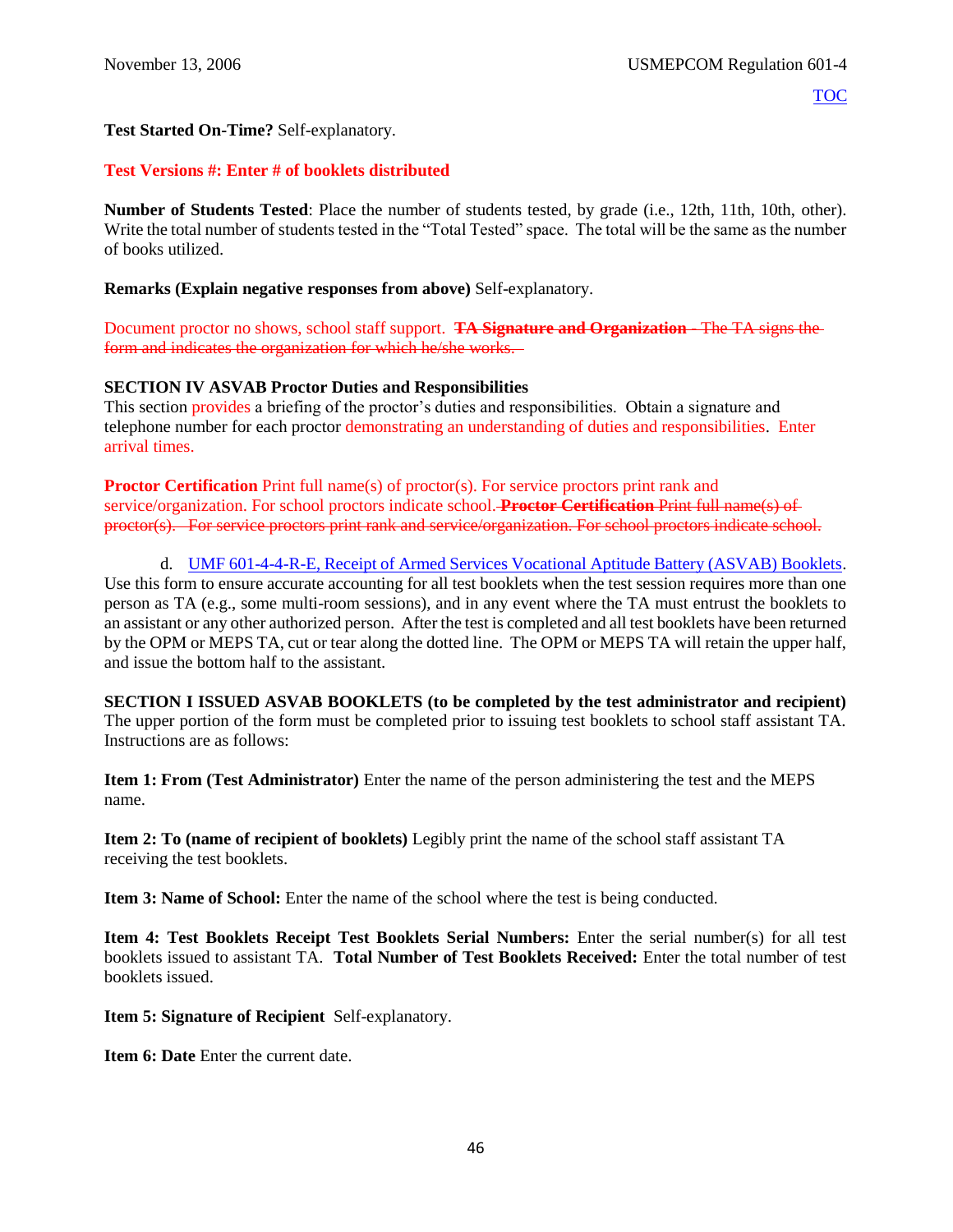**Test Started On-Time?** Self-explanatory.

**Test Versions #: Enter # of booklets distributed**

**Number of Students Tested**: Place the number of students tested, by grade (i.e., 12th, 11th, 10th, other). Write the total number of students tested in the "Total Tested" space. The total will be the same as the number of books utilized.

**Remarks (Explain negative responses from above)** Self-explanatory.

Document proctor no shows, school staff support. ~~**TA Signature and Organization** - The TA signs the form and indicates the organization for which he/she works.~~

**SECTION IV ASVAB Proctor Duties and Responsibilities**
This section provides a briefing of the proctor's duties and responsibilities. Obtain a signature and telephone number for each proctor demonstrating an understanding of duties and responsibilities. Enter arrival times.

**Proctor Certification** Print full name(s) of proctor(s). For service proctors print rank and service/organization. For school proctors indicate school. ~~**Proctor Certification** Print full name(s) of proctor(s). For service proctors print rank and service/organization. For school proctors indicate school.~~

d. UMF 601-4-4-R-E, Receipt of Armed Services Vocational Aptitude Battery (ASVAB) Booklets. Use this form to ensure accurate accounting for all test booklets when the test session requires more than one person as TA (e.g., some multi-room sessions), and in any event where the TA must entrust the booklets to an assistant or any other authorized person. After the test is completed and all test booklets have been returned by the OPM or MEPS TA, cut or tear along the dotted line. The OPM or MEPS TA will retain the upper half, and issue the bottom half to the assistant.

**SECTION I ISSUED ASVAB BOOKLETS (to be completed by the test administrator and recipient)**
The upper portion of the form must be completed prior to issuing test booklets to school staff assistant TA. Instructions are as follows:

**Item 1: From (Test Administrator)** Enter the name of the person administering the test and the MEPS name.

**Item 2: To (name of recipient of booklets)** Legibly print the name of the school staff assistant TA receiving the test booklets.

**Item 3: Name of School:** Enter the name of the school where the test is being conducted.

**Item 4: Test Booklets Receipt Test Booklets Serial Numbers:** Enter the serial number(s) for all test booklets issued to assistant TA. **Total Number of Test Booklets Received:** Enter the total number of test booklets issued.

**Item 5: Signature of Recipient** Self-explanatory.

**Item 6: Date** Enter the current date.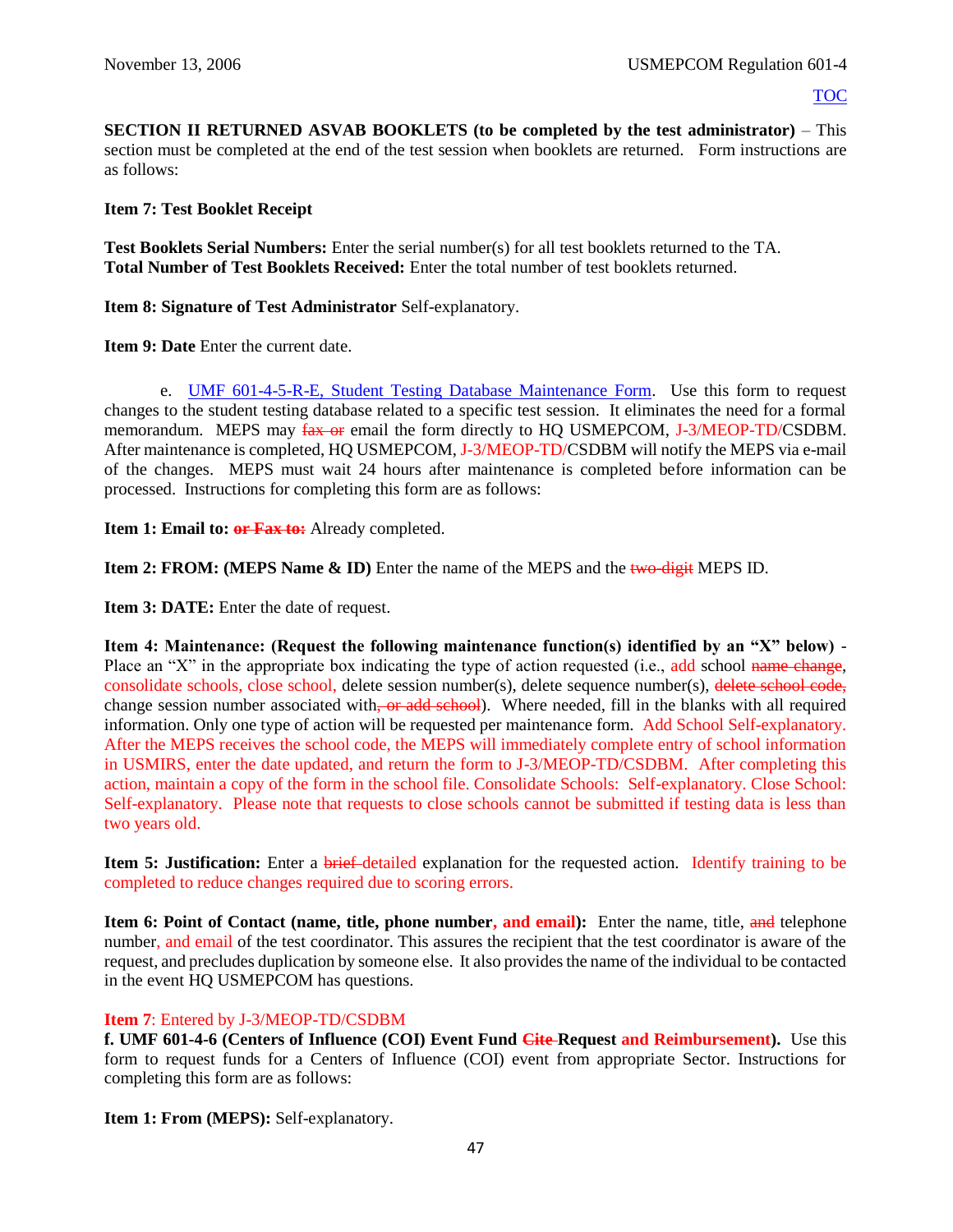[TOC](#)

**SECTION II RETURNED ASVAB BOOKLETS (to be completed by the test administrator)** – This section must be completed at the end of the test session when booklets are returned. Form instructions are as follows:

**Item 7: Test Booklet Receipt**

**Test Booklets Serial Numbers:** Enter the serial number(s) for all test booklets returned to the TA.
**Total Number of Test Booklets Received:** Enter the total number of test booklets returned.

**Item 8: Signature of Test Administrator** Self-explanatory.

**Item 9: Date** Enter the current date.

e. UMF 601-4-5-R-E, Student Testing Database Maintenance Form. Use this form to request changes to the student testing database related to a specific test session. It eliminates the need for a formal memorandum. MEPS may ~~fax or~~ email the form directly to HQ USMEPCOM, J-3/MEOP-TD/CSDBM. After maintenance is completed, HQ USMEPCOM, J-3/MEOP-TD/CSDBM will notify the MEPS via e-mail of the changes. MEPS must wait 24 hours after maintenance is completed before information can be processed. Instructions for completing this form are as follows:

**Item 1: Email to: ~~or Fax to:~~** Already completed.

**Item 2: FROM: (MEPS Name & ID)** Enter the name of the MEPS and the ~~two-digit~~ MEPS ID.

**Item 3: DATE:** Enter the date of request.

**Item 4: Maintenance: (Request the following maintenance function(s) identified by an "X" below)** - Place an "X" in the appropriate box indicating the type of action requested (i.e., add school ~~name change~~, consolidate schools, close school, delete session number(s), delete sequence number(s), ~~delete school code,~~ change session number associated with~~, or add school~~). Where needed, fill in the blanks with all required information. Only one type of action will be requested per maintenance form. Add School Self-explanatory. After the MEPS receives the school code, the MEPS will immediately complete entry of school information in USMIRS, enter the date updated, and return the form to J-3/MEOP-TD/CSDBM. After completing this action, maintain a copy of the form in the school file. Consolidate Schools: Self-explanatory. Close School: Self-explanatory. Please note that requests to close schools cannot be submitted if testing data is less than two years old.

**Item 5: Justification:** Enter a ~~brief~~ detailed explanation for the requested action. Identify training to be completed to reduce changes required due to scoring errors.

**Item 6: Point of Contact (name, title, phone number, and email):** Enter the name, title, ~~and~~ telephone number, and email of the test coordinator. This assures the recipient that the test coordinator is aware of the request, and precludes duplication by someone else. It also provides the name of the individual to be contacted in the event HQ USMEPCOM has questions.

**Item 7**: Entered by J-3/MEOP-TD/CSDBM

**f. UMF 601-4-6 (Centers of Influence (COI) Event Fund ~~Cite~~ Request and Reimbursement).** Use this form to request funds for a Centers of Influence (COI) event from appropriate Sector. Instructions for completing this form are as follows:

**Item 1: From (MEPS):** Self-explanatory.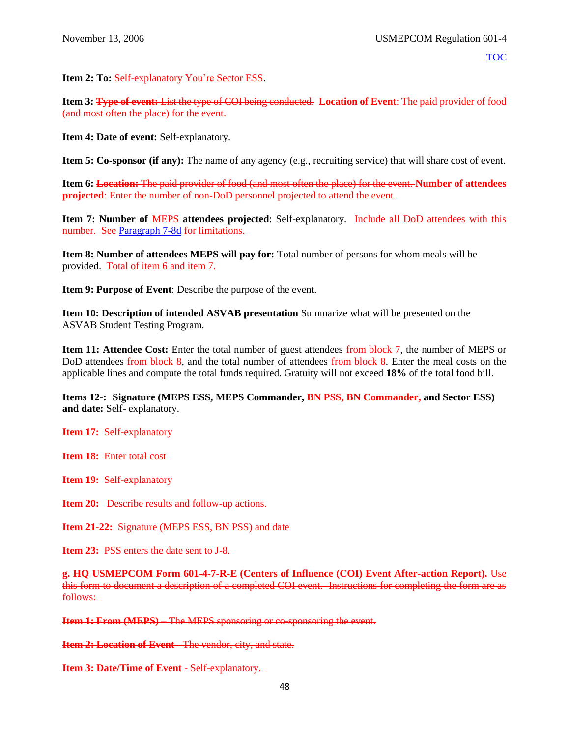**Item 2: To:** ~~Self-explanatory~~ You're Sector ESS.

**Item 3:** ~~**Type of event:** List the type of COI being conducted.~~ **Location of Event**: The paid provider of food (and most often the place) for the event.

**Item 4: Date of event:** Self-explanatory.

**Item 5: Co-sponsor (if any):** The name of any agency (e.g., recruiting service) that will share cost of event.

**Item 6:** ~~**Location:** The paid provider of food (and most often the place) for the event.~~ **Number of attendees projected**: Enter the number of non-DoD personnel projected to attend the event.

**Item 7: Number of** MEPS **attendees projected**: Self-explanatory. Include all DoD attendees with this number. See Paragraph 7-8d for limitations.

**Item 8: Number of attendees MEPS will pay for:** Total number of persons for whom meals will be provided. Total of item 6 and item 7.

**Item 9: Purpose of Event**: Describe the purpose of the event.

**Item 10: Description of intended ASVAB presentation** Summarize what will be presented on the ASVAB Student Testing Program.

**Item 11: Attendee Cost:** Enter the total number of guest attendees from block 7, the number of MEPS or DoD attendees from block 8, and the total number of attendees from block 8. Enter the meal costs on the applicable lines and compute the total funds required. Gratuity will not exceed **18%** of the total food bill.

**Items 12-: Signature (MEPS ESS, MEPS Commander, BN PSS, BN Commander, and Sector ESS) and date:** Self- explanatory.

**Item 17:** Self-explanatory

**Item 18:** Enter total cost

**Item 19:** Self-explanatory

**Item 20:** Describe results and follow-up actions.

**Item 21-22:** Signature (MEPS ESS, BN PSS) and date

**Item 23:** PSS enters the date sent to J-8.

~~**g. HQ USMEPCOM Form 601-4-7-R-E (Centers of Influence (COI) Event After-action Report).** Use this form to document a description of a completed COI event. Instructions for completing the form are as follows:~~

~~**Item 1: From (MEPS)** – The MEPS sponsoring or co-sponsoring the event.~~

~~**Item 2: Location of Event** - The vendor, city, and state.~~

~~**Item 3: Date/Time of Event** - Self-explanatory.~~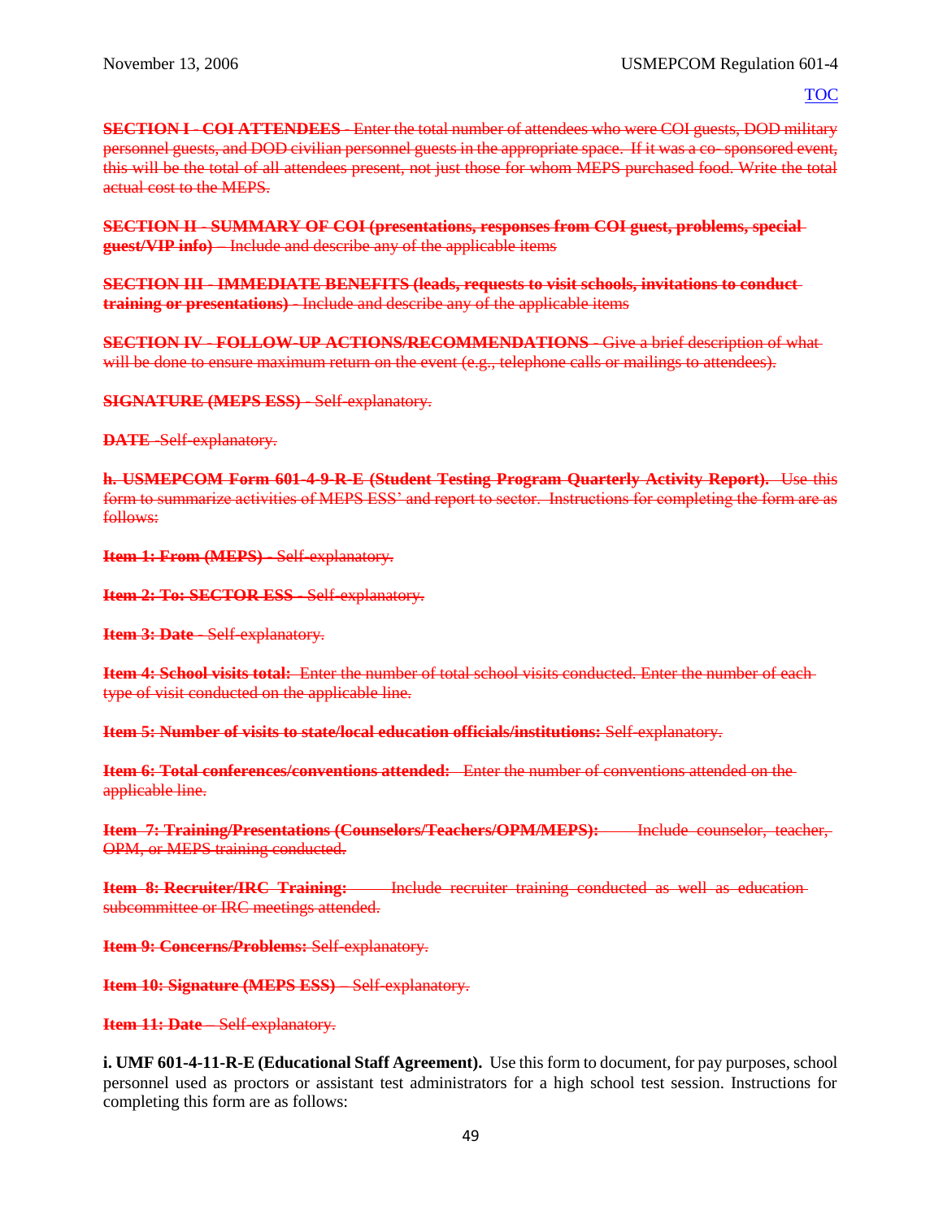~~**SECTION I - COI ATTENDEES** - Enter the total number of attendees who were COI guests, DOD military personnel guests, and DOD civilian personnel guests in the appropriate space. If it was a co- sponsored event, this will be the total of all attendees present, not just those for whom MEPS purchased food. Write the total actual cost to the MEPS.~~

~~**SECTION II - SUMMARY OF COI (presentations, responses from COI guest, problems, special guest/VIP info)** – Include and describe any of the applicable items~~

~~**SECTION III - IMMEDIATE BENEFITS (leads, requests to visit schools, invitations to conduct training or presentations)** - Include and describe any of the applicable items~~

~~**SECTION IV - FOLLOW-UP ACTIONS/RECOMMENDATIONS** - Give a brief description of what will be done to ensure maximum return on the event (e.g., telephone calls or mailings to attendees).~~

~~**SIGNATURE (MEPS ESS)** - Self-explanatory.~~

~~**DATE** -Self-explanatory.~~

~~**h. USMEPCOM Form 601-4-9-R-E (Student Testing Program Quarterly Activity Report).** Use this form to summarize activities of MEPS ESS' and report to sector. Instructions for completing the form are as follows:~~

~~**Item 1: From (MEPS)** - Self-explanatory.~~

~~**Item 2: To: SECTOR ESS** - Self-explanatory.~~

~~**Item 3: Date** - Self-explanatory.~~

~~**Item 4: School visits total:** Enter the number of total school visits conducted. Enter the number of each type of visit conducted on the applicable line.~~

~~**Item 5: Number of visits to state/local education officials/institutions:** Self-explanatory.~~

~~**Item 6: Total conferences/conventions attended:** Enter the number of conventions attended on the applicable line.~~

~~**Item 7: Training/Presentations (Counselors/Teachers/OPM/MEPS):** Include counselor, teacher, OPM, or MEPS training conducted.~~

~~**Item 8: Recruiter/IRC Training:** Include recruiter training conducted as well as education subcommittee or IRC meetings attended.~~

~~**Item 9: Concerns/Problems:** Self-explanatory.~~

~~**Item 10: Signature (MEPS ESS)** – Self-explanatory.~~

~~**Item 11: Date** – Self-explanatory.~~

**i. UMF 601-4-11-R-E (Educational Staff Agreement).** Use this form to document, for pay purposes, school personnel used as proctors or assistant test administrators for a high school test session. Instructions for completing this form are as follows: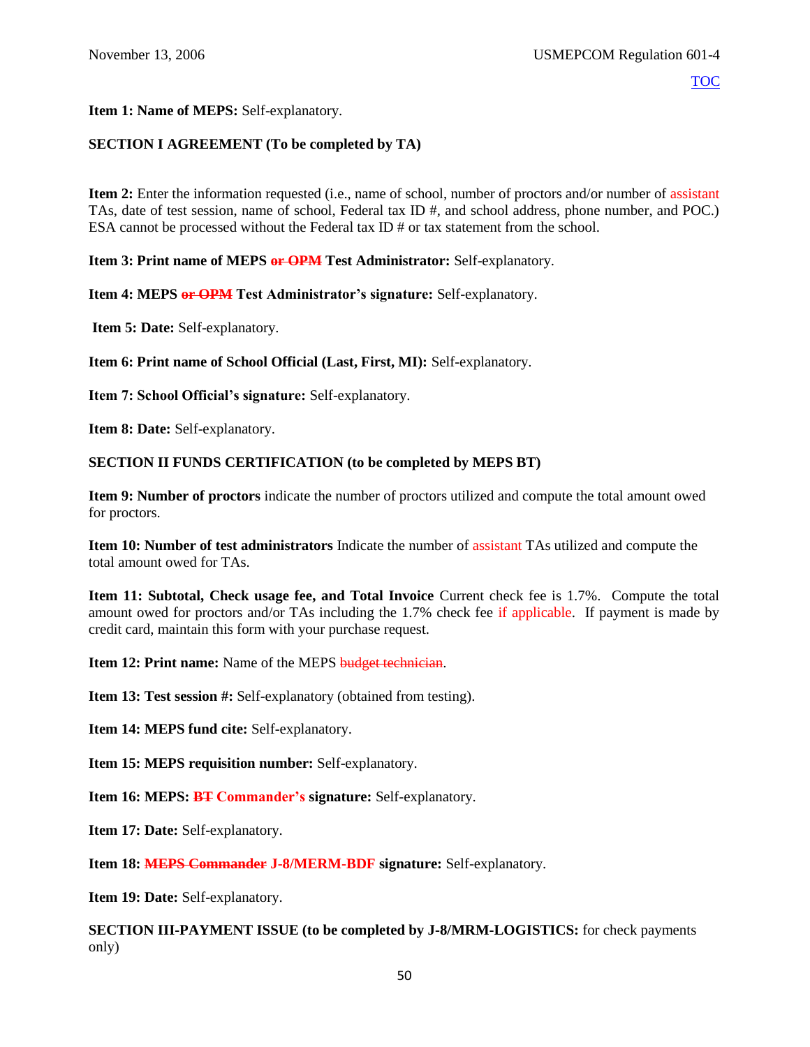**Item 1: Name of MEPS:** Self-explanatory.

**SECTION I AGREEMENT (To be completed by TA)**

**Item 2:** Enter the information requested (i.e., name of school, number of proctors and/or number of assistant TAs, date of test session, name of school, Federal tax ID #, and school address, phone number, and POC.) ESA cannot be processed without the Federal tax ID # or tax statement from the school.

**Item 3: Print name of MEPS ~~or OPM~~ Test Administrator:** Self-explanatory.

**Item 4: MEPS ~~or OPM~~ Test Administrator's signature:** Self-explanatory.

**Item 5: Date:** Self-explanatory.

**Item 6: Print name of School Official (Last, First, MI):** Self-explanatory.

**Item 7: School Official's signature:** Self-explanatory.

**Item 8: Date:** Self-explanatory.

**SECTION II FUNDS CERTIFICATION (to be completed by MEPS BT)**

**Item 9: Number of proctors** indicate the number of proctors utilized and compute the total amount owed for proctors.

**Item 10: Number of test administrators** Indicate the number of assistant TAs utilized and compute the total amount owed for TAs.

**Item 11: Subtotal, Check usage fee, and Total Invoice** Current check fee is 1.7%. Compute the total amount owed for proctors and/or TAs including the 1.7% check fee if applicable. If payment is made by credit card, maintain this form with your purchase request.

**Item 12: Print name:** Name of the MEPS ~~budget technician~~.

**Item 13: Test session #:** Self-explanatory (obtained from testing).

**Item 14: MEPS fund cite:** Self-explanatory.

**Item 15: MEPS requisition number:** Self-explanatory.

**Item 16: MEPS: ~~BT~~ Commander's signature:** Self-explanatory.

**Item 17: Date:** Self-explanatory.

**Item 18: ~~MEPS Commander~~ J-8/MERM-BDF signature:** Self-explanatory.

**Item 19: Date:** Self-explanatory.

**SECTION III-PAYMENT ISSUE (to be completed by J-8/MRM-LOGISTICS:** for check payments only)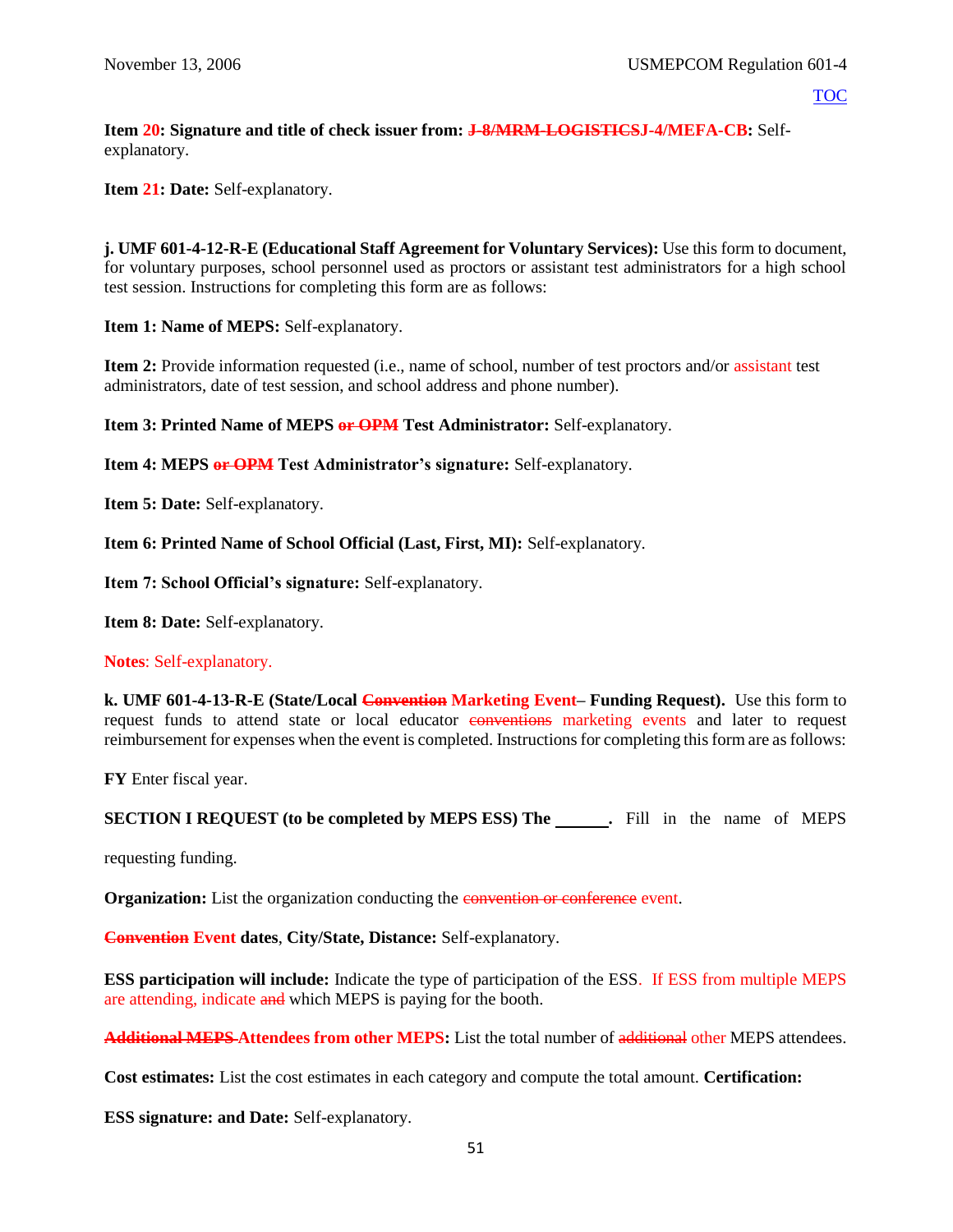**Item 20: Signature and title of check issuer from: ~~J-8/MRM-LOGISTICS~~J-4/MEFA-CB:** Self-explanatory.

**Item 21: Date:** Self-explanatory.

**j. UMF 601-4-12-R-E (Educational Staff Agreement for Voluntary Services):** Use this form to document, for voluntary purposes, school personnel used as proctors or assistant test administrators for a high school test session. Instructions for completing this form are as follows:

**Item 1: Name of MEPS:** Self-explanatory.

**Item 2:** Provide information requested (i.e., name of school, number of test proctors and/or assistant test administrators, date of test session, and school address and phone number).

**Item 3: Printed Name of MEPS ~~or OPM~~ Test Administrator:** Self-explanatory.

**Item 4: MEPS ~~or OPM~~ Test Administrator's signature:** Self-explanatory.

**Item 5: Date:** Self-explanatory.

**Item 6: Printed Name of School Official (Last, First, MI):** Self-explanatory.

**Item 7: School Official's signature:** Self-explanatory.

**Item 8: Date:** Self-explanatory.

**Notes**: Self-explanatory.

**k. UMF 601-4-13-R-E (State/Local ~~Convention~~ Marketing Event– Funding Request).** Use this form to request funds to attend state or local educator ~~conventions~~ marketing events and later to request reimbursement for expenses when the event is completed. Instructions for completing this form are as follows:

**FY** Enter fiscal year.

**SECTION I REQUEST (to be completed by MEPS ESS) The ______.** Fill in the name of MEPS requesting funding.

**Organization:** List the organization conducting the ~~convention or conference~~ event.

**~~Convention~~ Event dates**, **City/State, Distance:** Self-explanatory.

**ESS participation will include:** Indicate the type of participation of the ESS. If ESS from multiple MEPS are attending, indicate ~~and~~ which MEPS is paying for the booth.

**~~Additional MEPS~~ Attendees from other MEPS:** List the total number of ~~additional~~ other MEPS attendees.

**Cost estimates:** List the cost estimates in each category and compute the total amount. **Certification:**

**ESS signature: and Date:** Self-explanatory.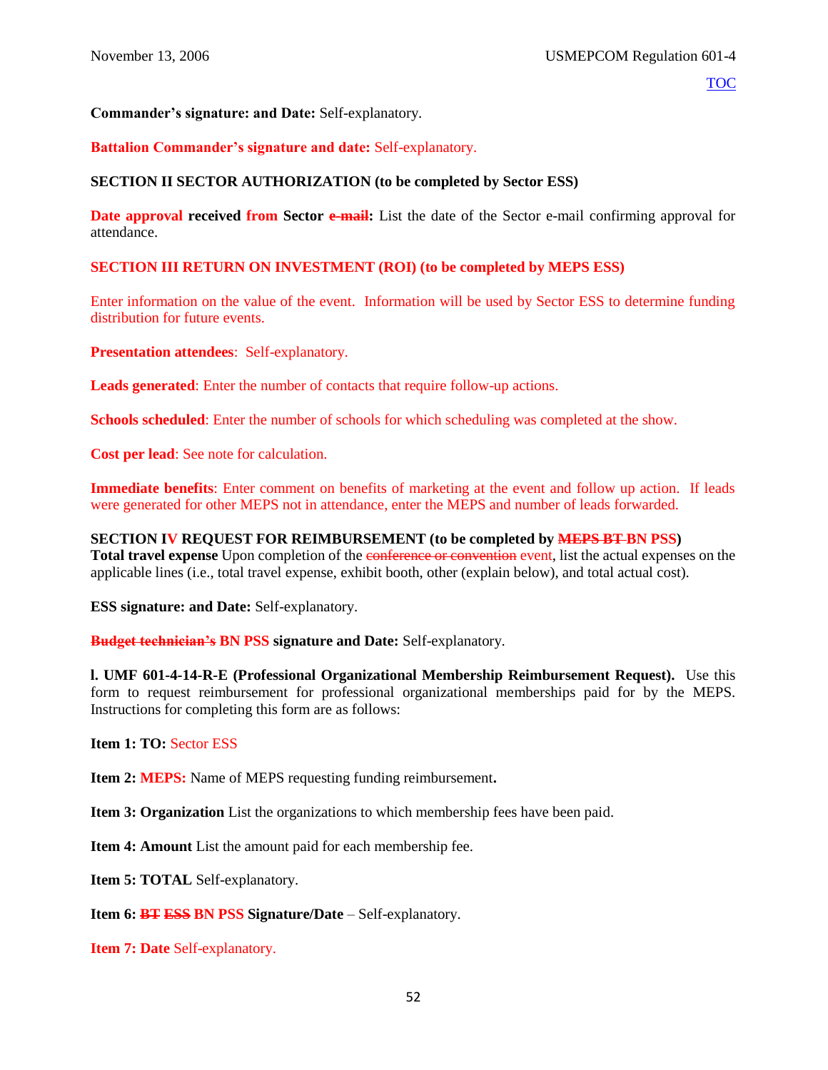**Commander's signature: and Date:** Self-explanatory.

**Battalion Commander's signature and date:** Self-explanatory.

**SECTION II SECTOR AUTHORIZATION (to be completed by Sector ESS)**

**Date approval received from Sector ~~e-mail~~:** List the date of the Sector e-mail confirming approval for attendance.

**SECTION III RETURN ON INVESTMENT (ROI) (to be completed by MEPS ESS)**

Enter information on the value of the event. Information will be used by Sector ESS to determine funding distribution for future events.

**Presentation attendees**: Self-explanatory.

**Leads generated**: Enter the number of contacts that require follow-up actions.

**Schools scheduled**: Enter the number of schools for which scheduling was completed at the show.

**Cost per lead**: See note for calculation.

**Immediate benefits**: Enter comment on benefits of marketing at the event and follow up action. If leads were generated for other MEPS not in attendance, enter the MEPS and number of leads forwarded.

**SECTION IV REQUEST FOR REIMBURSEMENT (to be completed by ~~MEPS BT~~ BN PSS)**
**Total travel expense** Upon completion of the ~~conference or convention~~ event, list the actual expenses on the applicable lines (i.e., total travel expense, exhibit booth, other (explain below), and total actual cost).

**ESS signature: and Date:** Self-explanatory.

**~~Budget technician's~~ BN PSS signature and Date:** Self-explanatory.

**l. UMF 601-4-14-R-E (Professional Organizational Membership Reimbursement Request).** Use this form to request reimbursement for professional organizational memberships paid for by the MEPS. Instructions for completing this form are as follows:

**Item 1: TO:** Sector ESS

**Item 2: MEPS:** Name of MEPS requesting funding reimbursement**.**

**Item 3: Organization** List the organizations to which membership fees have been paid.

**Item 4: Amount** List the amount paid for each membership fee.

**Item 5: TOTAL** Self-explanatory.

**Item 6: ~~BT~~ ~~ESS~~ BN PSS Signature/Date** – Self-explanatory.

**Item 7: Date** Self-explanatory.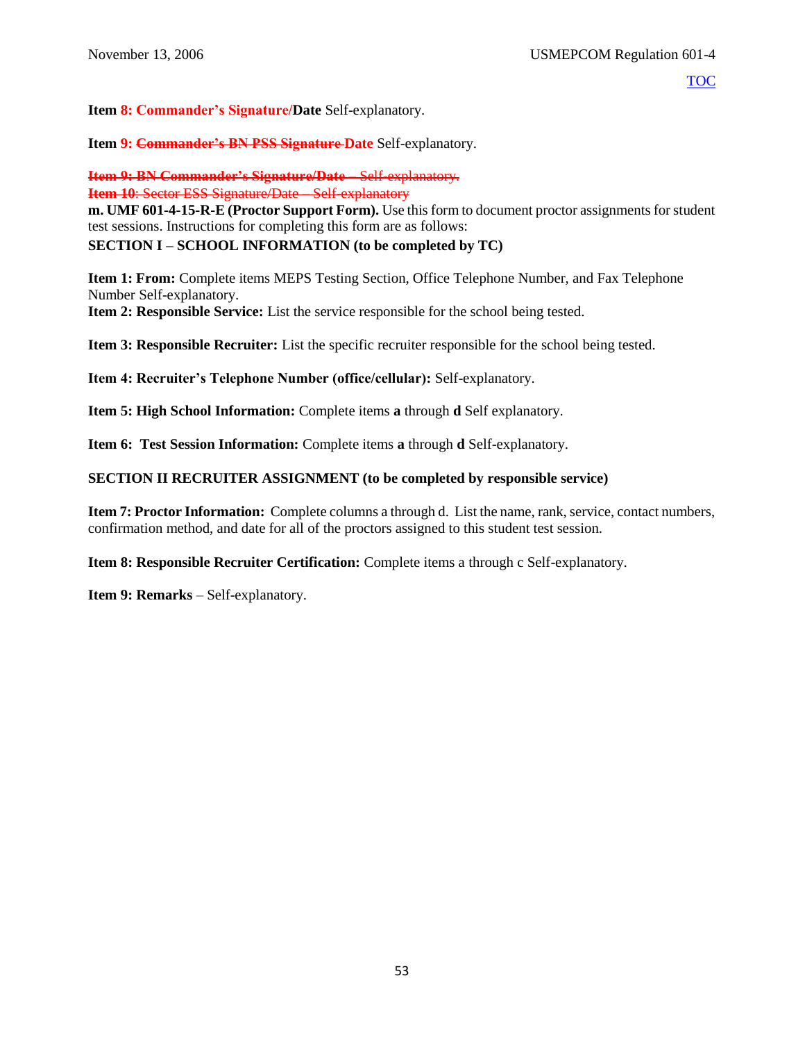**Item 8: Commander's Signature/Date** Self-explanatory.

**Item 9: ~~Commander's BN PSS Signature~~ Date** Self-explanatory.

~~**Item 9: BN Commander's Signature/Date** – Self-explanatory.~~
~~**Item 10**: Sector ESS Signature/Date – Self-explanatory~~

**m. UMF 601-4-15-R-E (Proctor Support Form).** Use this form to document proctor assignments for student test sessions. Instructions for completing this form are as follows:

**SECTION I – SCHOOL INFORMATION (to be completed by TC)**

**Item 1: From:** Complete items MEPS Testing Section, Office Telephone Number, and Fax Telephone Number Self-explanatory.

**Item 2: Responsible Service:** List the service responsible for the school being tested.

**Item 3: Responsible Recruiter:** List the specific recruiter responsible for the school being tested.

**Item 4: Recruiter's Telephone Number (office/cellular):** Self-explanatory.

**Item 5: High School Information:** Complete items **a** through **d** Self explanatory.

**Item 6: Test Session Information:** Complete items **a** through **d** Self-explanatory.

**SECTION II RECRUITER ASSIGNMENT (to be completed by responsible service)**

**Item 7: Proctor Information:** Complete columns a through d. List the name, rank, service, contact numbers, confirmation method, and date for all of the proctors assigned to this student test session.

**Item 8: Responsible Recruiter Certification:** Complete items a through c Self-explanatory.

**Item 9: Remarks** – Self-explanatory.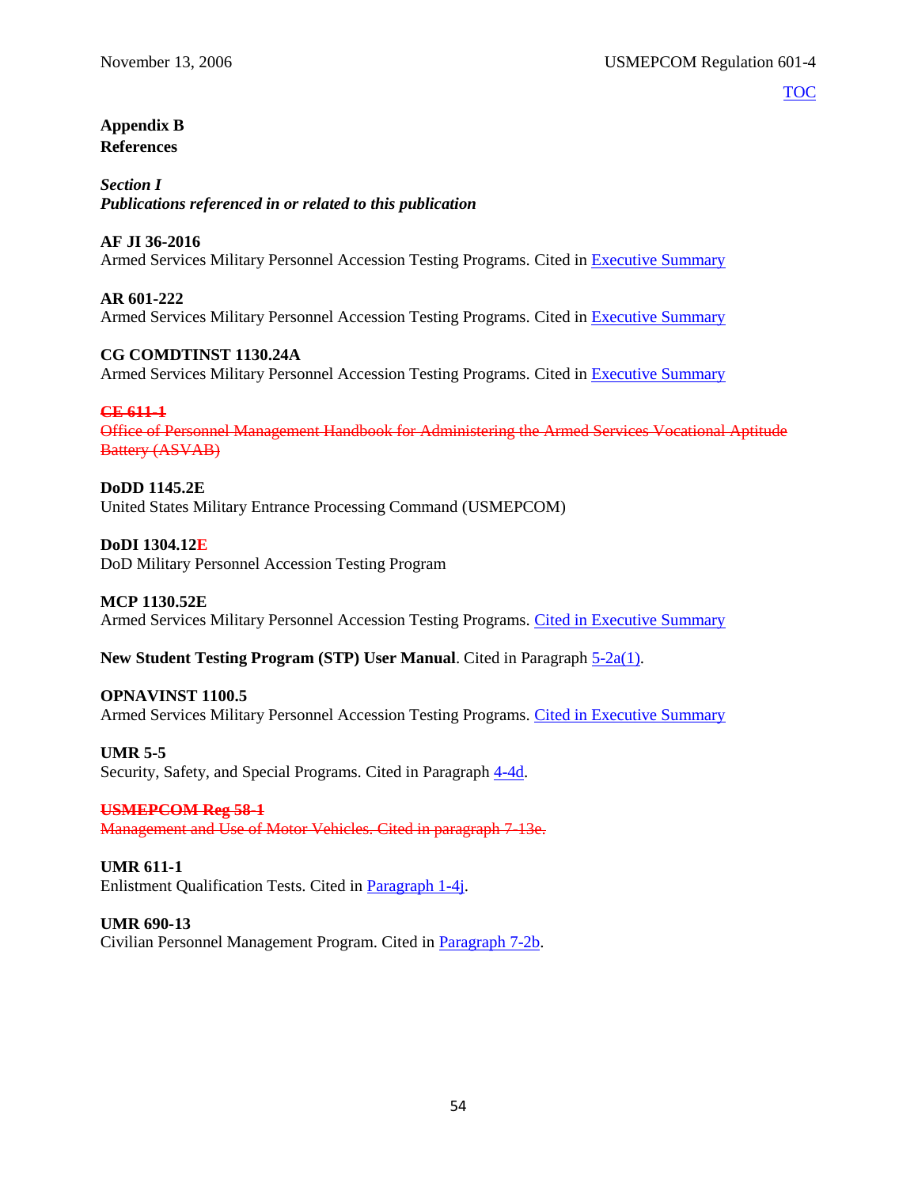## Appendix B
## References

### *Section I*
### *Publications referenced in or related to this publication*

**AF JI 36-2016**
Armed Services Military Personnel Accession Testing Programs. Cited in Executive Summary

**AR 601-222**
Armed Services Military Personnel Accession Testing Programs. Cited in Executive Summary

**CG COMDTINST 1130.24A**
Armed Services Military Personnel Accession Testing Programs. Cited in Executive Summary

~~**CE 611-1**~~
~~Office of Personnel Management Handbook for Administering the Armed Services Vocational Aptitude Battery (ASVAB)~~

**DoDD 1145.2E**
United States Military Entrance Processing Command (USMEPCOM)

**DoDI 1304.12E**
DoD Military Personnel Accession Testing Program

**MCP 1130.52E**
Armed Services Military Personnel Accession Testing Programs. Cited in Executive Summary

**New Student Testing Program (STP) User Manual**. Cited in Paragraph 5-2a(1).

**OPNAVINST 1100.5**
Armed Services Military Personnel Accession Testing Programs. Cited in Executive Summary

**UMR 5-5**
Security, Safety, and Special Programs. Cited in Paragraph 4-4d.

~~**USMEPCOM Reg 58-1**~~
~~Management and Use of Motor Vehicles. Cited in paragraph 7-13e.~~

**UMR 611-1**
Enlistment Qualification Tests. Cited in Paragraph 1-4j.

**UMR 690-13**
Civilian Personnel Management Program. Cited in Paragraph 7-2b.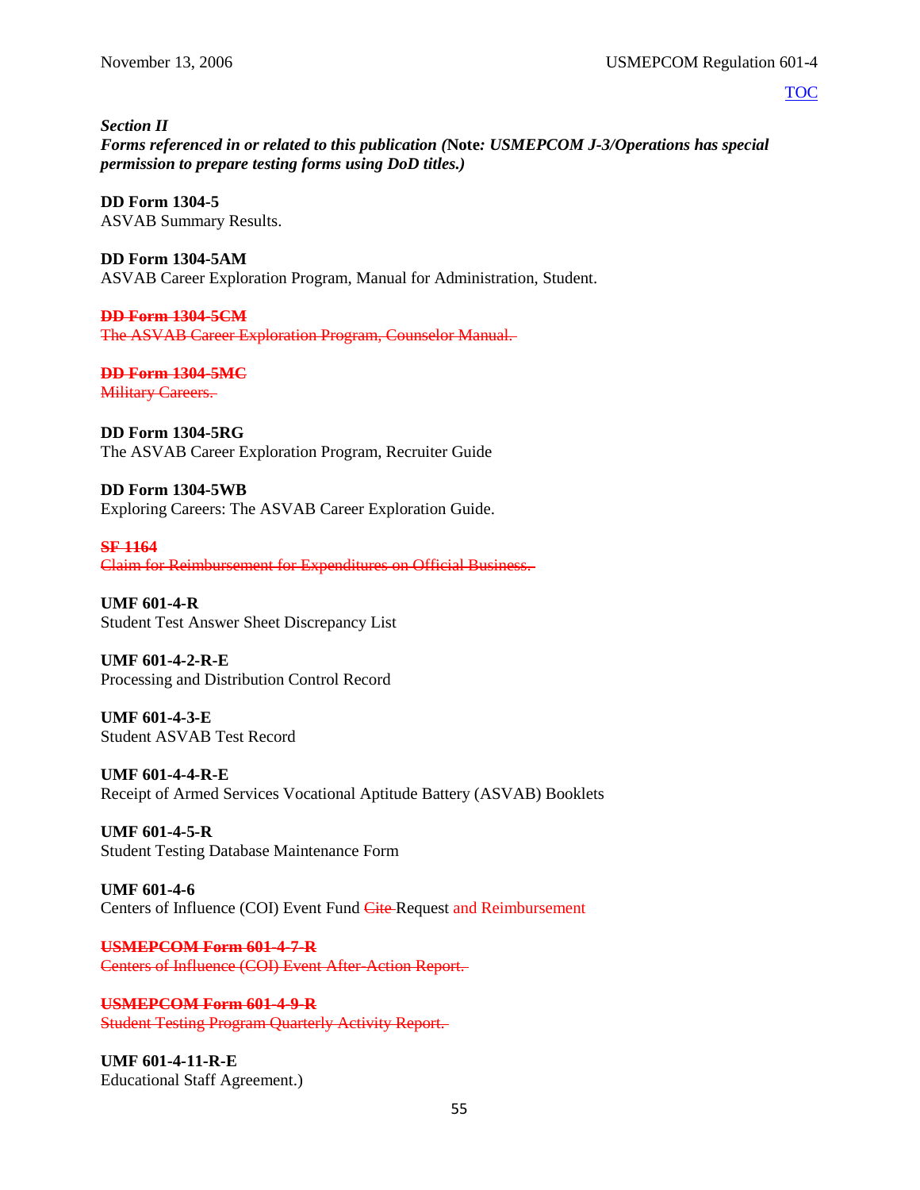*Section II*
***Forms referenced in or related to this publication (*Note*: USMEPCOM J-3/Operations has special permission to prepare testing forms using DoD titles.)***

**DD Form 1304-5**
ASVAB Summary Results.

**DD Form 1304-5AM**
ASVAB Career Exploration Program, Manual for Administration, Student.

~~**DD Form 1304-5CM**~~
~~The ASVAB Career Exploration Program, Counselor Manual.~~

~~**DD Form 1304-5MC**~~
~~Military Careers.~~

**DD Form 1304-5RG**
The ASVAB Career Exploration Program, Recruiter Guide

**DD Form 1304-5WB**
Exploring Careers: The ASVAB Career Exploration Guide.

~~**SF 1164**~~
~~Claim for Reimbursement for Expenditures on Official Business.~~

**UMF 601-4-R**
Student Test Answer Sheet Discrepancy List

**UMF 601-4-2-R-E**
Processing and Distribution Control Record

**UMF 601-4-3-E**
Student ASVAB Test Record

**UMF 601-4-4-R-E**
Receipt of Armed Services Vocational Aptitude Battery (ASVAB) Booklets

**UMF 601-4-5-R**
Student Testing Database Maintenance Form

**UMF 601-4-6**
Centers of Influence (COI) Event Fund ~~Cite~~ Request and Reimbursement

~~**USMEPCOM Form 601-4-7-R**~~
~~Centers of Influence (COI) Event After-Action Report.~~

~~**USMEPCOM Form 601-4-9-R**~~
~~Student Testing Program Quarterly Activity Report.~~

**UMF 601-4-11-R-E**
Educational Staff Agreement.)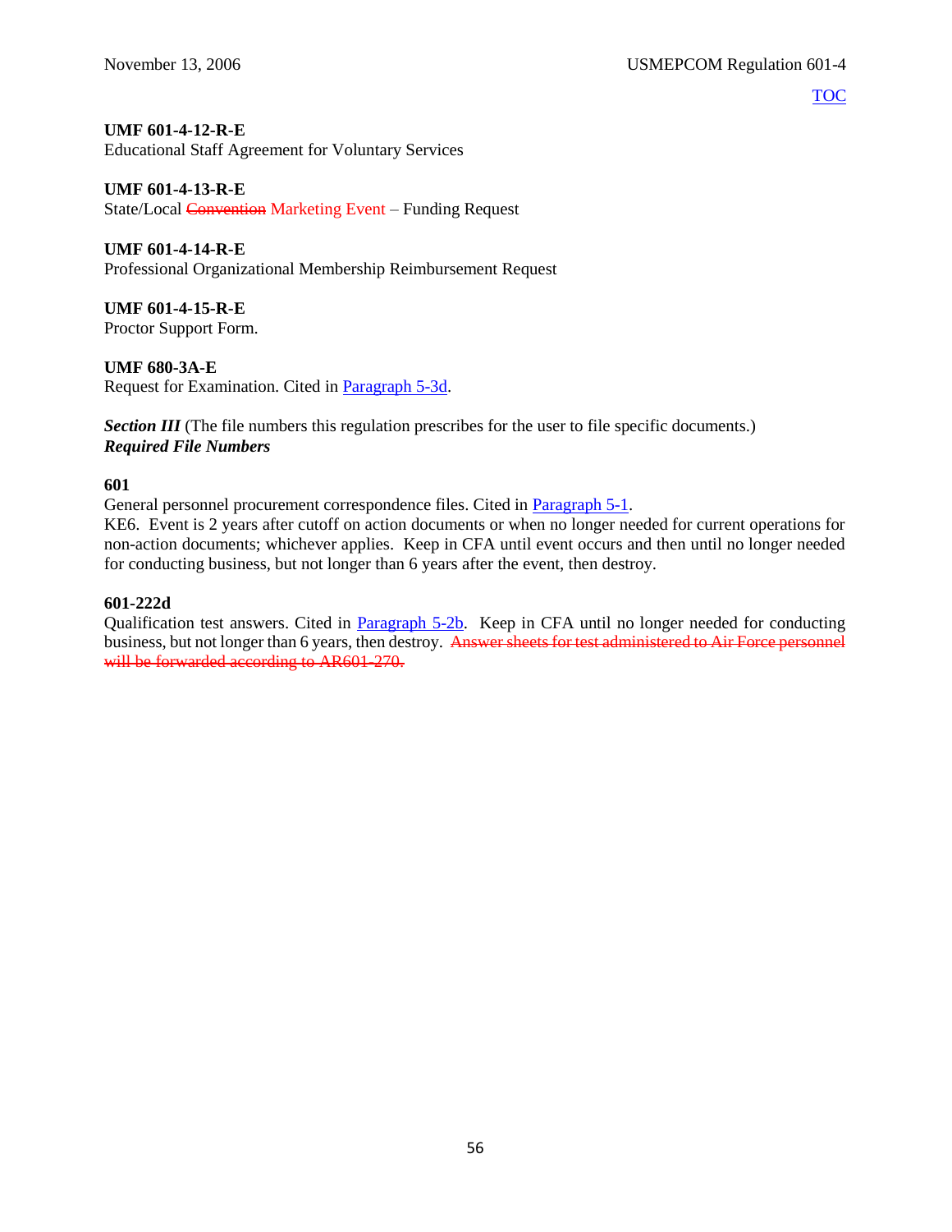**UMF 601-4-12-R-E**
Educational Staff Agreement for Voluntary Services

**UMF 601-4-13-R-E**
State/Local ~~Convention~~ Marketing Event – Funding Request

**UMF 601-4-14-R-E**
Professional Organizational Membership Reimbursement Request

**UMF 601-4-15-R-E**
Proctor Support Form.

**UMF 680-3A-E**
Request for Examination. Cited in Paragraph 5-3d.

***Section III*** (The file numbers this regulation prescribes for the user to file specific documents.)
***Required File Numbers***

**601**
General personnel procurement correspondence files. Cited in Paragraph 5-1.
KE6. Event is 2 years after cutoff on action documents or when no longer needed for current operations for non-action documents; whichever applies. Keep in CFA until event occurs and then until no longer needed for conducting business, but not longer than 6 years after the event, then destroy.

**601-222d**
Qualification test answers. Cited in Paragraph 5-2b. Keep in CFA until no longer needed for conducting business, but not longer than 6 years, then destroy. ~~Answer sheets for test administered to Air Force personnel will be forwarded according to AR601-270.~~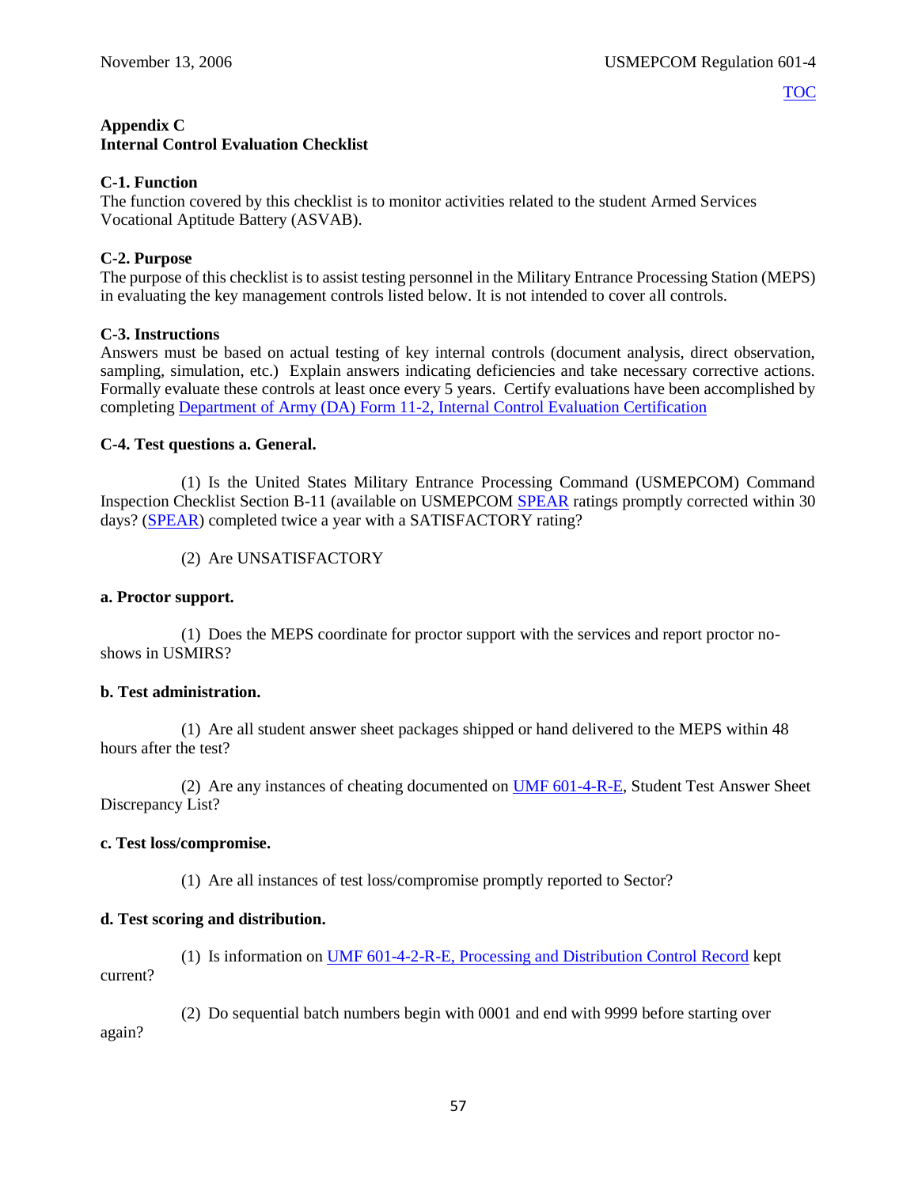## Appendix C
## Internal Control Evaluation Checklist

### C-1. Function

The function covered by this checklist is to monitor activities related to the student Armed Services Vocational Aptitude Battery (ASVAB).

### C-2. Purpose

The purpose of this checklist is to assist testing personnel in the Military Entrance Processing Station (MEPS) in evaluating the key management controls listed below. It is not intended to cover all controls.

### C-3. Instructions

Answers must be based on actual testing of key internal controls (document analysis, direct observation, sampling, simulation, etc.) Explain answers indicating deficiencies and take necessary corrective actions. Formally evaluate these controls at least once every 5 years. Certify evaluations have been accomplished by completing Department of Army (DA) Form 11-2, Internal Control Evaluation Certification

### C-4. Test questions a. General.

(1) Is the United States Military Entrance Processing Command (USMEPCOM) Command Inspection Checklist Section B-11 (available on USMEPCOM SPEAR ratings promptly corrected within 30 days? (SPEAR) completed twice a year with a SATISFACTORY rating?

(2) Are UNSATISFACTORY

**a. Proctor support.**

(1) Does the MEPS coordinate for proctor support with the services and report proctor no-shows in USMIRS?

**b. Test administration.**

(1) Are all student answer sheet packages shipped or hand delivered to the MEPS within 48 hours after the test?

(2) Are any instances of cheating documented on UMF 601-4-R-E, Student Test Answer Sheet Discrepancy List?

**c. Test loss/compromise.**

(1) Are all instances of test loss/compromise promptly reported to Sector?

**d. Test scoring and distribution.**

(1) Is information on UMF 601-4-2-R-E, Processing and Distribution Control Record kept current?

(2) Do sequential batch numbers begin with 0001 and end with 9999 before starting over again?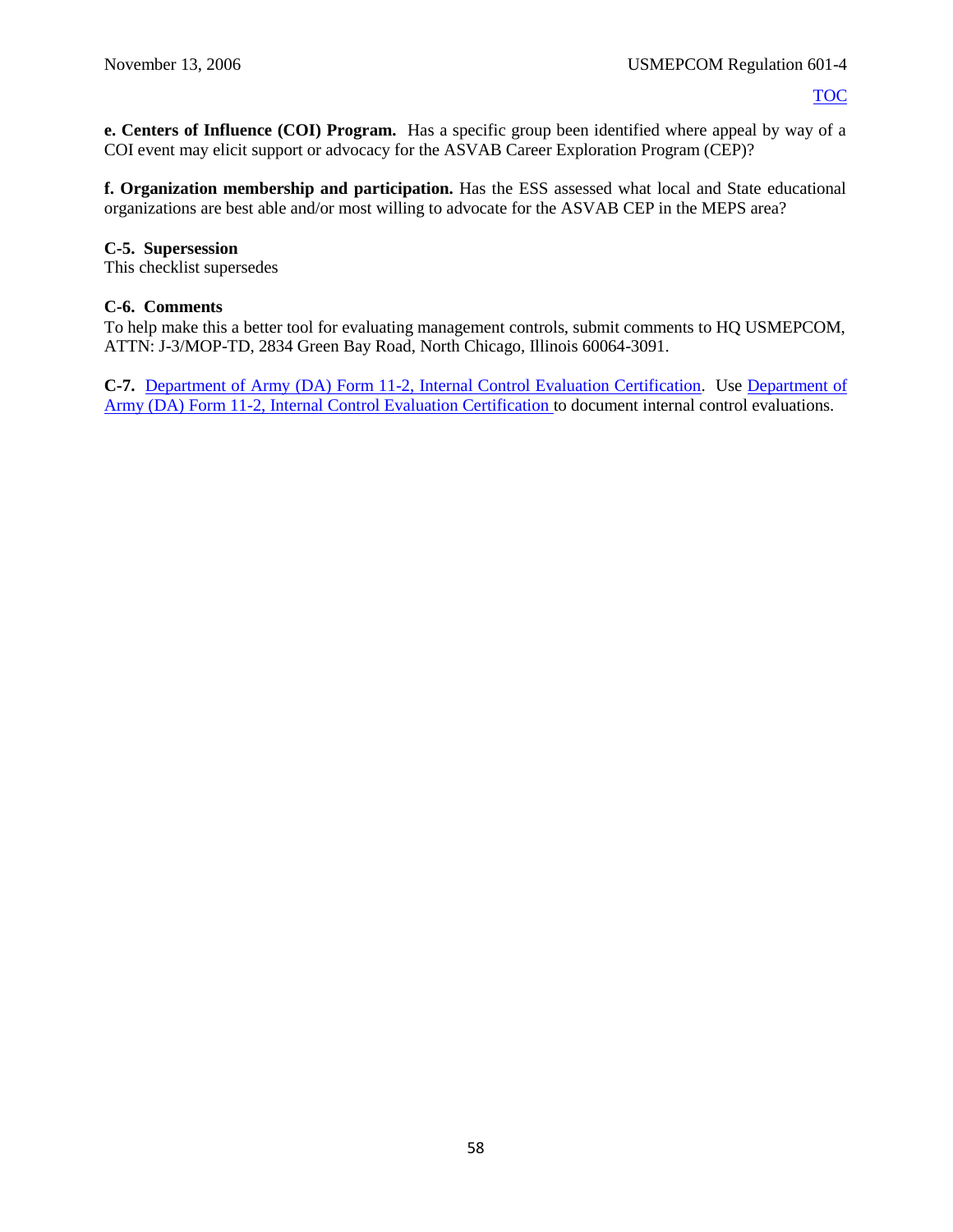**e. Centers of Influence (COI) Program.** Has a specific group been identified where appeal by way of a COI event may elicit support or advocacy for the ASVAB Career Exploration Program (CEP)?

**f. Organization membership and participation.** Has the ESS assessed what local and State educational organizations are best able and/or most willing to advocate for the ASVAB CEP in the MEPS area?

**C-5. Supersession**
This checklist supersedes

**C-6. Comments**
To help make this a better tool for evaluating management controls, submit comments to HQ USMEPCOM, ATTN: J-3/MOP-TD, 2834 Green Bay Road, North Chicago, Illinois 60064-3091.

**C-7.** Department of Army (DA) Form 11-2, Internal Control Evaluation Certification. Use Department of Army (DA) Form 11-2, Internal Control Evaluation Certification to document internal control evaluations.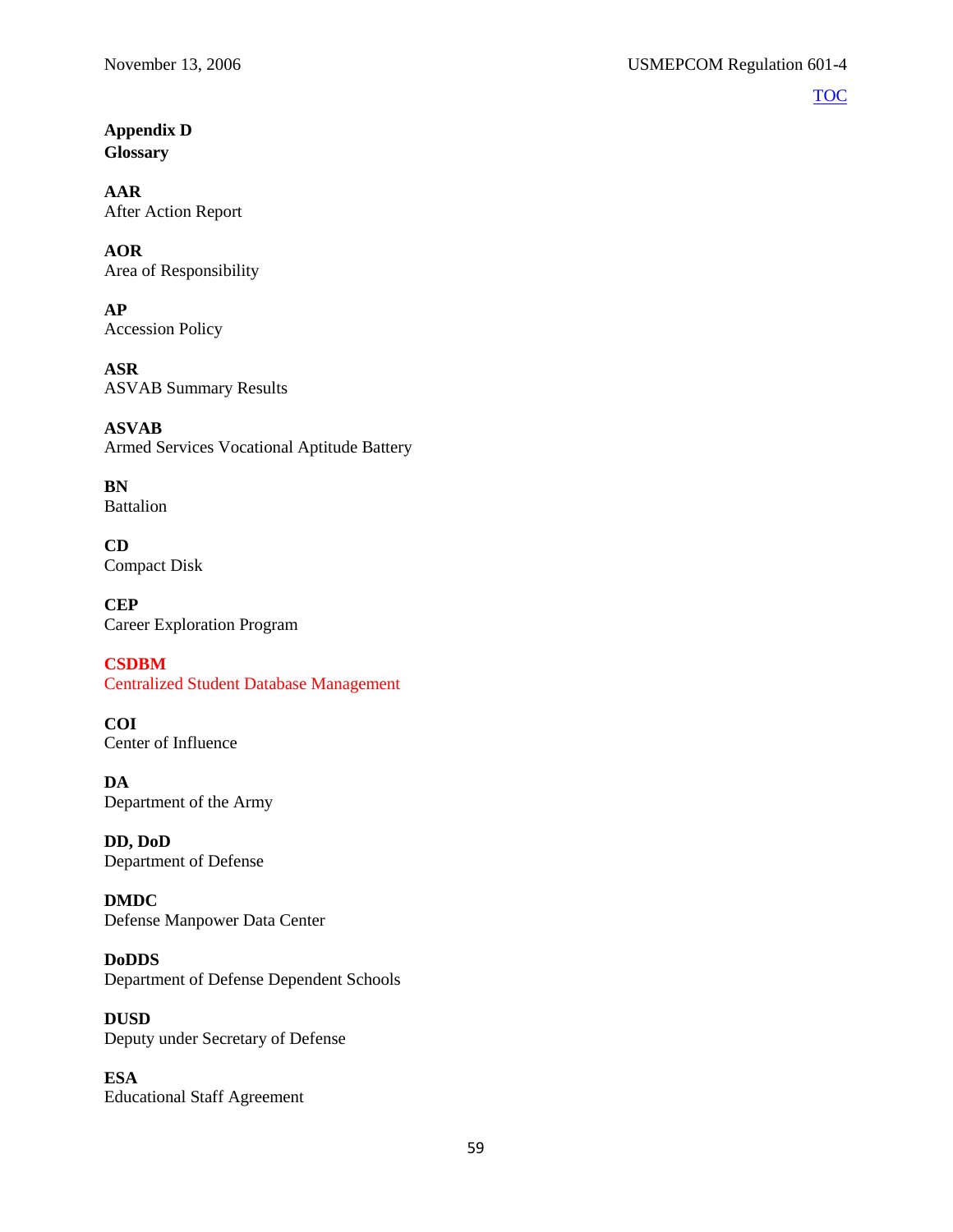## Appendix D
## Glossary

**AAR**
After Action Report

**AOR**
Area of Responsibility

**AP**
Accession Policy

**ASR**
ASVAB Summary Results

**ASVAB**
Armed Services Vocational Aptitude Battery

**BN**
Battalion

**CD**
Compact Disk

**CEP**
Career Exploration Program

**CSDBM**
Centralized Student Database Management

**COI**
Center of Influence

**DA**
Department of the Army

**DD, DoD**
Department of Defense

**DMDC**
Defense Manpower Data Center

**DoDDS**
Department of Defense Dependent Schools

**DUSD**
Deputy under Secretary of Defense

**ESA**
Educational Staff Agreement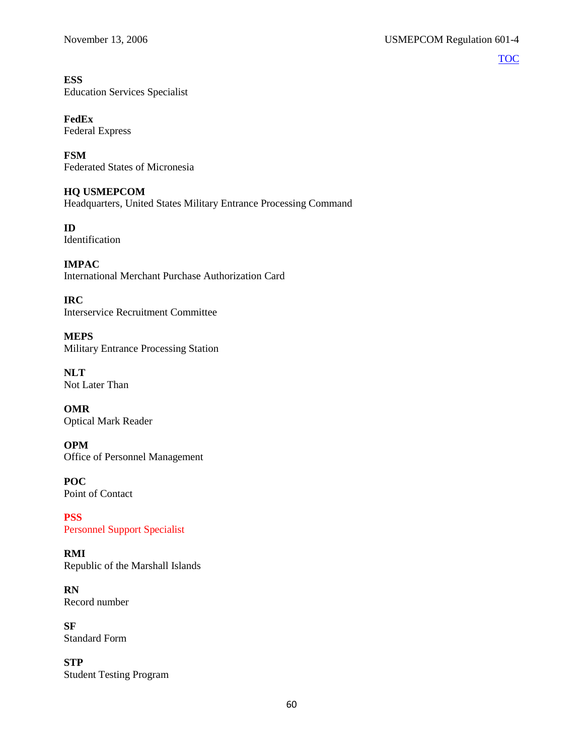[TOC](#)

**ESS**
Education Services Specialist

**FedEx**
Federal Express

**FSM**
Federated States of Micronesia

**HQ USMEPCOM**
Headquarters, United States Military Entrance Processing Command

**ID**
Identification

**IMPAC**
International Merchant Purchase Authorization Card

**IRC**
Interservice Recruitment Committee

**MEPS**
Military Entrance Processing Station

**NLT**
Not Later Than

**OMR**
Optical Mark Reader

**OPM**
Office of Personnel Management

**POC**
Point of Contact

**PSS**
Personnel Support Specialist

**RMI**
Republic of the Marshall Islands

**RN**
Record number

**SF**
Standard Form

**STP**
Student Testing Program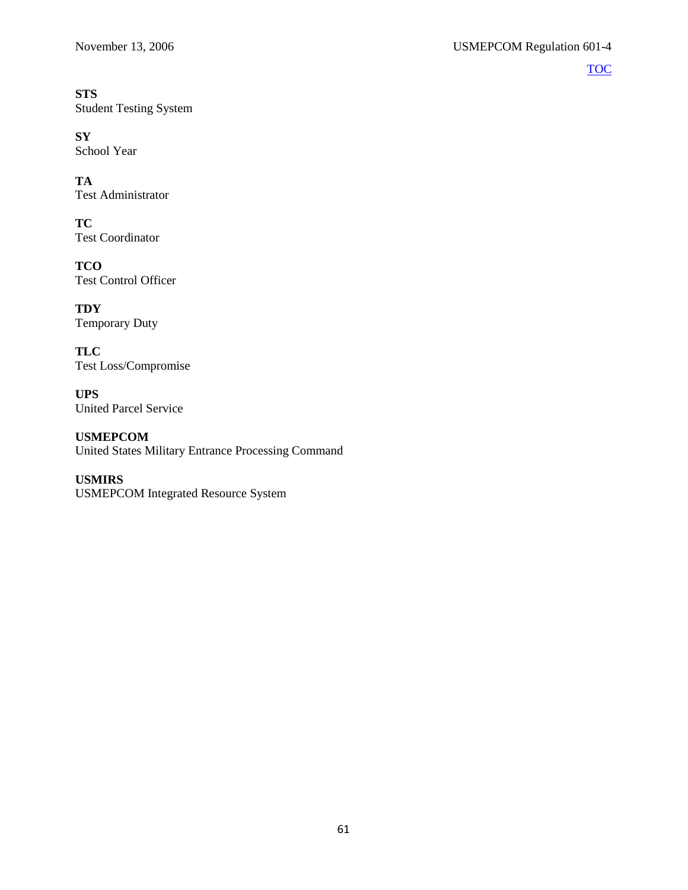**STS**
Student Testing System

**SY**
School Year

**TA**
Test Administrator

**TC**
Test Coordinator

**TCO**
Test Control Officer

**TDY**
Temporary Duty

**TLC**
Test Loss/Compromise

**UPS**
United Parcel Service

**USMEPCOM**
United States Military Entrance Processing Command

**USMIRS**
USMEPCOM Integrated Resource System